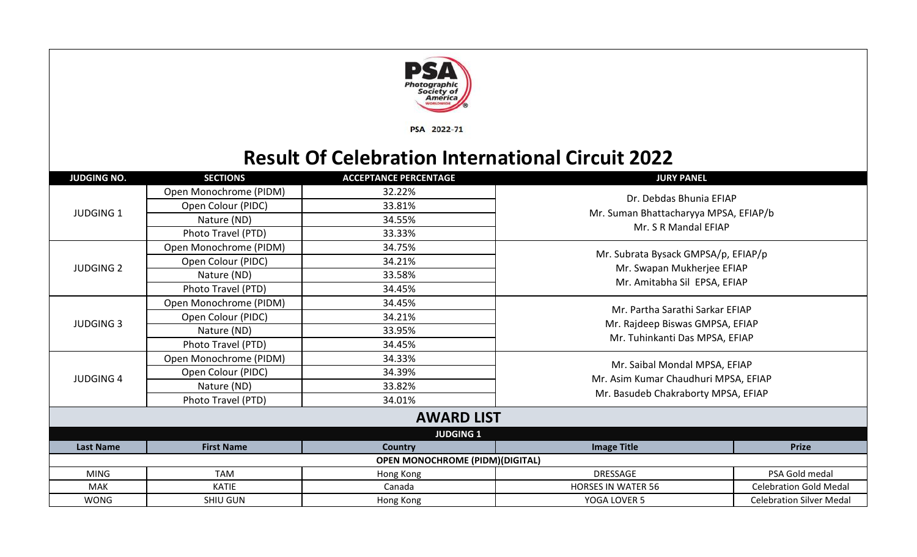PSA 2022-71

# Result Of Celebration International Circuit 2022

| JUDGING NO. | SECTIONS | ACCEPTANCE PERCENTAGE | JURY PANEL |
|---|---|---|---|
| JUDGING 1 | Open Monochrome (PIDM) | 32.22% | Dr. Debdas Bhunia EFIAP<br>Mr. Suman Bhattacharyya MPSA, EFIAP/b<br>Mr. S R Mandal EFIAP |
| | Open Colour (PIDC) | 33.81% | |
| | Nature (ND) | 34.55% | |
| | Photo Travel (PTD) | 33.33% | |
| JUDGING 2 | Open Monochrome (PIDM) | 34.75% | Mr. Subrata Bysack GMPSA/p, EFIAP/p<br>Mr. Swapan Mukherjee EFIAP<br>Mr. Amitabha Sil EPSA, EFIAP |
| | Open Colour (PIDC) | 34.21% | |
| | Nature (ND) | 33.58% | |
| | Photo Travel (PTD) | 34.45% | |
| JUDGING 3 | Open Monochrome (PIDM) | 34.45% | Mr. Partha Sarathi Sarkar EFIAP<br>Mr. Rajdeep Biswas GMPSA, EFIAP<br>Mr. Tuhinkanti Das MPSA, EFIAP |
| | Open Colour (PIDC) | 34.21% | |
| | Nature (ND) | 33.95% | |
| | Photo Travel (PTD) | 34.45% | |
| JUDGING 4 | Open Monochrome (PIDM) | 34.33% | Mr. Saibal Mondal MPSA, EFIAP<br>Mr. Asim Kumar Chaudhuri MPSA, EFIAP<br>Mr. Basudeb Chakraborty MPSA, EFIAP |
| | Open Colour (PIDC) | 34.39% | |
| | Nature (ND) | 33.82% | |
| | Photo Travel (PTD) | 34.01% | |

## AWARD LIST

### JUDGING 1

| Last Name | First Name | Country | Image Title | Prize |
|---|---|---|---|---|
| **OPEN MONOCHROME (PIDM)(DIGITAL)** | | | | |
| MING | TAM | Hong Kong | DRESSAGE | PSA Gold medal |
| MAK | KATIE | Canada | HORSES IN WATER 56 | Celebration Gold Medal |
| WONG | SHIU GUN | Hong Kong | YOGA LOVER 5 | Celebration Silver Medal |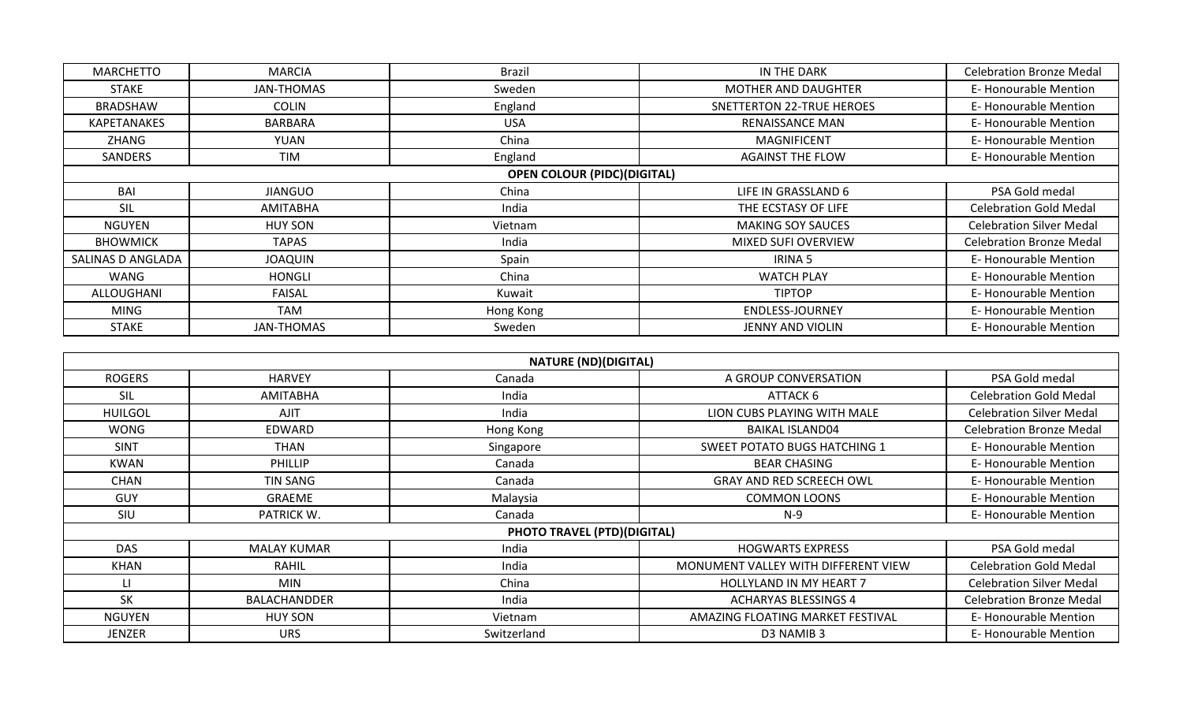| | | | | |
|---|---|---|---|---|
| MARCHETTO | MARCIA | Brazil | IN THE DARK | Celebration Bronze Medal |
| STAKE | JAN-THOMAS | Sweden | MOTHER AND DAUGHTER | E- Honourable Mention |
| BRADSHAW | COLIN | England | SNETTERTON 22-TRUE HEROES | E- Honourable Mention |
| KAPETANAKES | BARBARA | USA | RENAISSANCE MAN | E- Honourable Mention |
| ZHANG | YUAN | China | MAGNIFICENT | E- Honourable Mention |
| SANDERS | TIM | England | AGAINST THE FLOW | E- Honourable Mention |
| **OPEN COLOUR (PIDC)(DIGITAL)** | | | | |
| BAI | JIANGUO | China | LIFE IN GRASSLAND 6 | PSA Gold medal |
| SIL | AMITABHA | India | THE ECSTASY OF LIFE | Celebration Gold Medal |
| NGUYEN | HUY SON | Vietnam | MAKING SOY SAUCES | Celebration Silver Medal |
| BHOWMICK | TAPAS | India | MIXED SUFI OVERVIEW | Celebration Bronze Medal |
| SALINAS D ANGLADA | JOAQUIN | Spain | IRINA 5 | E- Honourable Mention |
| WANG | HONGLI | China | WATCH PLAY | E- Honourable Mention |
| ALLOUGHANI | FAISAL | Kuwait | TIPTOP | E- Honourable Mention |
| MING | TAM | Hong Kong | ENDLESS-JOURNEY | E- Honourable Mention |
| STAKE | JAN-THOMAS | Sweden | JENNY AND VIOLIN | E- Honourable Mention |

| **NATURE (ND)(DIGITAL)** | | | | |
|---|---|---|---|---|
| ROGERS | HARVEY | Canada | A GROUP CONVERSATION | PSA Gold medal |
| SIL | AMITABHA | India | ATTACK 6 | Celebration Gold Medal |
| HUILGOL | AJIT | India | LION CUBS PLAYING WITH MALE | Celebration Silver Medal |
| WONG | EDWARD | Hong Kong | BAIKAL ISLAND04 | Celebration Bronze Medal |
| SINT | THAN | Singapore | SWEET POTATO BUGS HATCHING 1 | E- Honourable Mention |
| KWAN | PHILLIP | Canada | BEAR CHASING | E- Honourable Mention |
| CHAN | TIN SANG | Canada | GRAY AND RED SCREECH OWL | E- Honourable Mention |
| GUY | GRAEME | Malaysia | COMMON LOONS | E- Honourable Mention |
| SIU | PATRICK W. | Canada | N-9 | E- Honourable Mention |
| **PHOTO TRAVEL (PTD)(DIGITAL)** | | | | |
| DAS | MALAY KUMAR | India | HOGWARTS EXPRESS | PSA Gold medal |
| KHAN | RAHIL | India | MONUMENT VALLEY WITH DIFFERENT VIEW | Celebration Gold Medal |
| LI | MIN | China | HOLLYLAND IN MY HEART 7 | Celebration Silver Medal |
| SK | BALACHANDDER | India | ACHARYAS BLESSINGS 4 | Celebration Bronze Medal |
| NGUYEN | HUY SON | Vietnam | AMAZING FLOATING MARKET FESTIVAL | E- Honourable Mention |
| JENZER | URS | Switzerland | D3 NAMIB 3 | E- Honourable Mention |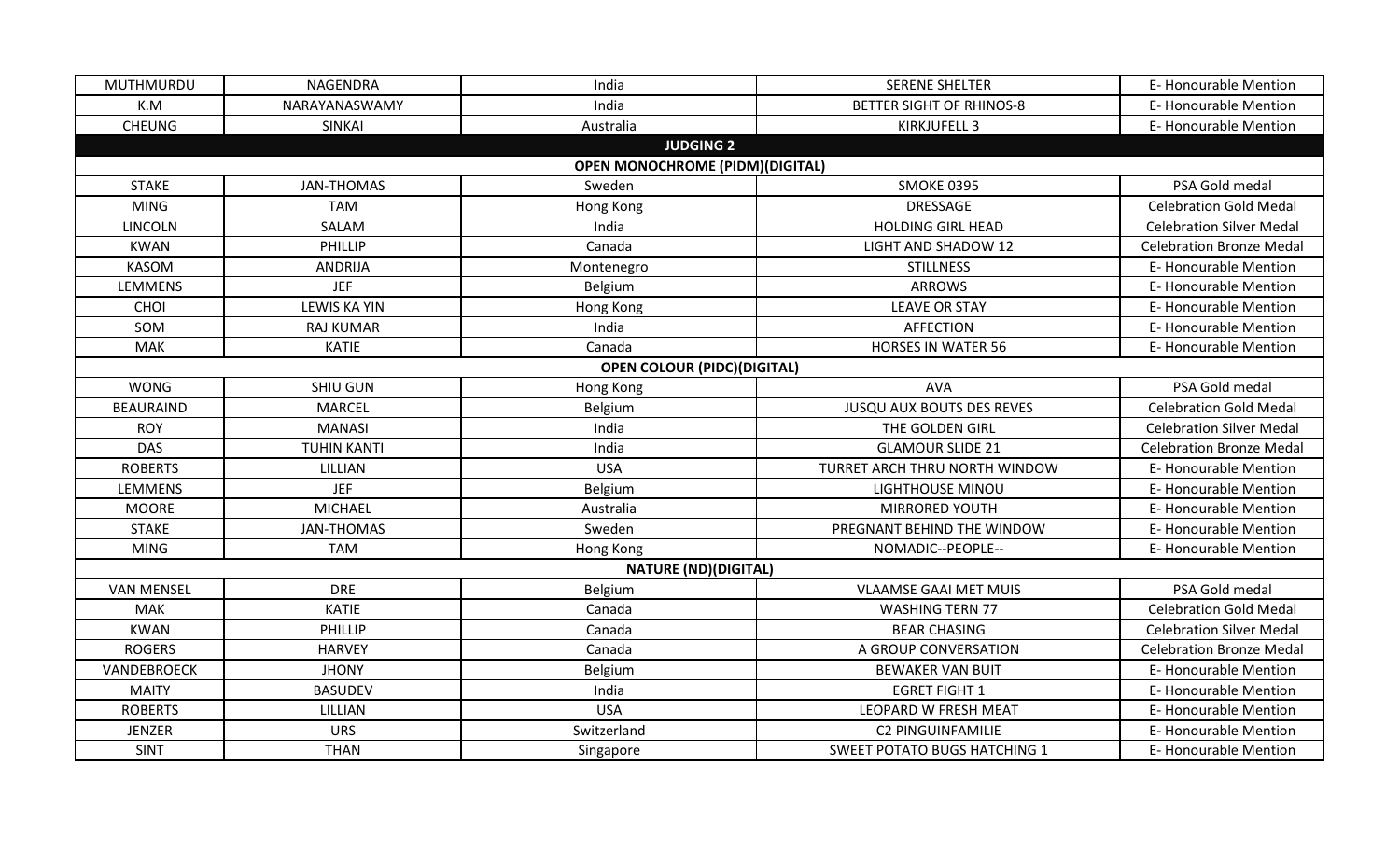| MUTHMURDU | NAGENDRA | India | SERENE SHELTER | E- Honourable Mention |
|---|---|---|---|---|
| K.M | NARAYANASWAMY | India | BETTER SIGHT OF RHINOS-8 | E- Honourable Mention |
| CHEUNG | SINKAI | Australia | KIRKJUFELL 3 | E- Honourable Mention |
| | | **JUDGING 2** | | |
| | | **OPEN MONOCHROME (PIDM)(DIGITAL)** | | |
| STAKE | JAN-THOMAS | Sweden | SMOKE 0395 | PSA Gold medal |
| MING | TAM | Hong Kong | DRESSAGE | Celebration Gold Medal |
| LINCOLN | SALAM | India | HOLDING GIRL HEAD | Celebration Silver Medal |
| KWAN | PHILLIP | Canada | LIGHT AND SHADOW 12 | Celebration Bronze Medal |
| KASOM | ANDRIJA | Montenegro | STILLNESS | E- Honourable Mention |
| LEMMENS | JEF | Belgium | ARROWS | E- Honourable Mention |
| CHOI | LEWIS KA YIN | Hong Kong | LEAVE OR STAY | E- Honourable Mention |
| SOM | RAJ KUMAR | India | AFFECTION | E- Honourable Mention |
| MAK | KATIE | Canada | HORSES IN WATER 56 | E- Honourable Mention |
| | | **OPEN COLOUR (PIDC)(DIGITAL)** | | |
| WONG | SHIU GUN | Hong Kong | AVA | PSA Gold medal |
| BEAURAIND | MARCEL | Belgium | JUSQU AUX BOUTS DES REVES | Celebration Gold Medal |
| ROY | MANASI | India | THE GOLDEN GIRL | Celebration Silver Medal |
| DAS | TUHIN KANTI | India | GLAMOUR SLIDE 21 | Celebration Bronze Medal |
| ROBERTS | LILLIAN | USA | TURRET ARCH THRU NORTH WINDOW | E- Honourable Mention |
| LEMMENS | JEF | Belgium | LIGHTHOUSE MINOU | E- Honourable Mention |
| MOORE | MICHAEL | Australia | MIRRORED YOUTH | E- Honourable Mention |
| STAKE | JAN-THOMAS | Sweden | PREGNANT BEHIND THE WINDOW | E- Honourable Mention |
| MING | TAM | Hong Kong | NOMADIC--PEOPLE-- | E- Honourable Mention |
| | | **NATURE (ND)(DIGITAL)** | | |
| VAN MENSEL | DRE | Belgium | VLAAMSE GAAI MET MUIS | PSA Gold medal |
| MAK | KATIE | Canada | WASHING TERN 77 | Celebration Gold Medal |
| KWAN | PHILLIP | Canada | BEAR CHASING | Celebration Silver Medal |
| ROGERS | HARVEY | Canada | A GROUP CONVERSATION | Celebration Bronze Medal |
| VANDEBROECK | JHONY | Belgium | BEWAKER VAN BUIT | E- Honourable Mention |
| MAITY | BASUDEV | India | EGRET FIGHT 1 | E- Honourable Mention |
| ROBERTS | LILLIAN | USA | LEOPARD W FRESH MEAT | E- Honourable Mention |
| JENZER | URS | Switzerland | C2 PINGUINFAMILIE | E- Honourable Mention |
| SINT | THAN | Singapore | SWEET POTATO BUGS HATCHING 1 | E- Honourable Mention |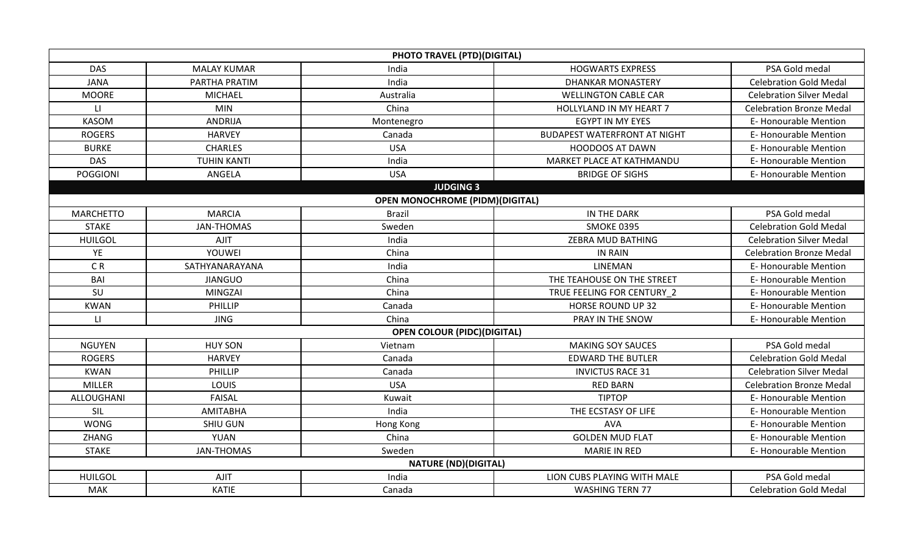| PHOTO TRAVEL (PTD)(DIGITAL) | | | | |
|---|---|---|---|---|
| DAS | MALAY KUMAR | India | HOGWARTS EXPRESS | PSA Gold medal |
| JANA | PARTHA PRATIM | India | DHANKAR MONASTERY | Celebration Gold Medal |
| MOORE | MICHAEL | Australia | WELLINGTON CABLE CAR | Celebration Silver Medal |
| LI | MIN | China | HOLLYLAND IN MY HEART 7 | Celebration Bronze Medal |
| KASOM | ANDRIJA | Montenegro | EGYPT IN MY EYES | E- Honourable Mention |
| ROGERS | HARVEY | Canada | BUDAPEST WATERFRONT AT NIGHT | E- Honourable Mention |
| BURKE | CHARLES | USA | HOODOOS AT DAWN | E- Honourable Mention |
| DAS | TUHIN KANTI | India | MARKET PLACE AT KATHMANDU | E- Honourable Mention |
| POGGIONI | ANGELA | USA | BRIDGE OF SIGHS | E- Honourable Mention |
| **JUDGING 3** | | | | |
| **OPEN MONOCHROME (PIDM)(DIGITAL)** | | | | |
| MARCHETTO | MARCIA | Brazil | IN THE DARK | PSA Gold medal |
| STAKE | JAN-THOMAS | Sweden | SMOKE 0395 | Celebration Gold Medal |
| HUILGOL | AJIT | India | ZEBRA MUD BATHING | Celebration Silver Medal |
| YE | YOUWEI | China | IN RAIN | Celebration Bronze Medal |
| C R | SATHYANARAYANA | India | LINEMAN | E- Honourable Mention |
| BAI | JIANGUO | China | THE TEAHOUSE ON THE STREET | E- Honourable Mention |
| SU | MINGZAI | China | TRUE FEELING FOR CENTURY_2 | E- Honourable Mention |
| KWAN | PHILLIP | Canada | HORSE ROUND UP 32 | E- Honourable Mention |
| LI | JING | China | PRAY IN THE SNOW | E- Honourable Mention |
| **OPEN COLOUR (PIDC)(DIGITAL)** | | | | |
| NGUYEN | HUY SON | Vietnam | MAKING SOY SAUCES | PSA Gold medal |
| ROGERS | HARVEY | Canada | EDWARD THE BUTLER | Celebration Gold Medal |
| KWAN | PHILLIP | Canada | INVICTUS RACE 31 | Celebration Silver Medal |
| MILLER | LOUIS | USA | RED BARN | Celebration Bronze Medal |
| ALLOUGHANI | FAISAL | Kuwait | TIPTOP | E- Honourable Mention |
| SIL | AMITABHA | India | THE ECSTASY OF LIFE | E- Honourable Mention |
| WONG | SHIU GUN | Hong Kong | AVA | E- Honourable Mention |
| ZHANG | YUAN | China | GOLDEN MUD FLAT | E- Honourable Mention |
| STAKE | JAN-THOMAS | Sweden | MARIE IN RED | E- Honourable Mention |
| **NATURE (ND)(DIGITAL)** | | | | |
| HUILGOL | AJIT | India | LION CUBS PLAYING WITH MALE | PSA Gold medal |
| MAK | KATIE | Canada | WASHING TERN 77 | Celebration Gold Medal |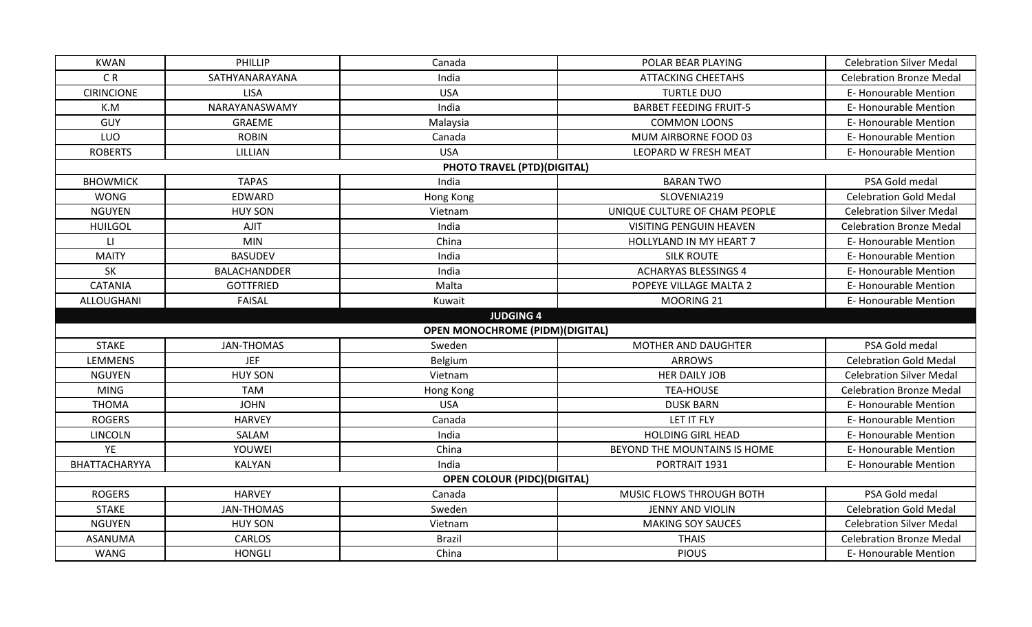| KWAN | PHILLIP | Canada | POLAR BEAR PLAYING | Celebration Silver Medal |
| --- | --- | --- | --- | --- |
| C R | SATHYANARAYANA | India | ATTACKING CHEETAHS | Celebration Bronze Medal |
| CIRINCIONE | LISA | USA | TURTLE DUO | E- Honourable Mention |
| K.M | NARAYANASWAMY | India | BARBET FEEDING FRUIT-5 | E- Honourable Mention |
| GUY | GRAEME | Malaysia | COMMON LOONS | E- Honourable Mention |
| LUO | ROBIN | Canada | MUM AIRBORNE FOOD 03 | E- Honourable Mention |
| ROBERTS | LILLIAN | USA | LEOPARD W FRESH MEAT | E- Honourable Mention |
| | | **PHOTO TRAVEL (PTD)(DIGITAL)** | | |
| BHOWMICK | TAPAS | India | BARAN TWO | PSA Gold medal |
| WONG | EDWARD | Hong Kong | SLOVENIA219 | Celebration Gold Medal |
| NGUYEN | HUY SON | Vietnam | UNIQUE CULTURE OF CHAM PEOPLE | Celebration Silver Medal |
| HUILGOL | AJIT | India | VISITING PENGUIN HEAVEN | Celebration Bronze Medal |
| LI | MIN | China | HOLLYLAND IN MY HEART 7 | E- Honourable Mention |
| MAITY | BASUDEV | India | SILK ROUTE | E- Honourable Mention |
| SK | BALACHANDDER | India | ACHARYAS BLESSINGS 4 | E- Honourable Mention |
| CATANIA | GOTTFRIED | Malta | POPEYE VILLAGE MALTA 2 | E- Honourable Mention |
| ALLOUGHANI | FAISAL | Kuwait | MOORING 21 | E- Honourable Mention |
| | | **JUDGING 4** | | |
| | | **OPEN MONOCHROME (PIDM)(DIGITAL)** | | |
| STAKE | JAN-THOMAS | Sweden | MOTHER AND DAUGHTER | PSA Gold medal |
| LEMMENS | JEF | Belgium | ARROWS | Celebration Gold Medal |
| NGUYEN | HUY SON | Vietnam | HER DAILY JOB | Celebration Silver Medal |
| MING | TAM | Hong Kong | TEA-HOUSE | Celebration Bronze Medal |
| THOMA | JOHN | USA | DUSK BARN | E- Honourable Mention |
| ROGERS | HARVEY | Canada | LET IT FLY | E- Honourable Mention |
| LINCOLN | SALAM | India | HOLDING GIRL HEAD | E- Honourable Mention |
| YE | YOUWEI | China | BEYOND THE MOUNTAINS IS HOME | E- Honourable Mention |
| BHATTACHARYYA | KALYAN | India | PORTRAIT 1931 | E- Honourable Mention |
| | | **OPEN COLOUR (PIDC)(DIGITAL)** | | |
| ROGERS | HARVEY | Canada | MUSIC FLOWS THROUGH BOTH | PSA Gold medal |
| STAKE | JAN-THOMAS | Sweden | JENNY AND VIOLIN | Celebration Gold Medal |
| NGUYEN | HUY SON | Vietnam | MAKING SOY SAUCES | Celebration Silver Medal |
| ASANUMA | CARLOS | Brazil | THAIS | Celebration Bronze Medal |
| WANG | HONGLI | China | PIOUS | E- Honourable Mention |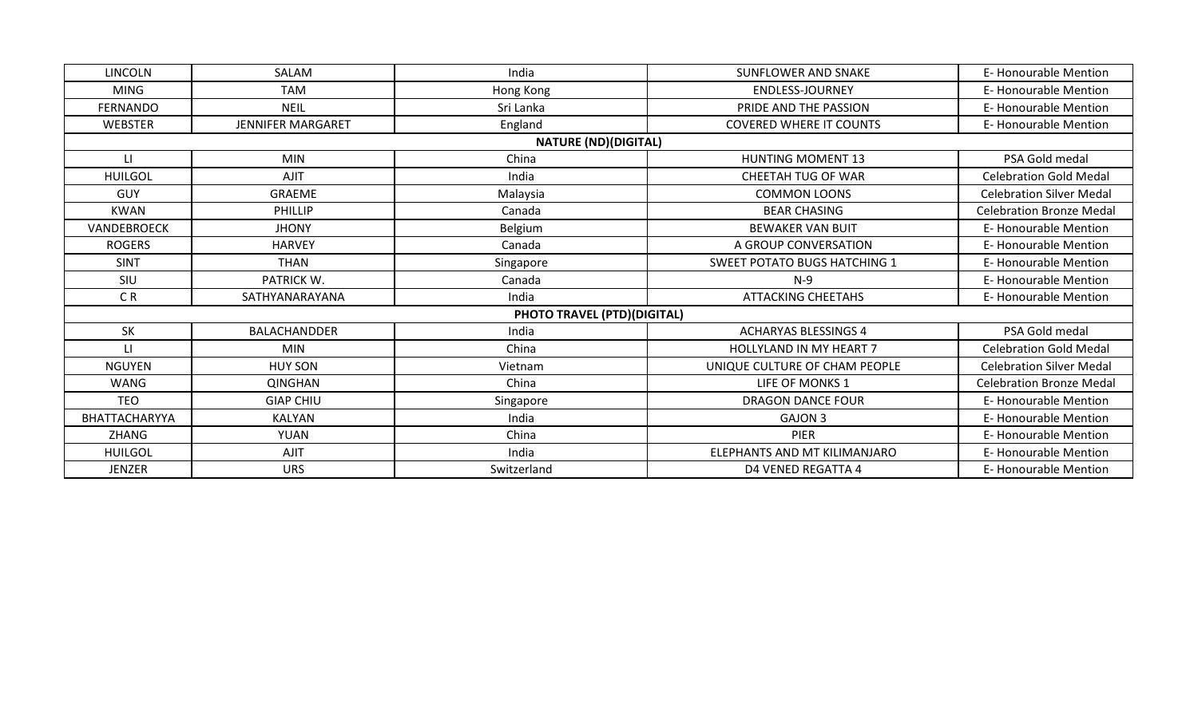| | | | | |
|---|---|---|---|---|
| LINCOLN | SALAM | India | SUNFLOWER AND SNAKE | E- Honourable Mention |
| MING | TAM | Hong Kong | ENDLESS-JOURNEY | E- Honourable Mention |
| FERNANDO | NEIL | Sri Lanka | PRIDE AND THE PASSION | E- Honourable Mention |
| WEBSTER | JENNIFER MARGARET | England | COVERED WHERE IT COUNTS | E- Honourable Mention |
| **NATURE (ND)(DIGITAL)** | | | | |
| LI | MIN | China | HUNTING MOMENT 13 | PSA Gold medal |
| HUILGOL | AJIT | India | CHEETAH TUG OF WAR | Celebration Gold Medal |
| GUY | GRAEME | Malaysia | COMMON LOONS | Celebration Silver Medal |
| KWAN | PHILLIP | Canada | BEAR CHASING | Celebration Bronze Medal |
| VANDEBROECK | JHONY | Belgium | BEWAKER VAN BUIT | E- Honourable Mention |
| ROGERS | HARVEY | Canada | A GROUP CONVERSATION | E- Honourable Mention |
| SINT | THAN | Singapore | SWEET POTATO BUGS HATCHING 1 | E- Honourable Mention |
| SIU | PATRICK W. | Canada | N-9 | E- Honourable Mention |
| C R | SATHYANARAYANA | India | ATTACKING CHEETAHS | E- Honourable Mention |
| **PHOTO TRAVEL (PTD)(DIGITAL)** | | | | |
| SK | BALACHANDDER | India | ACHARYAS BLESSINGS 4 | PSA Gold medal |
| LI | MIN | China | HOLLYLAND IN MY HEART 7 | Celebration Gold Medal |
| NGUYEN | HUY SON | Vietnam | UNIQUE CULTURE OF CHAM PEOPLE | Celebration Silver Medal |
| WANG | QINGHAN | China | LIFE OF MONKS 1 | Celebration Bronze Medal |
| TEO | GIAP CHIU | Singapore | DRAGON DANCE FOUR | E- Honourable Mention |
| BHATTACHARYYA | KALYAN | India | GAJON 3 | E- Honourable Mention |
| ZHANG | YUAN | China | PIER | E- Honourable Mention |
| HUILGOL | AJIT | India | ELEPHANTS AND MT KILIMANJARO | E- Honourable Mention |
| JENZER | URS | Switzerland | D4 VENED REGATTA 4 | E- Honourable Mention |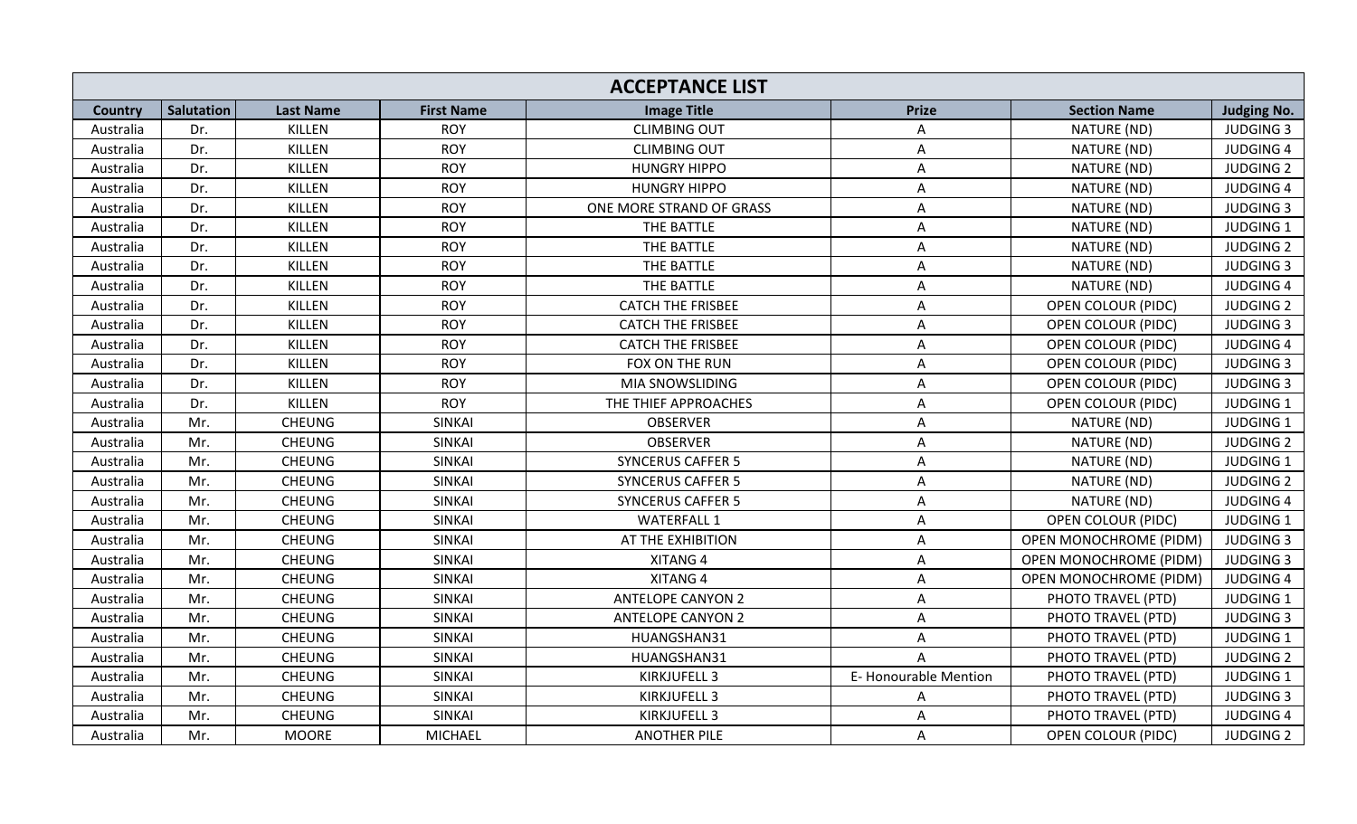| ACCEPTANCE LIST | | | | | | | |
|---|---|---|---|---|---|---|---|
| **Country** | **Salutation** | **Last Name** | **First Name** | **Image Title** | **Prize** | **Section Name** | **Judging No.** |
| Australia | Dr. | KILLEN | ROY | CLIMBING OUT | A | NATURE (ND) | JUDGING 3 |
| Australia | Dr. | KILLEN | ROY | CLIMBING OUT | A | NATURE (ND) | JUDGING 4 |
| Australia | Dr. | KILLEN | ROY | HUNGRY HIPPO | A | NATURE (ND) | JUDGING 2 |
| Australia | Dr. | KILLEN | ROY | HUNGRY HIPPO | A | NATURE (ND) | JUDGING 4 |
| Australia | Dr. | KILLEN | ROY | ONE MORE STRAND OF GRASS | A | NATURE (ND) | JUDGING 3 |
| Australia | Dr. | KILLEN | ROY | THE BATTLE | A | NATURE (ND) | JUDGING 1 |
| Australia | Dr. | KILLEN | ROY | THE BATTLE | A | NATURE (ND) | JUDGING 2 |
| Australia | Dr. | KILLEN | ROY | THE BATTLE | A | NATURE (ND) | JUDGING 3 |
| Australia | Dr. | KILLEN | ROY | THE BATTLE | A | NATURE (ND) | JUDGING 4 |
| Australia | Dr. | KILLEN | ROY | CATCH THE FRISBEE | A | OPEN COLOUR (PIDC) | JUDGING 2 |
| Australia | Dr. | KILLEN | ROY | CATCH THE FRISBEE | A | OPEN COLOUR (PIDC) | JUDGING 3 |
| Australia | Dr. | KILLEN | ROY | CATCH THE FRISBEE | A | OPEN COLOUR (PIDC) | JUDGING 4 |
| Australia | Dr. | KILLEN | ROY | FOX ON THE RUN | A | OPEN COLOUR (PIDC) | JUDGING 3 |
| Australia | Dr. | KILLEN | ROY | MIA SNOWSLIDING | A | OPEN COLOUR (PIDC) | JUDGING 3 |
| Australia | Dr. | KILLEN | ROY | THE THIEF APPROACHES | A | OPEN COLOUR (PIDC) | JUDGING 1 |
| Australia | Mr. | CHEUNG | SINKAI | OBSERVER | A | NATURE (ND) | JUDGING 1 |
| Australia | Mr. | CHEUNG | SINKAI | OBSERVER | A | NATURE (ND) | JUDGING 2 |
| Australia | Mr. | CHEUNG | SINKAI | SYNCERUS CAFFER 5 | A | NATURE (ND) | JUDGING 1 |
| Australia | Mr. | CHEUNG | SINKAI | SYNCERUS CAFFER 5 | A | NATURE (ND) | JUDGING 2 |
| Australia | Mr. | CHEUNG | SINKAI | SYNCERUS CAFFER 5 | A | NATURE (ND) | JUDGING 4 |
| Australia | Mr. | CHEUNG | SINKAI | WATERFALL 1 | A | OPEN COLOUR (PIDC) | JUDGING 1 |
| Australia | Mr. | CHEUNG | SINKAI | AT THE EXHIBITION | A | OPEN MONOCHROME (PIDM) | JUDGING 3 |
| Australia | Mr. | CHEUNG | SINKAI | XITANG 4 | A | OPEN MONOCHROME (PIDM) | JUDGING 3 |
| Australia | Mr. | CHEUNG | SINKAI | XITANG 4 | A | OPEN MONOCHROME (PIDM) | JUDGING 4 |
| Australia | Mr. | CHEUNG | SINKAI | ANTELOPE CANYON 2 | A | PHOTO TRAVEL (PTD) | JUDGING 1 |
| Australia | Mr. | CHEUNG | SINKAI | ANTELOPE CANYON 2 | A | PHOTO TRAVEL (PTD) | JUDGING 3 |
| Australia | Mr. | CHEUNG | SINKAI | HUANGSHAN31 | A | PHOTO TRAVEL (PTD) | JUDGING 1 |
| Australia | Mr. | CHEUNG | SINKAI | HUANGSHAN31 | A | PHOTO TRAVEL (PTD) | JUDGING 2 |
| Australia | Mr. | CHEUNG | SINKAI | KIRKJUFELL 3 | E- Honourable Mention | PHOTO TRAVEL (PTD) | JUDGING 1 |
| Australia | Mr. | CHEUNG | SINKAI | KIRKJUFELL 3 | A | PHOTO TRAVEL (PTD) | JUDGING 3 |
| Australia | Mr. | CHEUNG | SINKAI | KIRKJUFELL 3 | A | PHOTO TRAVEL (PTD) | JUDGING 4 |
| Australia | Mr. | MOORE | MICHAEL | ANOTHER PILE | A | OPEN COLOUR (PIDC) | JUDGING 2 |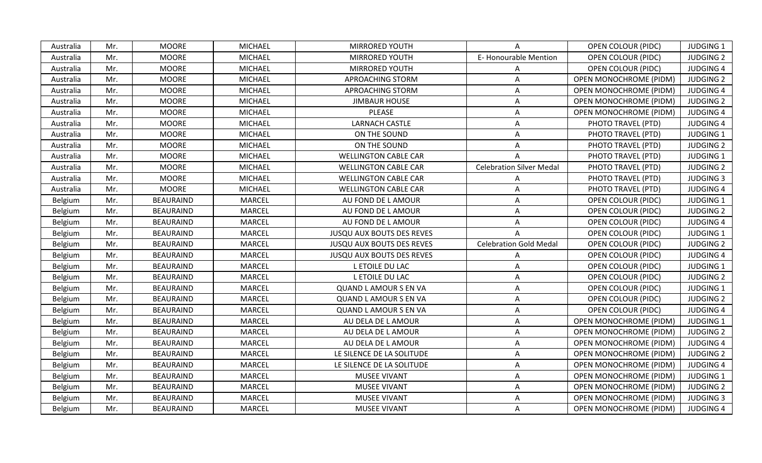| Australia | Mr. | MOORE | MICHAEL | MIRRORED YOUTH | A | OPEN COLOUR (PIDC) | JUDGING 1 |
|---|---|---|---|---|---|---|---|
| Australia | Mr. | MOORE | MICHAEL | MIRRORED YOUTH | E- Honourable Mention | OPEN COLOUR (PIDC) | JUDGING 2 |
| Australia | Mr. | MOORE | MICHAEL | MIRRORED YOUTH | A | OPEN COLOUR (PIDC) | JUDGING 4 |
| Australia | Mr. | MOORE | MICHAEL | APROACHING STORM | A | OPEN MONOCHROME (PIDM) | JUDGING 2 |
| Australia | Mr. | MOORE | MICHAEL | APROACHING STORM | A | OPEN MONOCHROME (PIDM) | JUDGING 4 |
| Australia | Mr. | MOORE | MICHAEL | JIMBAUR HOUSE | A | OPEN MONOCHROME (PIDM) | JUDGING 2 |
| Australia | Mr. | MOORE | MICHAEL | PLEASE | A | OPEN MONOCHROME (PIDM) | JUDGING 4 |
| Australia | Mr. | MOORE | MICHAEL | LARNACH CASTLE | A | PHOTO TRAVEL (PTD) | JUDGING 4 |
| Australia | Mr. | MOORE | MICHAEL | ON THE SOUND | A | PHOTO TRAVEL (PTD) | JUDGING 1 |
| Australia | Mr. | MOORE | MICHAEL | ON THE SOUND | A | PHOTO TRAVEL (PTD) | JUDGING 2 |
| Australia | Mr. | MOORE | MICHAEL | WELLINGTON CABLE CAR | A | PHOTO TRAVEL (PTD) | JUDGING 1 |
| Australia | Mr. | MOORE | MICHAEL | WELLINGTON CABLE CAR | Celebration Silver Medal | PHOTO TRAVEL (PTD) | JUDGING 2 |
| Australia | Mr. | MOORE | MICHAEL | WELLINGTON CABLE CAR | A | PHOTO TRAVEL (PTD) | JUDGING 3 |
| Australia | Mr. | MOORE | MICHAEL | WELLINGTON CABLE CAR | A | PHOTO TRAVEL (PTD) | JUDGING 4 |
| Belgium | Mr. | BEAURAIND | MARCEL | AU FOND DE L AMOUR | A | OPEN COLOUR (PIDC) | JUDGING 1 |
| Belgium | Mr. | BEAURAIND | MARCEL | AU FOND DE L AMOUR | A | OPEN COLOUR (PIDC) | JUDGING 2 |
| Belgium | Mr. | BEAURAIND | MARCEL | AU FOND DE L AMOUR | A | OPEN COLOUR (PIDC) | JUDGING 4 |
| Belgium | Mr. | BEAURAIND | MARCEL | JUSQU AUX BOUTS DES REVES | A | OPEN COLOUR (PIDC) | JUDGING 1 |
| Belgium | Mr. | BEAURAIND | MARCEL | JUSQU AUX BOUTS DES REVES | Celebration Gold Medal | OPEN COLOUR (PIDC) | JUDGING 2 |
| Belgium | Mr. | BEAURAIND | MARCEL | JUSQU AUX BOUTS DES REVES | A | OPEN COLOUR (PIDC) | JUDGING 4 |
| Belgium | Mr. | BEAURAIND | MARCEL | L ETOILE DU LAC | A | OPEN COLOUR (PIDC) | JUDGING 1 |
| Belgium | Mr. | BEAURAIND | MARCEL | L ETOILE DU LAC | A | OPEN COLOUR (PIDC) | JUDGING 2 |
| Belgium | Mr. | BEAURAIND | MARCEL | QUAND L AMOUR S EN VA | A | OPEN COLOUR (PIDC) | JUDGING 1 |
| Belgium | Mr. | BEAURAIND | MARCEL | QUAND L AMOUR S EN VA | A | OPEN COLOUR (PIDC) | JUDGING 2 |
| Belgium | Mr. | BEAURAIND | MARCEL | QUAND L AMOUR S EN VA | A | OPEN COLOUR (PIDC) | JUDGING 4 |
| Belgium | Mr. | BEAURAIND | MARCEL | AU DELA DE L AMOUR | A | OPEN MONOCHROME (PIDM) | JUDGING 1 |
| Belgium | Mr. | BEAURAIND | MARCEL | AU DELA DE L AMOUR | A | OPEN MONOCHROME (PIDM) | JUDGING 2 |
| Belgium | Mr. | BEAURAIND | MARCEL | AU DELA DE L AMOUR | A | OPEN MONOCHROME (PIDM) | JUDGING 4 |
| Belgium | Mr. | BEAURAIND | MARCEL | LE SILENCE DE LA SOLITUDE | A | OPEN MONOCHROME (PIDM) | JUDGING 2 |
| Belgium | Mr. | BEAURAIND | MARCEL | LE SILENCE DE LA SOLITUDE | A | OPEN MONOCHROME (PIDM) | JUDGING 4 |
| Belgium | Mr. | BEAURAIND | MARCEL | MUSEE VIVANT | A | OPEN MONOCHROME (PIDM) | JUDGING 1 |
| Belgium | Mr. | BEAURAIND | MARCEL | MUSEE VIVANT | A | OPEN MONOCHROME (PIDM) | JUDGING 2 |
| Belgium | Mr. | BEAURAIND | MARCEL | MUSEE VIVANT | A | OPEN MONOCHROME (PIDM) | JUDGING 3 |
| Belgium | Mr. | BEAURAIND | MARCEL | MUSEE VIVANT | A | OPEN MONOCHROME (PIDM) | JUDGING 4 |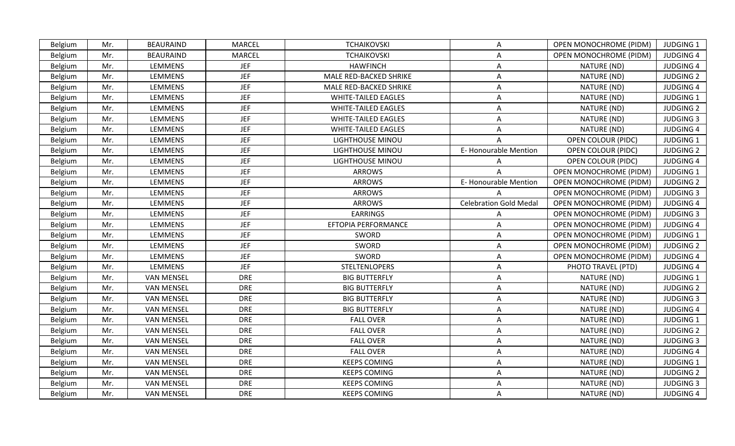| Belgium | Mr. | BEAURAIND | MARCEL | TCHAIKOVSKI | A | OPEN MONOCHROME (PIDM) | JUDGING 1 |
|---|---|---|---|---|---|---|---|
| Belgium | Mr. | BEAURAIND | MARCEL | TCHAIKOVSKI | A | OPEN MONOCHROME (PIDM) | JUDGING 4 |
| Belgium | Mr. | LEMMENS | JEF | HAWFINCH | A | NATURE (ND) | JUDGING 4 |
| Belgium | Mr. | LEMMENS | JEF | MALE RED-BACKED SHRIKE | A | NATURE (ND) | JUDGING 2 |
| Belgium | Mr. | LEMMENS | JEF | MALE RED-BACKED SHRIKE | A | NATURE (ND) | JUDGING 4 |
| Belgium | Mr. | LEMMENS | JEF | WHITE-TAILED EAGLES | A | NATURE (ND) | JUDGING 1 |
| Belgium | Mr. | LEMMENS | JEF | WHITE-TAILED EAGLES | A | NATURE (ND) | JUDGING 2 |
| Belgium | Mr. | LEMMENS | JEF | WHITE-TAILED EAGLES | A | NATURE (ND) | JUDGING 3 |
| Belgium | Mr. | LEMMENS | JEF | WHITE-TAILED EAGLES | A | NATURE (ND) | JUDGING 4 |
| Belgium | Mr. | LEMMENS | JEF | LIGHTHOUSE MINOU | A | OPEN COLOUR (PIDC) | JUDGING 1 |
| Belgium | Mr. | LEMMENS | JEF | LIGHTHOUSE MINOU | E- Honourable Mention | OPEN COLOUR (PIDC) | JUDGING 2 |
| Belgium | Mr. | LEMMENS | JEF | LIGHTHOUSE MINOU | A | OPEN COLOUR (PIDC) | JUDGING 4 |
| Belgium | Mr. | LEMMENS | JEF | ARROWS | A | OPEN MONOCHROME (PIDM) | JUDGING 1 |
| Belgium | Mr. | LEMMENS | JEF | ARROWS | E- Honourable Mention | OPEN MONOCHROME (PIDM) | JUDGING 2 |
| Belgium | Mr. | LEMMENS | JEF | ARROWS | A | OPEN MONOCHROME (PIDM) | JUDGING 3 |
| Belgium | Mr. | LEMMENS | JEF | ARROWS | Celebration Gold Medal | OPEN MONOCHROME (PIDM) | JUDGING 4 |
| Belgium | Mr. | LEMMENS | JEF | EARRINGS | A | OPEN MONOCHROME (PIDM) | JUDGING 3 |
| Belgium | Mr. | LEMMENS | JEF | EFTOPIA PERFORMANCE | A | OPEN MONOCHROME (PIDM) | JUDGING 4 |
| Belgium | Mr. | LEMMENS | JEF | SWORD | A | OPEN MONOCHROME (PIDM) | JUDGING 1 |
| Belgium | Mr. | LEMMENS | JEF | SWORD | A | OPEN MONOCHROME (PIDM) | JUDGING 2 |
| Belgium | Mr. | LEMMENS | JEF | SWORD | A | OPEN MONOCHROME (PIDM) | JUDGING 4 |
| Belgium | Mr. | LEMMENS | JEF | STELTENLOPERS | A | PHOTO TRAVEL (PTD) | JUDGING 4 |
| Belgium | Mr. | VAN MENSEL | DRE | BIG BUTTERFLY | A | NATURE (ND) | JUDGING 1 |
| Belgium | Mr. | VAN MENSEL | DRE | BIG BUTTERFLY | A | NATURE (ND) | JUDGING 2 |
| Belgium | Mr. | VAN MENSEL | DRE | BIG BUTTERFLY | A | NATURE (ND) | JUDGING 3 |
| Belgium | Mr. | VAN MENSEL | DRE | BIG BUTTERFLY | A | NATURE (ND) | JUDGING 4 |
| Belgium | Mr. | VAN MENSEL | DRE | FALL OVER | A | NATURE (ND) | JUDGING 1 |
| Belgium | Mr. | VAN MENSEL | DRE | FALL OVER | A | NATURE (ND) | JUDGING 2 |
| Belgium | Mr. | VAN MENSEL | DRE | FALL OVER | A | NATURE (ND) | JUDGING 3 |
| Belgium | Mr. | VAN MENSEL | DRE | FALL OVER | A | NATURE (ND) | JUDGING 4 |
| Belgium | Mr. | VAN MENSEL | DRE | KEEPS COMING | A | NATURE (ND) | JUDGING 1 |
| Belgium | Mr. | VAN MENSEL | DRE | KEEPS COMING | A | NATURE (ND) | JUDGING 2 |
| Belgium | Mr. | VAN MENSEL | DRE | KEEPS COMING | A | NATURE (ND) | JUDGING 3 |
| Belgium | Mr. | VAN MENSEL | DRE | KEEPS COMING | A | NATURE (ND) | JUDGING 4 |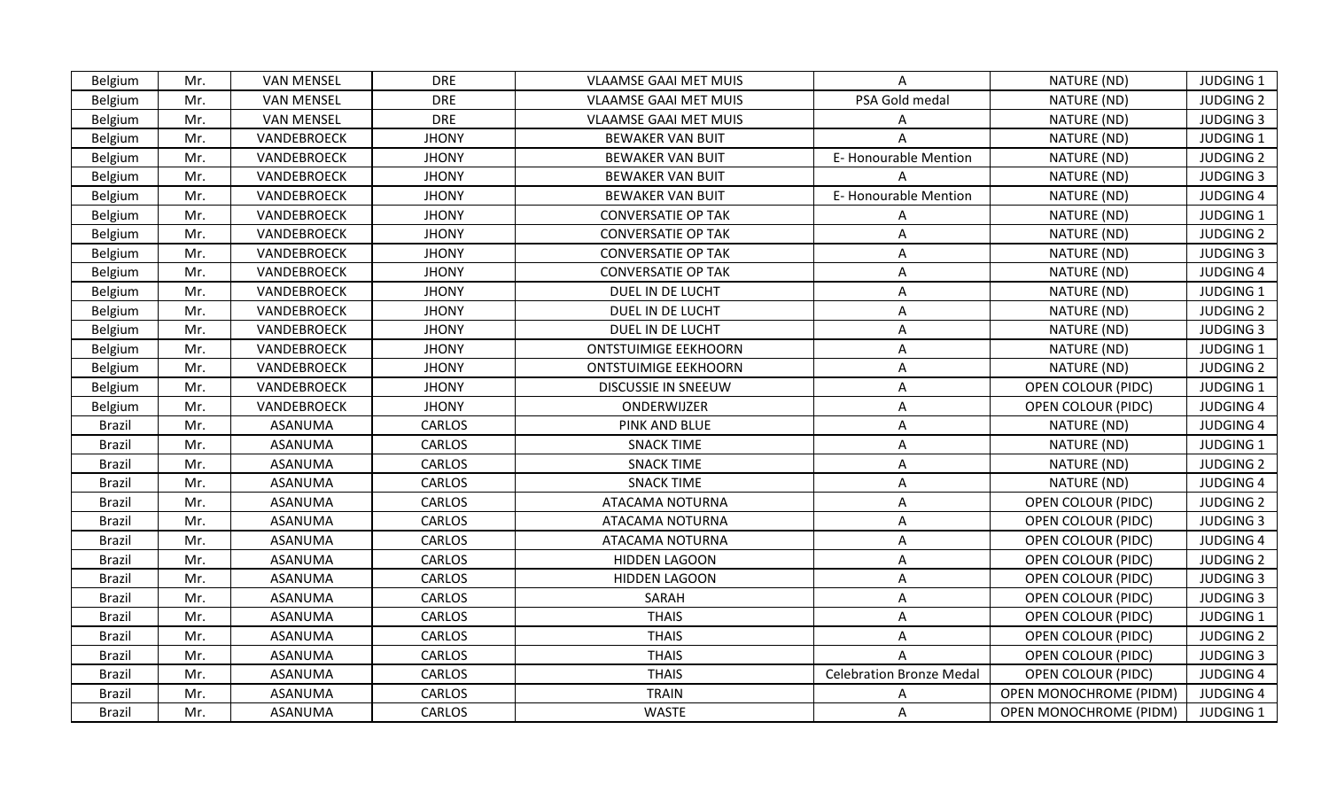| Belgium | Mr. | VAN MENSEL | DRE | VLAAMSE GAAI MET MUIS | A | NATURE (ND) | JUDGING 1 |
|---|---|---|---|---|---|---|---|
| Belgium | Mr. | VAN MENSEL | DRE | VLAAMSE GAAI MET MUIS | PSA Gold medal | NATURE (ND) | JUDGING 2 |
| Belgium | Mr. | VAN MENSEL | DRE | VLAAMSE GAAI MET MUIS | A | NATURE (ND) | JUDGING 3 |
| Belgium | Mr. | VANDEBROECK | JHONY | BEWAKER VAN BUIT | A | NATURE (ND) | JUDGING 1 |
| Belgium | Mr. | VANDEBROECK | JHONY | BEWAKER VAN BUIT | E- Honourable Mention | NATURE (ND) | JUDGING 2 |
| Belgium | Mr. | VANDEBROECK | JHONY | BEWAKER VAN BUIT | A | NATURE (ND) | JUDGING 3 |
| Belgium | Mr. | VANDEBROECK | JHONY | BEWAKER VAN BUIT | E- Honourable Mention | NATURE (ND) | JUDGING 4 |
| Belgium | Mr. | VANDEBROECK | JHONY | CONVERSATIE OP TAK | A | NATURE (ND) | JUDGING 1 |
| Belgium | Mr. | VANDEBROECK | JHONY | CONVERSATIE OP TAK | A | NATURE (ND) | JUDGING 2 |
| Belgium | Mr. | VANDEBROECK | JHONY | CONVERSATIE OP TAK | A | NATURE (ND) | JUDGING 3 |
| Belgium | Mr. | VANDEBROECK | JHONY | CONVERSATIE OP TAK | A | NATURE (ND) | JUDGING 4 |
| Belgium | Mr. | VANDEBROECK | JHONY | DUEL IN DE LUCHT | A | NATURE (ND) | JUDGING 1 |
| Belgium | Mr. | VANDEBROECK | JHONY | DUEL IN DE LUCHT | A | NATURE (ND) | JUDGING 2 |
| Belgium | Mr. | VANDEBROECK | JHONY | DUEL IN DE LUCHT | A | NATURE (ND) | JUDGING 3 |
| Belgium | Mr. | VANDEBROECK | JHONY | ONTSTUIMIGE EEKHOORN | A | NATURE (ND) | JUDGING 1 |
| Belgium | Mr. | VANDEBROECK | JHONY | ONTSTUIMIGE EEKHOORN | A | NATURE (ND) | JUDGING 2 |
| Belgium | Mr. | VANDEBROECK | JHONY | DISCUSSIE IN SNEEUW | A | OPEN COLOUR (PIDC) | JUDGING 1 |
| Belgium | Mr. | VANDEBROECK | JHONY | ONDERWIJZER | A | OPEN COLOUR (PIDC) | JUDGING 4 |
| Brazil | Mr. | ASANUMA | CARLOS | PINK AND BLUE | A | NATURE (ND) | JUDGING 4 |
| Brazil | Mr. | ASANUMA | CARLOS | SNACK TIME | A | NATURE (ND) | JUDGING 1 |
| Brazil | Mr. | ASANUMA | CARLOS | SNACK TIME | A | NATURE (ND) | JUDGING 2 |
| Brazil | Mr. | ASANUMA | CARLOS | SNACK TIME | A | NATURE (ND) | JUDGING 4 |
| Brazil | Mr. | ASANUMA | CARLOS | ATACAMA NOTURNA | A | OPEN COLOUR (PIDC) | JUDGING 2 |
| Brazil | Mr. | ASANUMA | CARLOS | ATACAMA NOTURNA | A | OPEN COLOUR (PIDC) | JUDGING 3 |
| Brazil | Mr. | ASANUMA | CARLOS | ATACAMA NOTURNA | A | OPEN COLOUR (PIDC) | JUDGING 4 |
| Brazil | Mr. | ASANUMA | CARLOS | HIDDEN LAGOON | A | OPEN COLOUR (PIDC) | JUDGING 2 |
| Brazil | Mr. | ASANUMA | CARLOS | HIDDEN LAGOON | A | OPEN COLOUR (PIDC) | JUDGING 3 |
| Brazil | Mr. | ASANUMA | CARLOS | SARAH | A | OPEN COLOUR (PIDC) | JUDGING 3 |
| Brazil | Mr. | ASANUMA | CARLOS | THAIS | A | OPEN COLOUR (PIDC) | JUDGING 1 |
| Brazil | Mr. | ASANUMA | CARLOS | THAIS | A | OPEN COLOUR (PIDC) | JUDGING 2 |
| Brazil | Mr. | ASANUMA | CARLOS | THAIS | A | OPEN COLOUR (PIDC) | JUDGING 3 |
| Brazil | Mr. | ASANUMA | CARLOS | THAIS | Celebration Bronze Medal | OPEN COLOUR (PIDC) | JUDGING 4 |
| Brazil | Mr. | ASANUMA | CARLOS | TRAIN | A | OPEN MONOCHROME (PIDM) | JUDGING 4 |
| Brazil | Mr. | ASANUMA | CARLOS | WASTE | A | OPEN MONOCHROME (PIDM) | JUDGING 1 |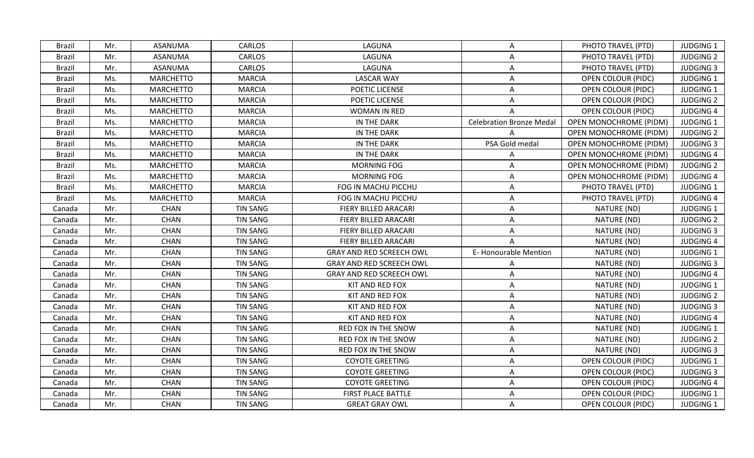| Brazil | Mr. | ASANUMA | CARLOS | LAGUNA | A | PHOTO TRAVEL (PTD) | JUDGING 1 |
|---|---|---|---|---|---|---|---|
| Brazil | Mr. | ASANUMA | CARLOS | LAGUNA | A | PHOTO TRAVEL (PTD) | JUDGING 2 |
| Brazil | Mr. | ASANUMA | CARLOS | LAGUNA | A | PHOTO TRAVEL (PTD) | JUDGING 3 |
| Brazil | Ms. | MARCHETTO | MARCIA | LASCAR WAY | A | OPEN COLOUR (PIDC) | JUDGING 1 |
| Brazil | Ms. | MARCHETTO | MARCIA | POETIC LICENSE | A | OPEN COLOUR (PIDC) | JUDGING 1 |
| Brazil | Ms. | MARCHETTO | MARCIA | POETIC LICENSE | A | OPEN COLOUR (PIDC) | JUDGING 2 |
| Brazil | Ms. | MARCHETTO | MARCIA | WOMAN IN RED | A | OPEN COLOUR (PIDC) | JUDGING 4 |
| Brazil | Ms. | MARCHETTO | MARCIA | IN THE DARK | Celebration Bronze Medal | OPEN MONOCHROME (PIDM) | JUDGING 1 |
| Brazil | Ms. | MARCHETTO | MARCIA | IN THE DARK | A | OPEN MONOCHROME (PIDM) | JUDGING 2 |
| Brazil | Ms. | MARCHETTO | MARCIA | IN THE DARK | PSA Gold medal | OPEN MONOCHROME (PIDM) | JUDGING 3 |
| Brazil | Ms. | MARCHETTO | MARCIA | IN THE DARK | A | OPEN MONOCHROME (PIDM) | JUDGING 4 |
| Brazil | Ms. | MARCHETTO | MARCIA | MORNING FOG | A | OPEN MONOCHROME (PIDM) | JUDGING 2 |
| Brazil | Ms. | MARCHETTO | MARCIA | MORNING FOG | A | OPEN MONOCHROME (PIDM) | JUDGING 4 |
| Brazil | Ms. | MARCHETTO | MARCIA | FOG IN MACHU PICCHU | A | PHOTO TRAVEL (PTD) | JUDGING 1 |
| Brazil | Ms. | MARCHETTO | MARCIA | FOG IN MACHU PICCHU | A | PHOTO TRAVEL (PTD) | JUDGING 4 |
| Canada | Mr. | CHAN | TIN SANG | FIERY BILLED ARACARI | A | NATURE (ND) | JUDGING 1 |
| Canada | Mr. | CHAN | TIN SANG | FIERY BILLED ARACARI | A | NATURE (ND) | JUDGING 2 |
| Canada | Mr. | CHAN | TIN SANG | FIERY BILLED ARACARI | A | NATURE (ND) | JUDGING 3 |
| Canada | Mr. | CHAN | TIN SANG | FIERY BILLED ARACARI | A | NATURE (ND) | JUDGING 4 |
| Canada | Mr. | CHAN | TIN SANG | GRAY AND RED SCREECH OWL | E- Honourable Mention | NATURE (ND) | JUDGING 1 |
| Canada | Mr. | CHAN | TIN SANG | GRAY AND RED SCREECH OWL | A | NATURE (ND) | JUDGING 3 |
| Canada | Mr. | CHAN | TIN SANG | GRAY AND RED SCREECH OWL | A | NATURE (ND) | JUDGING 4 |
| Canada | Mr. | CHAN | TIN SANG | KIT AND RED FOX | A | NATURE (ND) | JUDGING 1 |
| Canada | Mr. | CHAN | TIN SANG | KIT AND RED FOX | A | NATURE (ND) | JUDGING 2 |
| Canada | Mr. | CHAN | TIN SANG | KIT AND RED FOX | A | NATURE (ND) | JUDGING 3 |
| Canada | Mr. | CHAN | TIN SANG | KIT AND RED FOX | A | NATURE (ND) | JUDGING 4 |
| Canada | Mr. | CHAN | TIN SANG | RED FOX IN THE SNOW | A | NATURE (ND) | JUDGING 1 |
| Canada | Mr. | CHAN | TIN SANG | RED FOX IN THE SNOW | A | NATURE (ND) | JUDGING 2 |
| Canada | Mr. | CHAN | TIN SANG | RED FOX IN THE SNOW | A | NATURE (ND) | JUDGING 3 |
| Canada | Mr. | CHAN | TIN SANG | COYOTE GREETING | A | OPEN COLOUR (PIDC) | JUDGING 1 |
| Canada | Mr. | CHAN | TIN SANG | COYOTE GREETING | A | OPEN COLOUR (PIDC) | JUDGING 3 |
| Canada | Mr. | CHAN | TIN SANG | COYOTE GREETING | A | OPEN COLOUR (PIDC) | JUDGING 4 |
| Canada | Mr. | CHAN | TIN SANG | FIRST PLACE BATTLE | A | OPEN COLOUR (PIDC) | JUDGING 1 |
| Canada | Mr. | CHAN | TIN SANG | GREAT GRAY OWL | A | OPEN COLOUR (PIDC) | JUDGING 1 |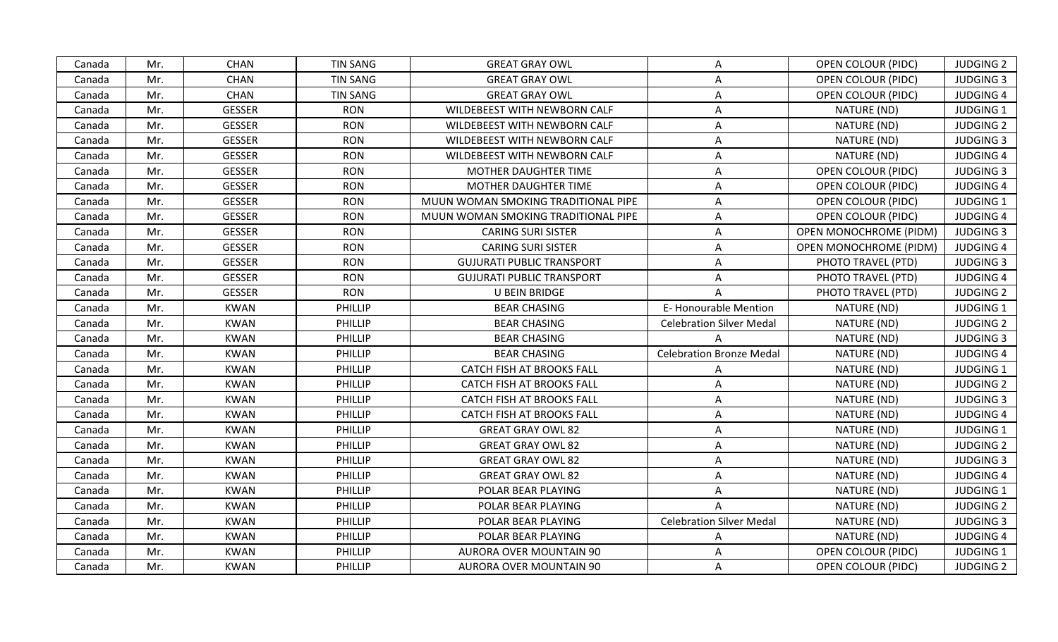| Canada | Mr. | CHAN | TIN SANG | GREAT GRAY OWL | A | OPEN COLOUR (PIDC) | JUDGING 2 |
|---|---|---|---|---|---|---|---|
| Canada | Mr. | CHAN | TIN SANG | GREAT GRAY OWL | A | OPEN COLOUR (PIDC) | JUDGING 3 |
| Canada | Mr. | CHAN | TIN SANG | GREAT GRAY OWL | A | OPEN COLOUR (PIDC) | JUDGING 4 |
| Canada | Mr. | GESSER | RON | WILDEBEEST WITH NEWBORN CALF | A | NATURE (ND) | JUDGING 1 |
| Canada | Mr. | GESSER | RON | WILDEBEEST WITH NEWBORN CALF | A | NATURE (ND) | JUDGING 2 |
| Canada | Mr. | GESSER | RON | WILDEBEEST WITH NEWBORN CALF | A | NATURE (ND) | JUDGING 3 |
| Canada | Mr. | GESSER | RON | WILDEBEEST WITH NEWBORN CALF | A | NATURE (ND) | JUDGING 4 |
| Canada | Mr. | GESSER | RON | MOTHER DAUGHTER TIME | A | OPEN COLOUR (PIDC) | JUDGING 3 |
| Canada | Mr. | GESSER | RON | MOTHER DAUGHTER TIME | A | OPEN COLOUR (PIDC) | JUDGING 4 |
| Canada | Mr. | GESSER | RON | MUUN WOMAN SMOKING TRADITIONAL PIPE | A | OPEN COLOUR (PIDC) | JUDGING 1 |
| Canada | Mr. | GESSER | RON | MUUN WOMAN SMOKING TRADITIONAL PIPE | A | OPEN COLOUR (PIDC) | JUDGING 4 |
| Canada | Mr. | GESSER | RON | CARING SURI SISTER | A | OPEN MONOCHROME (PIDM) | JUDGING 3 |
| Canada | Mr. | GESSER | RON | CARING SURI SISTER | A | OPEN MONOCHROME (PIDM) | JUDGING 4 |
| Canada | Mr. | GESSER | RON | GUJURATI PUBLIC TRANSPORT | A | PHOTO TRAVEL (PTD) | JUDGING 3 |
| Canada | Mr. | GESSER | RON | GUJURATI PUBLIC TRANSPORT | A | PHOTO TRAVEL (PTD) | JUDGING 4 |
| Canada | Mr. | GESSER | RON | U BEIN BRIDGE | A | PHOTO TRAVEL (PTD) | JUDGING 2 |
| Canada | Mr. | KWAN | PHILLIP | BEAR CHASING | E- Honourable Mention | NATURE (ND) | JUDGING 1 |
| Canada | Mr. | KWAN | PHILLIP | BEAR CHASING | Celebration Silver Medal | NATURE (ND) | JUDGING 2 |
| Canada | Mr. | KWAN | PHILLIP | BEAR CHASING | A | NATURE (ND) | JUDGING 3 |
| Canada | Mr. | KWAN | PHILLIP | BEAR CHASING | Celebration Bronze Medal | NATURE (ND) | JUDGING 4 |
| Canada | Mr. | KWAN | PHILLIP | CATCH FISH AT BROOKS FALL | A | NATURE (ND) | JUDGING 1 |
| Canada | Mr. | KWAN | PHILLIP | CATCH FISH AT BROOKS FALL | A | NATURE (ND) | JUDGING 2 |
| Canada | Mr. | KWAN | PHILLIP | CATCH FISH AT BROOKS FALL | A | NATURE (ND) | JUDGING 3 |
| Canada | Mr. | KWAN | PHILLIP | CATCH FISH AT BROOKS FALL | A | NATURE (ND) | JUDGING 4 |
| Canada | Mr. | KWAN | PHILLIP | GREAT GRAY OWL 82 | A | NATURE (ND) | JUDGING 1 |
| Canada | Mr. | KWAN | PHILLIP | GREAT GRAY OWL 82 | A | NATURE (ND) | JUDGING 2 |
| Canada | Mr. | KWAN | PHILLIP | GREAT GRAY OWL 82 | A | NATURE (ND) | JUDGING 3 |
| Canada | Mr. | KWAN | PHILLIP | GREAT GRAY OWL 82 | A | NATURE (ND) | JUDGING 4 |
| Canada | Mr. | KWAN | PHILLIP | POLAR BEAR PLAYING | A | NATURE (ND) | JUDGING 1 |
| Canada | Mr. | KWAN | PHILLIP | POLAR BEAR PLAYING | A | NATURE (ND) | JUDGING 2 |
| Canada | Mr. | KWAN | PHILLIP | POLAR BEAR PLAYING | Celebration Silver Medal | NATURE (ND) | JUDGING 3 |
| Canada | Mr. | KWAN | PHILLIP | POLAR BEAR PLAYING | A | NATURE (ND) | JUDGING 4 |
| Canada | Mr. | KWAN | PHILLIP | AURORA OVER MOUNTAIN 90 | A | OPEN COLOUR (PIDC) | JUDGING 1 |
| Canada | Mr. | KWAN | PHILLIP | AURORA OVER MOUNTAIN 90 | A | OPEN COLOUR (PIDC) | JUDGING 2 |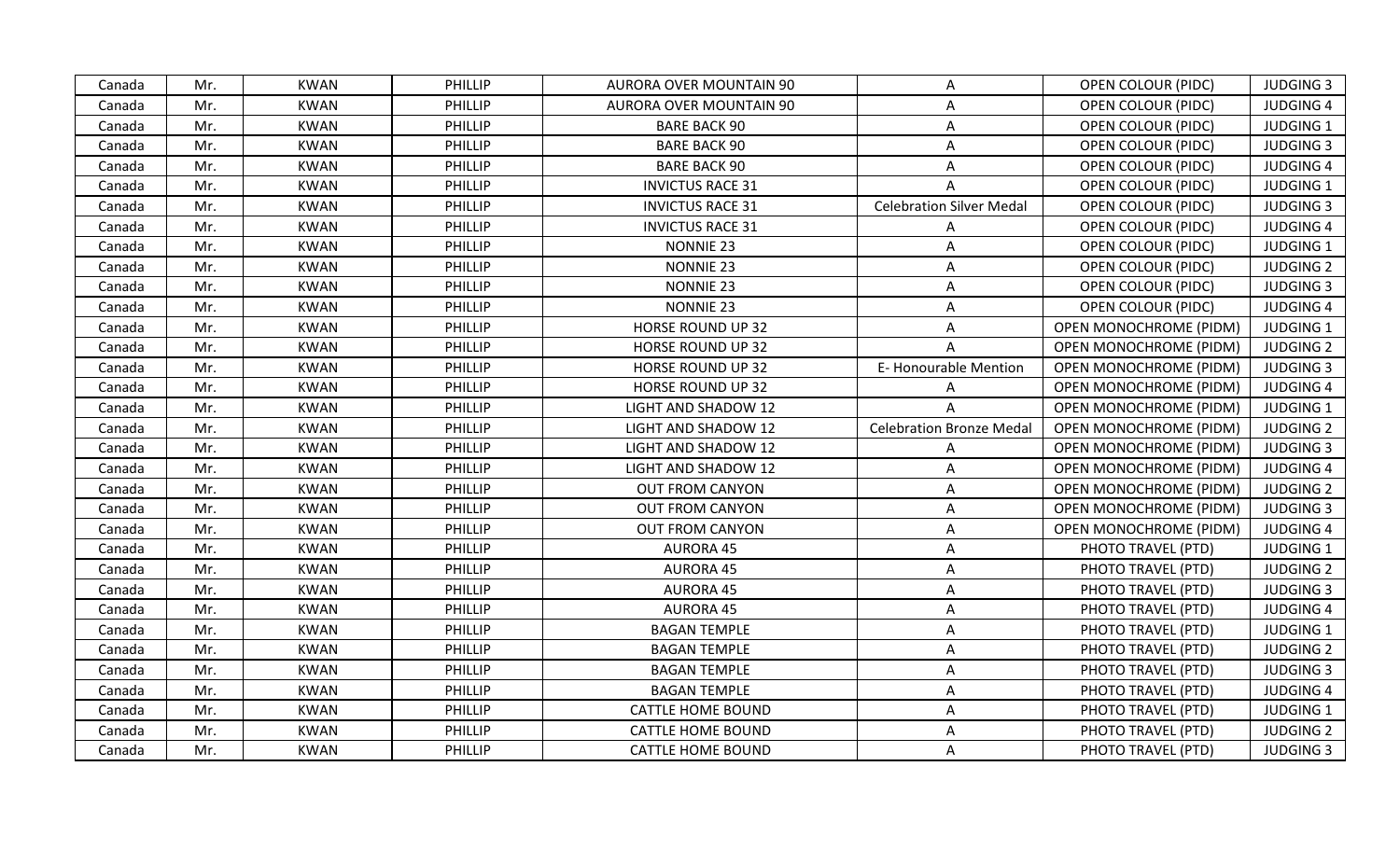| Canada | Mr. | KWAN | PHILLIP | AURORA OVER MOUNTAIN 90 | A | OPEN COLOUR (PIDC) | JUDGING 3 |
|---|---|---|---|---|---|---|---|
| Canada | Mr. | KWAN | PHILLIP | AURORA OVER MOUNTAIN 90 | A | OPEN COLOUR (PIDC) | JUDGING 4 |
| Canada | Mr. | KWAN | PHILLIP | BARE BACK 90 | A | OPEN COLOUR (PIDC) | JUDGING 1 |
| Canada | Mr. | KWAN | PHILLIP | BARE BACK 90 | A | OPEN COLOUR (PIDC) | JUDGING 3 |
| Canada | Mr. | KWAN | PHILLIP | BARE BACK 90 | A | OPEN COLOUR (PIDC) | JUDGING 4 |
| Canada | Mr. | KWAN | PHILLIP | INVICTUS RACE 31 | A | OPEN COLOUR (PIDC) | JUDGING 1 |
| Canada | Mr. | KWAN | PHILLIP | INVICTUS RACE 31 | Celebration Silver Medal | OPEN COLOUR (PIDC) | JUDGING 3 |
| Canada | Mr. | KWAN | PHILLIP | INVICTUS RACE 31 | A | OPEN COLOUR (PIDC) | JUDGING 4 |
| Canada | Mr. | KWAN | PHILLIP | NONNIE 23 | A | OPEN COLOUR (PIDC) | JUDGING 1 |
| Canada | Mr. | KWAN | PHILLIP | NONNIE 23 | A | OPEN COLOUR (PIDC) | JUDGING 2 |
| Canada | Mr. | KWAN | PHILLIP | NONNIE 23 | A | OPEN COLOUR (PIDC) | JUDGING 3 |
| Canada | Mr. | KWAN | PHILLIP | NONNIE 23 | A | OPEN COLOUR (PIDC) | JUDGING 4 |
| Canada | Mr. | KWAN | PHILLIP | HORSE ROUND UP 32 | A | OPEN MONOCHROME (PIDM) | JUDGING 1 |
| Canada | Mr. | KWAN | PHILLIP | HORSE ROUND UP 32 | A | OPEN MONOCHROME (PIDM) | JUDGING 2 |
| Canada | Mr. | KWAN | PHILLIP | HORSE ROUND UP 32 | E- Honourable Mention | OPEN MONOCHROME (PIDM) | JUDGING 3 |
| Canada | Mr. | KWAN | PHILLIP | HORSE ROUND UP 32 | A | OPEN MONOCHROME (PIDM) | JUDGING 4 |
| Canada | Mr. | KWAN | PHILLIP | LIGHT AND SHADOW 12 | A | OPEN MONOCHROME (PIDM) | JUDGING 1 |
| Canada | Mr. | KWAN | PHILLIP | LIGHT AND SHADOW 12 | Celebration Bronze Medal | OPEN MONOCHROME (PIDM) | JUDGING 2 |
| Canada | Mr. | KWAN | PHILLIP | LIGHT AND SHADOW 12 | A | OPEN MONOCHROME (PIDM) | JUDGING 3 |
| Canada | Mr. | KWAN | PHILLIP | LIGHT AND SHADOW 12 | A | OPEN MONOCHROME (PIDM) | JUDGING 4 |
| Canada | Mr. | KWAN | PHILLIP | OUT FROM CANYON | A | OPEN MONOCHROME (PIDM) | JUDGING 2 |
| Canada | Mr. | KWAN | PHILLIP | OUT FROM CANYON | A | OPEN MONOCHROME (PIDM) | JUDGING 3 |
| Canada | Mr. | KWAN | PHILLIP | OUT FROM CANYON | A | OPEN MONOCHROME (PIDM) | JUDGING 4 |
| Canada | Mr. | KWAN | PHILLIP | AURORA 45 | A | PHOTO TRAVEL (PTD) | JUDGING 1 |
| Canada | Mr. | KWAN | PHILLIP | AURORA 45 | A | PHOTO TRAVEL (PTD) | JUDGING 2 |
| Canada | Mr. | KWAN | PHILLIP | AURORA 45 | A | PHOTO TRAVEL (PTD) | JUDGING 3 |
| Canada | Mr. | KWAN | PHILLIP | AURORA 45 | A | PHOTO TRAVEL (PTD) | JUDGING 4 |
| Canada | Mr. | KWAN | PHILLIP | BAGAN TEMPLE | A | PHOTO TRAVEL (PTD) | JUDGING 1 |
| Canada | Mr. | KWAN | PHILLIP | BAGAN TEMPLE | A | PHOTO TRAVEL (PTD) | JUDGING 2 |
| Canada | Mr. | KWAN | PHILLIP | BAGAN TEMPLE | A | PHOTO TRAVEL (PTD) | JUDGING 3 |
| Canada | Mr. | KWAN | PHILLIP | BAGAN TEMPLE | A | PHOTO TRAVEL (PTD) | JUDGING 4 |
| Canada | Mr. | KWAN | PHILLIP | CATTLE HOME BOUND | A | PHOTO TRAVEL (PTD) | JUDGING 1 |
| Canada | Mr. | KWAN | PHILLIP | CATTLE HOME BOUND | A | PHOTO TRAVEL (PTD) | JUDGING 2 |
| Canada | Mr. | KWAN | PHILLIP | CATTLE HOME BOUND | A | PHOTO TRAVEL (PTD) | JUDGING 3 |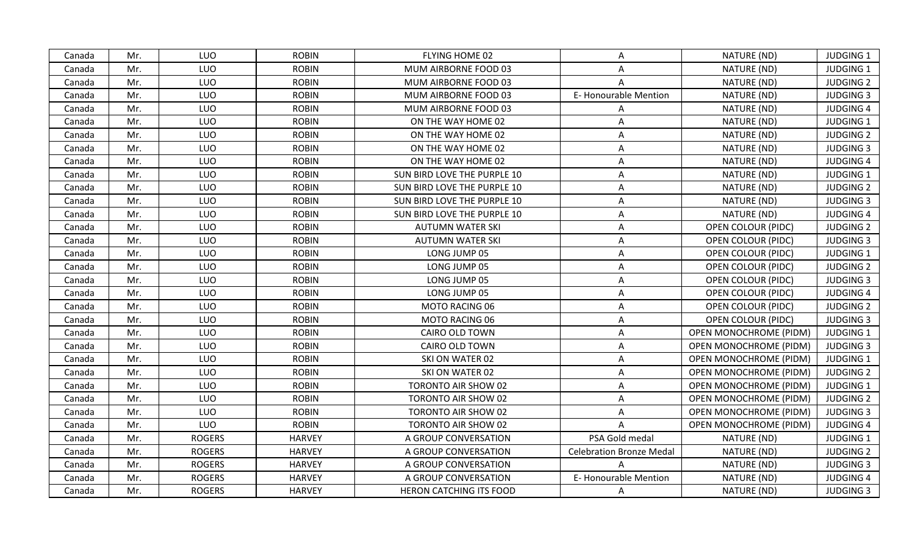| Canada | Mr. | LUO | ROBIN | FLYING HOME 02 | A | NATURE (ND) | JUDGING 1 |
|---|---|---|---|---|---|---|---|
| Canada | Mr. | LUO | ROBIN | MUM AIRBORNE FOOD 03 | A | NATURE (ND) | JUDGING 1 |
| Canada | Mr. | LUO | ROBIN | MUM AIRBORNE FOOD 03 | A | NATURE (ND) | JUDGING 2 |
| Canada | Mr. | LUO | ROBIN | MUM AIRBORNE FOOD 03 | E- Honourable Mention | NATURE (ND) | JUDGING 3 |
| Canada | Mr. | LUO | ROBIN | MUM AIRBORNE FOOD 03 | A | NATURE (ND) | JUDGING 4 |
| Canada | Mr. | LUO | ROBIN | ON THE WAY HOME 02 | A | NATURE (ND) | JUDGING 1 |
| Canada | Mr. | LUO | ROBIN | ON THE WAY HOME 02 | A | NATURE (ND) | JUDGING 2 |
| Canada | Mr. | LUO | ROBIN | ON THE WAY HOME 02 | A | NATURE (ND) | JUDGING 3 |
| Canada | Mr. | LUO | ROBIN | ON THE WAY HOME 02 | A | NATURE (ND) | JUDGING 4 |
| Canada | Mr. | LUO | ROBIN | SUN BIRD LOVE THE PURPLE 10 | A | NATURE (ND) | JUDGING 1 |
| Canada | Mr. | LUO | ROBIN | SUN BIRD LOVE THE PURPLE 10 | A | NATURE (ND) | JUDGING 2 |
| Canada | Mr. | LUO | ROBIN | SUN BIRD LOVE THE PURPLE 10 | A | NATURE (ND) | JUDGING 3 |
| Canada | Mr. | LUO | ROBIN | SUN BIRD LOVE THE PURPLE 10 | A | NATURE (ND) | JUDGING 4 |
| Canada | Mr. | LUO | ROBIN | AUTUMN WATER SKI | A | OPEN COLOUR (PIDC) | JUDGING 2 |
| Canada | Mr. | LUO | ROBIN | AUTUMN WATER SKI | A | OPEN COLOUR (PIDC) | JUDGING 3 |
| Canada | Mr. | LUO | ROBIN | LONG JUMP 05 | A | OPEN COLOUR (PIDC) | JUDGING 1 |
| Canada | Mr. | LUO | ROBIN | LONG JUMP 05 | A | OPEN COLOUR (PIDC) | JUDGING 2 |
| Canada | Mr. | LUO | ROBIN | LONG JUMP 05 | A | OPEN COLOUR (PIDC) | JUDGING 3 |
| Canada | Mr. | LUO | ROBIN | LONG JUMP 05 | A | OPEN COLOUR (PIDC) | JUDGING 4 |
| Canada | Mr. | LUO | ROBIN | MOTO RACING 06 | A | OPEN COLOUR (PIDC) | JUDGING 2 |
| Canada | Mr. | LUO | ROBIN | MOTO RACING 06 | A | OPEN COLOUR (PIDC) | JUDGING 3 |
| Canada | Mr. | LUO | ROBIN | CAIRO OLD TOWN | A | OPEN MONOCHROME (PIDM) | JUDGING 1 |
| Canada | Mr. | LUO | ROBIN | CAIRO OLD TOWN | A | OPEN MONOCHROME (PIDM) | JUDGING 3 |
| Canada | Mr. | LUO | ROBIN | SKI ON WATER 02 | A | OPEN MONOCHROME (PIDM) | JUDGING 1 |
| Canada | Mr. | LUO | ROBIN | SKI ON WATER 02 | A | OPEN MONOCHROME (PIDM) | JUDGING 2 |
| Canada | Mr. | LUO | ROBIN | TORONTO AIR SHOW 02 | A | OPEN MONOCHROME (PIDM) | JUDGING 1 |
| Canada | Mr. | LUO | ROBIN | TORONTO AIR SHOW 02 | A | OPEN MONOCHROME (PIDM) | JUDGING 2 |
| Canada | Mr. | LUO | ROBIN | TORONTO AIR SHOW 02 | A | OPEN MONOCHROME (PIDM) | JUDGING 3 |
| Canada | Mr. | LUO | ROBIN | TORONTO AIR SHOW 02 | A | OPEN MONOCHROME (PIDM) | JUDGING 4 |
| Canada | Mr. | ROGERS | HARVEY | A GROUP CONVERSATION | PSA Gold medal | NATURE (ND) | JUDGING 1 |
| Canada | Mr. | ROGERS | HARVEY | A GROUP CONVERSATION | Celebration Bronze Medal | NATURE (ND) | JUDGING 2 |
| Canada | Mr. | ROGERS | HARVEY | A GROUP CONVERSATION | A | NATURE (ND) | JUDGING 3 |
| Canada | Mr. | ROGERS | HARVEY | A GROUP CONVERSATION | E- Honourable Mention | NATURE (ND) | JUDGING 4 |
| Canada | Mr. | ROGERS | HARVEY | HERON CATCHING ITS FOOD | A | NATURE (ND) | JUDGING 3 |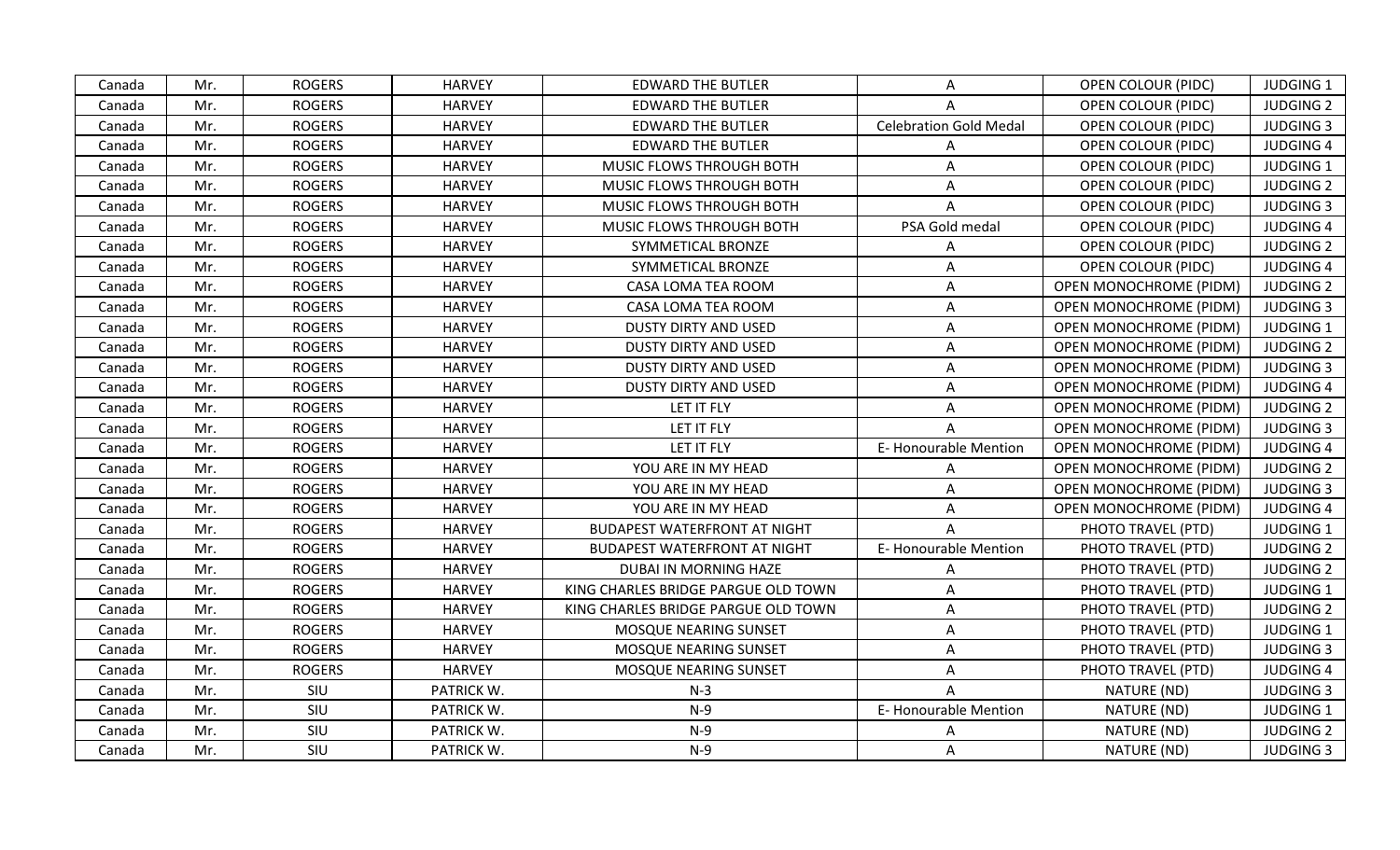| Canada | Mr. | ROGERS | HARVEY | EDWARD THE BUTLER | A | OPEN COLOUR (PIDC) | JUDGING 1 |
|---|---|---|---|---|---|---|---|
| Canada | Mr. | ROGERS | HARVEY | EDWARD THE BUTLER | A | OPEN COLOUR (PIDC) | JUDGING 2 |
| Canada | Mr. | ROGERS | HARVEY | EDWARD THE BUTLER | Celebration Gold Medal | OPEN COLOUR (PIDC) | JUDGING 3 |
| Canada | Mr. | ROGERS | HARVEY | EDWARD THE BUTLER | A | OPEN COLOUR (PIDC) | JUDGING 4 |
| Canada | Mr. | ROGERS | HARVEY | MUSIC FLOWS THROUGH BOTH | A | OPEN COLOUR (PIDC) | JUDGING 1 |
| Canada | Mr. | ROGERS | HARVEY | MUSIC FLOWS THROUGH BOTH | A | OPEN COLOUR (PIDC) | JUDGING 2 |
| Canada | Mr. | ROGERS | HARVEY | MUSIC FLOWS THROUGH BOTH | A | OPEN COLOUR (PIDC) | JUDGING 3 |
| Canada | Mr. | ROGERS | HARVEY | MUSIC FLOWS THROUGH BOTH | PSA Gold medal | OPEN COLOUR (PIDC) | JUDGING 4 |
| Canada | Mr. | ROGERS | HARVEY | SYMMETICAL BRONZE | A | OPEN COLOUR (PIDC) | JUDGING 2 |
| Canada | Mr. | ROGERS | HARVEY | SYMMETICAL BRONZE | A | OPEN COLOUR (PIDC) | JUDGING 4 |
| Canada | Mr. | ROGERS | HARVEY | CASA LOMA TEA ROOM | A | OPEN MONOCHROME (PIDM) | JUDGING 2 |
| Canada | Mr. | ROGERS | HARVEY | CASA LOMA TEA ROOM | A | OPEN MONOCHROME (PIDM) | JUDGING 3 |
| Canada | Mr. | ROGERS | HARVEY | DUSTY DIRTY AND USED | A | OPEN MONOCHROME (PIDM) | JUDGING 1 |
| Canada | Mr. | ROGERS | HARVEY | DUSTY DIRTY AND USED | A | OPEN MONOCHROME (PIDM) | JUDGING 2 |
| Canada | Mr. | ROGERS | HARVEY | DUSTY DIRTY AND USED | A | OPEN MONOCHROME (PIDM) | JUDGING 3 |
| Canada | Mr. | ROGERS | HARVEY | DUSTY DIRTY AND USED | A | OPEN MONOCHROME (PIDM) | JUDGING 4 |
| Canada | Mr. | ROGERS | HARVEY | LET IT FLY | A | OPEN MONOCHROME (PIDM) | JUDGING 2 |
| Canada | Mr. | ROGERS | HARVEY | LET IT FLY | A | OPEN MONOCHROME (PIDM) | JUDGING 3 |
| Canada | Mr. | ROGERS | HARVEY | LET IT FLY | E- Honourable Mention | OPEN MONOCHROME (PIDM) | JUDGING 4 |
| Canada | Mr. | ROGERS | HARVEY | YOU ARE IN MY HEAD | A | OPEN MONOCHROME (PIDM) | JUDGING 2 |
| Canada | Mr. | ROGERS | HARVEY | YOU ARE IN MY HEAD | A | OPEN MONOCHROME (PIDM) | JUDGING 3 |
| Canada | Mr. | ROGERS | HARVEY | YOU ARE IN MY HEAD | A | OPEN MONOCHROME (PIDM) | JUDGING 4 |
| Canada | Mr. | ROGERS | HARVEY | BUDAPEST WATERFRONT AT NIGHT | A | PHOTO TRAVEL (PTD) | JUDGING 1 |
| Canada | Mr. | ROGERS | HARVEY | BUDAPEST WATERFRONT AT NIGHT | E- Honourable Mention | PHOTO TRAVEL (PTD) | JUDGING 2 |
| Canada | Mr. | ROGERS | HARVEY | DUBAI IN MORNING HAZE | A | PHOTO TRAVEL (PTD) | JUDGING 2 |
| Canada | Mr. | ROGERS | HARVEY | KING CHARLES BRIDGE PARGUE OLD TOWN | A | PHOTO TRAVEL (PTD) | JUDGING 1 |
| Canada | Mr. | ROGERS | HARVEY | KING CHARLES BRIDGE PARGUE OLD TOWN | A | PHOTO TRAVEL (PTD) | JUDGING 2 |
| Canada | Mr. | ROGERS | HARVEY | MOSQUE NEARING SUNSET | A | PHOTO TRAVEL (PTD) | JUDGING 1 |
| Canada | Mr. | ROGERS | HARVEY | MOSQUE NEARING SUNSET | A | PHOTO TRAVEL (PTD) | JUDGING 3 |
| Canada | Mr. | ROGERS | HARVEY | MOSQUE NEARING SUNSET | A | PHOTO TRAVEL (PTD) | JUDGING 4 |
| Canada | Mr. | SIU | PATRICK W. | N-3 | A | NATURE (ND) | JUDGING 3 |
| Canada | Mr. | SIU | PATRICK W. | N-9 | E- Honourable Mention | NATURE (ND) | JUDGING 1 |
| Canada | Mr. | SIU | PATRICK W. | N-9 | A | NATURE (ND) | JUDGING 2 |
| Canada | Mr. | SIU | PATRICK W. | N-9 | A | NATURE (ND) | JUDGING 3 |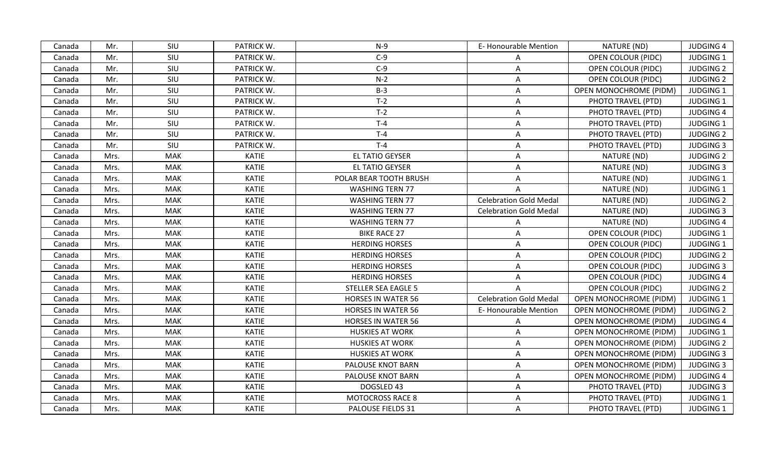| Canada | Mr. | SIU | PATRICK W. | N-9 | E- Honourable Mention | NATURE (ND) | JUDGING 4 |
|---|---|---|---|---|---|---|---|
| Canada | Mr. | SIU | PATRICK W. | C-9 | A | OPEN COLOUR (PIDC) | JUDGING 1 |
| Canada | Mr. | SIU | PATRICK W. | C-9 | A | OPEN COLOUR (PIDC) | JUDGING 2 |
| Canada | Mr. | SIU | PATRICK W. | N-2 | A | OPEN COLOUR (PIDC) | JUDGING 2 |
| Canada | Mr. | SIU | PATRICK W. | B-3 | A | OPEN MONOCHROME (PIDM) | JUDGING 1 |
| Canada | Mr. | SIU | PATRICK W. | T-2 | A | PHOTO TRAVEL (PTD) | JUDGING 1 |
| Canada | Mr. | SIU | PATRICK W. | T-2 | A | PHOTO TRAVEL (PTD) | JUDGING 4 |
| Canada | Mr. | SIU | PATRICK W. | T-4 | A | PHOTO TRAVEL (PTD) | JUDGING 1 |
| Canada | Mr. | SIU | PATRICK W. | T-4 | A | PHOTO TRAVEL (PTD) | JUDGING 2 |
| Canada | Mr. | SIU | PATRICK W. | T-4 | A | PHOTO TRAVEL (PTD) | JUDGING 3 |
| Canada | Mrs. | MAK | KATIE | EL TATIO GEYSER | A | NATURE (ND) | JUDGING 2 |
| Canada | Mrs. | MAK | KATIE | EL TATIO GEYSER | A | NATURE (ND) | JUDGING 3 |
| Canada | Mrs. | MAK | KATIE | POLAR BEAR TOOTH BRUSH | A | NATURE (ND) | JUDGING 1 |
| Canada | Mrs. | MAK | KATIE | WASHING TERN 77 | A | NATURE (ND) | JUDGING 1 |
| Canada | Mrs. | MAK | KATIE | WASHING TERN 77 | Celebration Gold Medal | NATURE (ND) | JUDGING 2 |
| Canada | Mrs. | MAK | KATIE | WASHING TERN 77 | Celebration Gold Medal | NATURE (ND) | JUDGING 3 |
| Canada | Mrs. | MAK | KATIE | WASHING TERN 77 | A | NATURE (ND) | JUDGING 4 |
| Canada | Mrs. | MAK | KATIE | BIKE RACE 27 | A | OPEN COLOUR (PIDC) | JUDGING 1 |
| Canada | Mrs. | MAK | KATIE | HERDING HORSES | A | OPEN COLOUR (PIDC) | JUDGING 1 |
| Canada | Mrs. | MAK | KATIE | HERDING HORSES | A | OPEN COLOUR (PIDC) | JUDGING 2 |
| Canada | Mrs. | MAK | KATIE | HERDING HORSES | A | OPEN COLOUR (PIDC) | JUDGING 3 |
| Canada | Mrs. | MAK | KATIE | HERDING HORSES | A | OPEN COLOUR (PIDC) | JUDGING 4 |
| Canada | Mrs. | MAK | KATIE | STELLER SEA EAGLE 5 | A | OPEN COLOUR (PIDC) | JUDGING 2 |
| Canada | Mrs. | MAK | KATIE | HORSES IN WATER 56 | Celebration Gold Medal | OPEN MONOCHROME (PIDM) | JUDGING 1 |
| Canada | Mrs. | MAK | KATIE | HORSES IN WATER 56 | E- Honourable Mention | OPEN MONOCHROME (PIDM) | JUDGING 2 |
| Canada | Mrs. | MAK | KATIE | HORSES IN WATER 56 | A | OPEN MONOCHROME (PIDM) | JUDGING 4 |
| Canada | Mrs. | MAK | KATIE | HUSKIES AT WORK | A | OPEN MONOCHROME (PIDM) | JUDGING 1 |
| Canada | Mrs. | MAK | KATIE | HUSKIES AT WORK | A | OPEN MONOCHROME (PIDM) | JUDGING 2 |
| Canada | Mrs. | MAK | KATIE | HUSKIES AT WORK | A | OPEN MONOCHROME (PIDM) | JUDGING 3 |
| Canada | Mrs. | MAK | KATIE | PALOUSE KNOT BARN | A | OPEN MONOCHROME (PIDM) | JUDGING 3 |
| Canada | Mrs. | MAK | KATIE | PALOUSE KNOT BARN | A | OPEN MONOCHROME (PIDM) | JUDGING 4 |
| Canada | Mrs. | MAK | KATIE | DOGSLED 43 | A | PHOTO TRAVEL (PTD) | JUDGING 3 |
| Canada | Mrs. | MAK | KATIE | MOTOCROSS RACE 8 | A | PHOTO TRAVEL (PTD) | JUDGING 1 |
| Canada | Mrs. | MAK | KATIE | PALOUSE FIELDS 31 | A | PHOTO TRAVEL (PTD) | JUDGING 1 |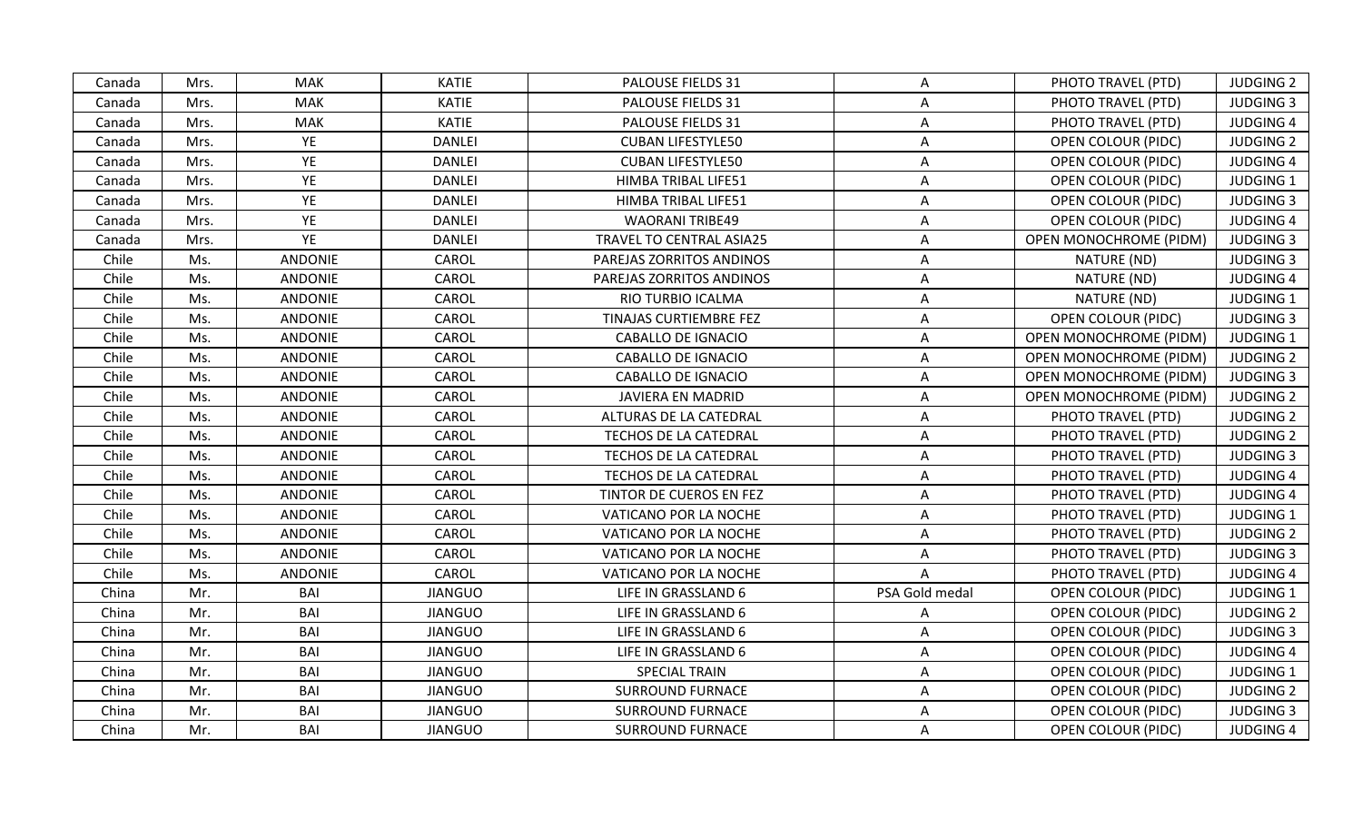| Canada | Mrs. | MAK | KATIE | PALOUSE FIELDS 31 | A | PHOTO TRAVEL (PTD) | JUDGING 2 |
|---|---|---|---|---|---|---|---|
| Canada | Mrs. | MAK | KATIE | PALOUSE FIELDS 31 | A | PHOTO TRAVEL (PTD) | JUDGING 3 |
| Canada | Mrs. | MAK | KATIE | PALOUSE FIELDS 31 | A | PHOTO TRAVEL (PTD) | JUDGING 4 |
| Canada | Mrs. | YE | DANLEI | CUBAN LIFESTYLE50 | A | OPEN COLOUR (PIDC) | JUDGING 2 |
| Canada | Mrs. | YE | DANLEI | CUBAN LIFESTYLE50 | A | OPEN COLOUR (PIDC) | JUDGING 4 |
| Canada | Mrs. | YE | DANLEI | HIMBA TRIBAL LIFE51 | A | OPEN COLOUR (PIDC) | JUDGING 1 |
| Canada | Mrs. | YE | DANLEI | HIMBA TRIBAL LIFE51 | A | OPEN COLOUR (PIDC) | JUDGING 3 |
| Canada | Mrs. | YE | DANLEI | WAORANI TRIBE49 | A | OPEN COLOUR (PIDC) | JUDGING 4 |
| Canada | Mrs. | YE | DANLEI | TRAVEL TO CENTRAL ASIA25 | A | OPEN MONOCHROME (PIDM) | JUDGING 3 |
| Chile | Ms. | ANDONIE | CAROL | PAREJAS ZORRITOS ANDINOS | A | NATURE (ND) | JUDGING 3 |
| Chile | Ms. | ANDONIE | CAROL | PAREJAS ZORRITOS ANDINOS | A | NATURE (ND) | JUDGING 4 |
| Chile | Ms. | ANDONIE | CAROL | RIO TURBIO ICALMA | A | NATURE (ND) | JUDGING 1 |
| Chile | Ms. | ANDONIE | CAROL | TINAJAS CURTIEMBRE FEZ | A | OPEN COLOUR (PIDC) | JUDGING 3 |
| Chile | Ms. | ANDONIE | CAROL | CABALLO DE IGNACIO | A | OPEN MONOCHROME (PIDM) | JUDGING 1 |
| Chile | Ms. | ANDONIE | CAROL | CABALLO DE IGNACIO | A | OPEN MONOCHROME (PIDM) | JUDGING 2 |
| Chile | Ms. | ANDONIE | CAROL | CABALLO DE IGNACIO | A | OPEN MONOCHROME (PIDM) | JUDGING 3 |
| Chile | Ms. | ANDONIE | CAROL | JAVIERA EN MADRID | A | OPEN MONOCHROME (PIDM) | JUDGING 2 |
| Chile | Ms. | ANDONIE | CAROL | ALTURAS DE LA CATEDRAL | A | PHOTO TRAVEL (PTD) | JUDGING 2 |
| Chile | Ms. | ANDONIE | CAROL | TECHOS DE LA CATEDRAL | A | PHOTO TRAVEL (PTD) | JUDGING 2 |
| Chile | Ms. | ANDONIE | CAROL | TECHOS DE LA CATEDRAL | A | PHOTO TRAVEL (PTD) | JUDGING 3 |
| Chile | Ms. | ANDONIE | CAROL | TECHOS DE LA CATEDRAL | A | PHOTO TRAVEL (PTD) | JUDGING 4 |
| Chile | Ms. | ANDONIE | CAROL | TINTOR DE CUEROS EN FEZ | A | PHOTO TRAVEL (PTD) | JUDGING 4 |
| Chile | Ms. | ANDONIE | CAROL | VATICANO POR LA NOCHE | A | PHOTO TRAVEL (PTD) | JUDGING 1 |
| Chile | Ms. | ANDONIE | CAROL | VATICANO POR LA NOCHE | A | PHOTO TRAVEL (PTD) | JUDGING 2 |
| Chile | Ms. | ANDONIE | CAROL | VATICANO POR LA NOCHE | A | PHOTO TRAVEL (PTD) | JUDGING 3 |
| Chile | Ms. | ANDONIE | CAROL | VATICANO POR LA NOCHE | A | PHOTO TRAVEL (PTD) | JUDGING 4 |
| China | Mr. | BAI | JIANGUO | LIFE IN GRASSLAND 6 | PSA Gold medal | OPEN COLOUR (PIDC) | JUDGING 1 |
| China | Mr. | BAI | JIANGUO | LIFE IN GRASSLAND 6 | A | OPEN COLOUR (PIDC) | JUDGING 2 |
| China | Mr. | BAI | JIANGUO | LIFE IN GRASSLAND 6 | A | OPEN COLOUR (PIDC) | JUDGING 3 |
| China | Mr. | BAI | JIANGUO | LIFE IN GRASSLAND 6 | A | OPEN COLOUR (PIDC) | JUDGING 4 |
| China | Mr. | BAI | JIANGUO | SPECIAL TRAIN | A | OPEN COLOUR (PIDC) | JUDGING 1 |
| China | Mr. | BAI | JIANGUO | SURROUND FURNACE | A | OPEN COLOUR (PIDC) | JUDGING 2 |
| China | Mr. | BAI | JIANGUO | SURROUND FURNACE | A | OPEN COLOUR (PIDC) | JUDGING 3 |
| China | Mr. | BAI | JIANGUO | SURROUND FURNACE | A | OPEN COLOUR (PIDC) | JUDGING 4 |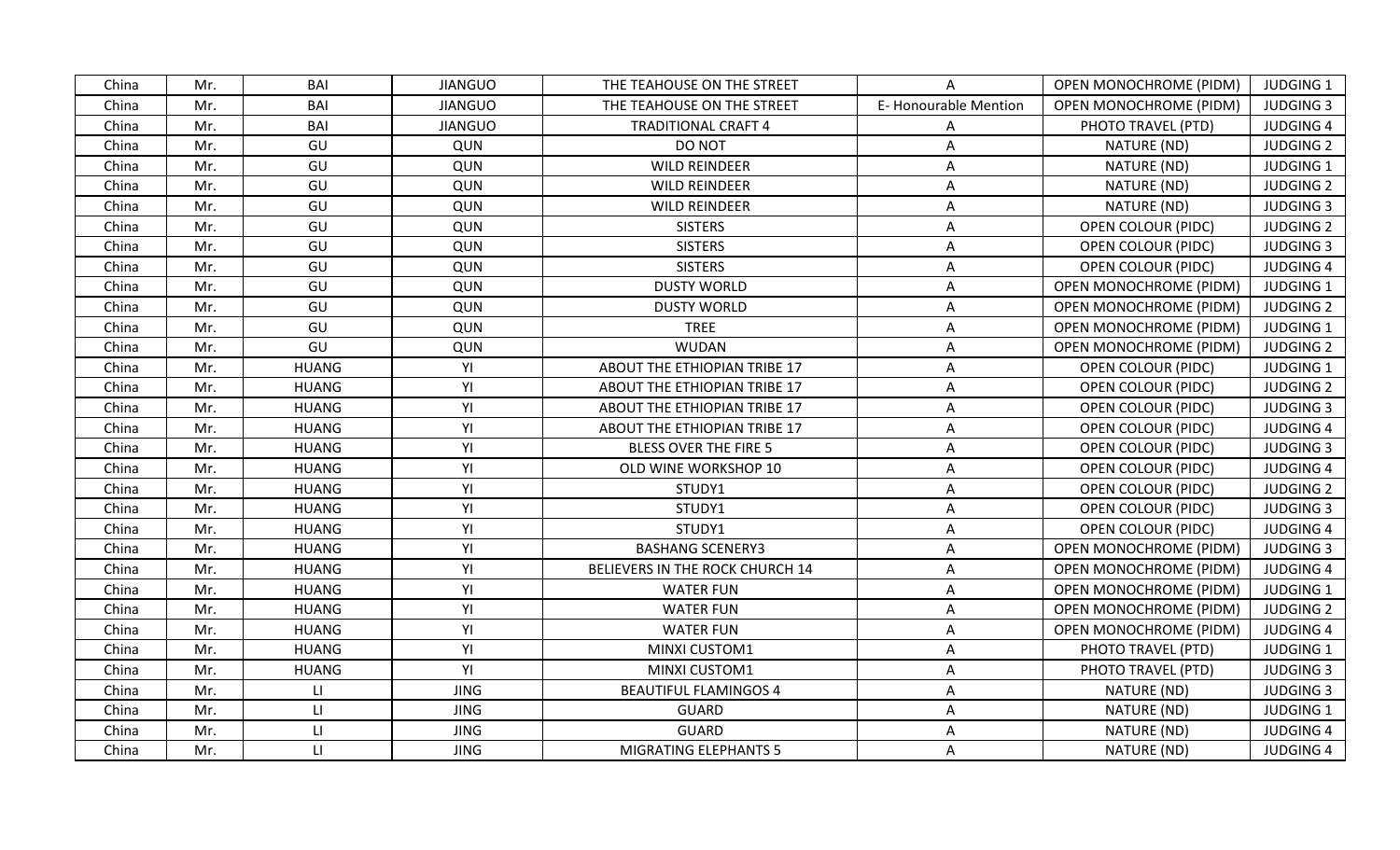| | | | | | | | |
|---|---|---|---|---|---|---|---|
| China | Mr. | BAI | JIANGUO | THE TEAHOUSE ON THE STREET | A | OPEN MONOCHROME (PIDM) | JUDGING 1 |
| China | Mr. | BAI | JIANGUO | THE TEAHOUSE ON THE STREET | E- Honourable Mention | OPEN MONOCHROME (PIDM) | JUDGING 3 |
| China | Mr. | BAI | JIANGUO | TRADITIONAL CRAFT 4 | A | PHOTO TRAVEL (PTD) | JUDGING 4 |
| China | Mr. | GU | QUN | DO NOT | A | NATURE (ND) | JUDGING 2 |
| China | Mr. | GU | QUN | WILD REINDEER | A | NATURE (ND) | JUDGING 1 |
| China | Mr. | GU | QUN | WILD REINDEER | A | NATURE (ND) | JUDGING 2 |
| China | Mr. | GU | QUN | WILD REINDEER | A | NATURE (ND) | JUDGING 3 |
| China | Mr. | GU | QUN | SISTERS | A | OPEN COLOUR (PIDC) | JUDGING 2 |
| China | Mr. | GU | QUN | SISTERS | A | OPEN COLOUR (PIDC) | JUDGING 3 |
| China | Mr. | GU | QUN | SISTERS | A | OPEN COLOUR (PIDC) | JUDGING 4 |
| China | Mr. | GU | QUN | DUSTY WORLD | A | OPEN MONOCHROME (PIDM) | JUDGING 1 |
| China | Mr. | GU | QUN | DUSTY WORLD | A | OPEN MONOCHROME (PIDM) | JUDGING 2 |
| China | Mr. | GU | QUN | TREE | A | OPEN MONOCHROME (PIDM) | JUDGING 1 |
| China | Mr. | GU | QUN | WUDAN | A | OPEN MONOCHROME (PIDM) | JUDGING 2 |
| China | Mr. | HUANG | YI | ABOUT THE ETHIOPIAN TRIBE 17 | A | OPEN COLOUR (PIDC) | JUDGING 1 |
| China | Mr. | HUANG | YI | ABOUT THE ETHIOPIAN TRIBE 17 | A | OPEN COLOUR (PIDC) | JUDGING 2 |
| China | Mr. | HUANG | YI | ABOUT THE ETHIOPIAN TRIBE 17 | A | OPEN COLOUR (PIDC) | JUDGING 3 |
| China | Mr. | HUANG | YI | ABOUT THE ETHIOPIAN TRIBE 17 | A | OPEN COLOUR (PIDC) | JUDGING 4 |
| China | Mr. | HUANG | YI | BLESS OVER THE FIRE 5 | A | OPEN COLOUR (PIDC) | JUDGING 3 |
| China | Mr. | HUANG | YI | OLD WINE WORKSHOP 10 | A | OPEN COLOUR (PIDC) | JUDGING 4 |
| China | Mr. | HUANG | YI | STUDY1 | A | OPEN COLOUR (PIDC) | JUDGING 2 |
| China | Mr. | HUANG | YI | STUDY1 | A | OPEN COLOUR (PIDC) | JUDGING 3 |
| China | Mr. | HUANG | YI | STUDY1 | A | OPEN COLOUR (PIDC) | JUDGING 4 |
| China | Mr. | HUANG | YI | BASHANG SCENERY3 | A | OPEN MONOCHROME (PIDM) | JUDGING 3 |
| China | Mr. | HUANG | YI | BELIEVERS IN THE ROCK CHURCH 14 | A | OPEN MONOCHROME (PIDM) | JUDGING 4 |
| China | Mr. | HUANG | YI | WATER FUN | A | OPEN MONOCHROME (PIDM) | JUDGING 1 |
| China | Mr. | HUANG | YI | WATER FUN | A | OPEN MONOCHROME (PIDM) | JUDGING 2 |
| China | Mr. | HUANG | YI | WATER FUN | A | OPEN MONOCHROME (PIDM) | JUDGING 4 |
| China | Mr. | HUANG | YI | MINXI CUSTOM1 | A | PHOTO TRAVEL (PTD) | JUDGING 1 |
| China | Mr. | HUANG | YI | MINXI CUSTOM1 | A | PHOTO TRAVEL (PTD) | JUDGING 3 |
| China | Mr. | LI | JING | BEAUTIFUL FLAMINGOS 4 | A | NATURE (ND) | JUDGING 3 |
| China | Mr. | LI | JING | GUARD | A | NATURE (ND) | JUDGING 1 |
| China | Mr. | LI | JING | GUARD | A | NATURE (ND) | JUDGING 4 |
| China | Mr. | LI | JING | MIGRATING ELEPHANTS 5 | A | NATURE (ND) | JUDGING 4 |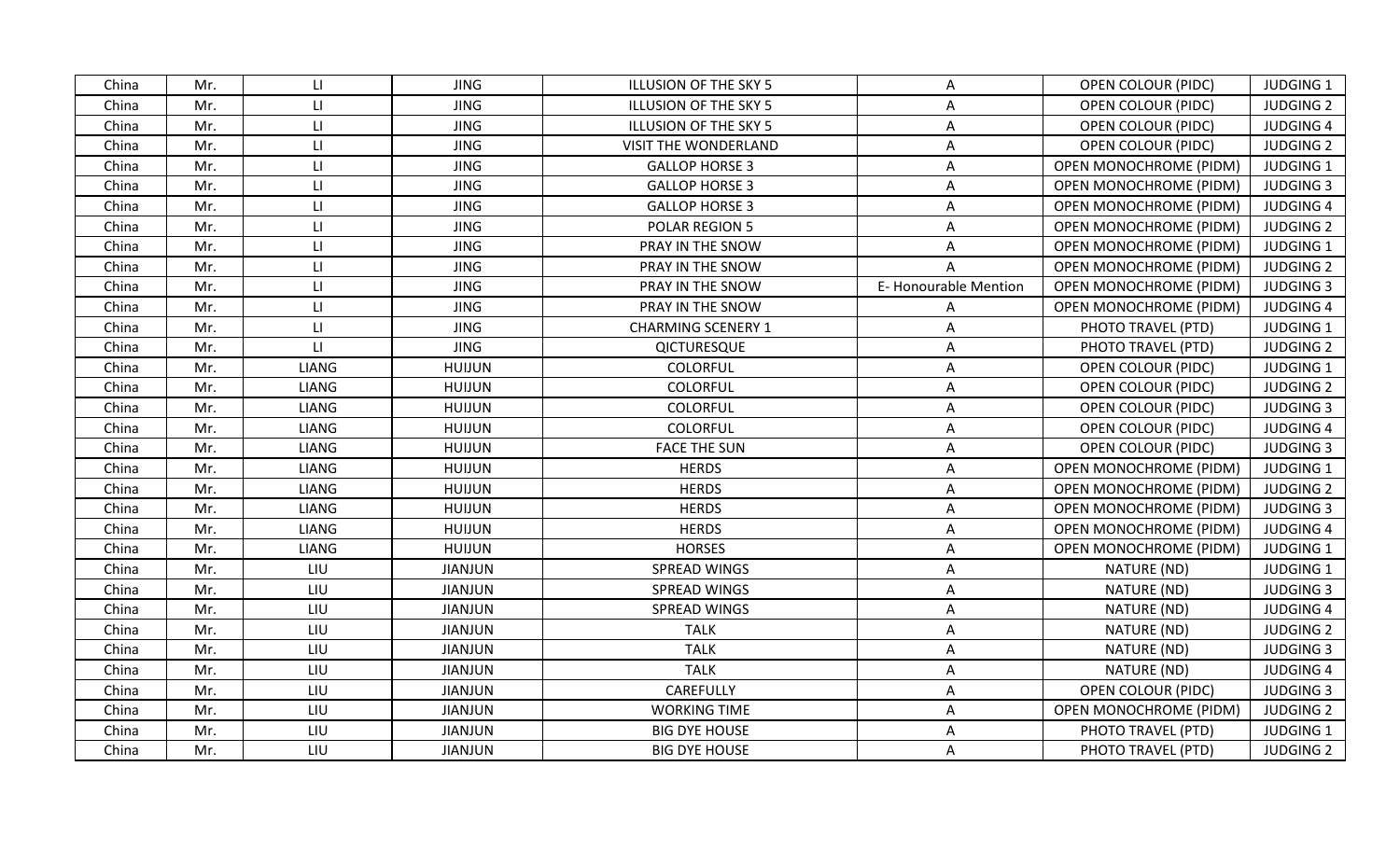| China | Mr. | LI | JING | ILLUSION OF THE SKY 5 | A | OPEN COLOUR (PIDC) | JUDGING 1 |
|---|---|---|---|---|---|---|---|
| China | Mr. | LI | JING | ILLUSION OF THE SKY 5 | A | OPEN COLOUR (PIDC) | JUDGING 2 |
| China | Mr. | LI | JING | ILLUSION OF THE SKY 5 | A | OPEN COLOUR (PIDC) | JUDGING 4 |
| China | Mr. | LI | JING | VISIT THE WONDERLAND | A | OPEN COLOUR (PIDC) | JUDGING 2 |
| China | Mr. | LI | JING | GALLOP HORSE 3 | A | OPEN MONOCHROME (PIDM) | JUDGING 1 |
| China | Mr. | LI | JING | GALLOP HORSE 3 | A | OPEN MONOCHROME (PIDM) | JUDGING 3 |
| China | Mr. | LI | JING | GALLOP HORSE 3 | A | OPEN MONOCHROME (PIDM) | JUDGING 4 |
| China | Mr. | LI | JING | POLAR REGION 5 | A | OPEN MONOCHROME (PIDM) | JUDGING 2 |
| China | Mr. | LI | JING | PRAY IN THE SNOW | A | OPEN MONOCHROME (PIDM) | JUDGING 1 |
| China | Mr. | LI | JING | PRAY IN THE SNOW | A | OPEN MONOCHROME (PIDM) | JUDGING 2 |
| China | Mr. | LI | JING | PRAY IN THE SNOW | E- Honourable Mention | OPEN MONOCHROME (PIDM) | JUDGING 3 |
| China | Mr. | LI | JING | PRAY IN THE SNOW | A | OPEN MONOCHROME (PIDM) | JUDGING 4 |
| China | Mr. | LI | JING | CHARMING SCENERY 1 | A | PHOTO TRAVEL (PTD) | JUDGING 1 |
| China | Mr. | LI | JING | QICTURESQUE | A | PHOTO TRAVEL (PTD) | JUDGING 2 |
| China | Mr. | LIANG | HUIJUN | COLORFUL | A | OPEN COLOUR (PIDC) | JUDGING 1 |
| China | Mr. | LIANG | HUIJUN | COLORFUL | A | OPEN COLOUR (PIDC) | JUDGING 2 |
| China | Mr. | LIANG | HUIJUN | COLORFUL | A | OPEN COLOUR (PIDC) | JUDGING 3 |
| China | Mr. | LIANG | HUIJUN | COLORFUL | A | OPEN COLOUR (PIDC) | JUDGING 4 |
| China | Mr. | LIANG | HUIJUN | FACE THE SUN | A | OPEN COLOUR (PIDC) | JUDGING 3 |
| China | Mr. | LIANG | HUIJUN | HERDS | A | OPEN MONOCHROME (PIDM) | JUDGING 1 |
| China | Mr. | LIANG | HUIJUN | HERDS | A | OPEN MONOCHROME (PIDM) | JUDGING 2 |
| China | Mr. | LIANG | HUIJUN | HERDS | A | OPEN MONOCHROME (PIDM) | JUDGING 3 |
| China | Mr. | LIANG | HUIJUN | HERDS | A | OPEN MONOCHROME (PIDM) | JUDGING 4 |
| China | Mr. | LIANG | HUIJUN | HORSES | A | OPEN MONOCHROME (PIDM) | JUDGING 1 |
| China | Mr. | LIU | JIANJUN | SPREAD WINGS | A | NATURE (ND) | JUDGING 1 |
| China | Mr. | LIU | JIANJUN | SPREAD WINGS | A | NATURE (ND) | JUDGING 3 |
| China | Mr. | LIU | JIANJUN | SPREAD WINGS | A | NATURE (ND) | JUDGING 4 |
| China | Mr. | LIU | JIANJUN | TALK | A | NATURE (ND) | JUDGING 2 |
| China | Mr. | LIU | JIANJUN | TALK | A | NATURE (ND) | JUDGING 3 |
| China | Mr. | LIU | JIANJUN | TALK | A | NATURE (ND) | JUDGING 4 |
| China | Mr. | LIU | JIANJUN | CAREFULLY | A | OPEN COLOUR (PIDC) | JUDGING 3 |
| China | Mr. | LIU | JIANJUN | WORKING TIME | A | OPEN MONOCHROME (PIDM) | JUDGING 2 |
| China | Mr. | LIU | JIANJUN | BIG DYE HOUSE | A | PHOTO TRAVEL (PTD) | JUDGING 1 |
| China | Mr. | LIU | JIANJUN | BIG DYE HOUSE | A | PHOTO TRAVEL (PTD) | JUDGING 2 |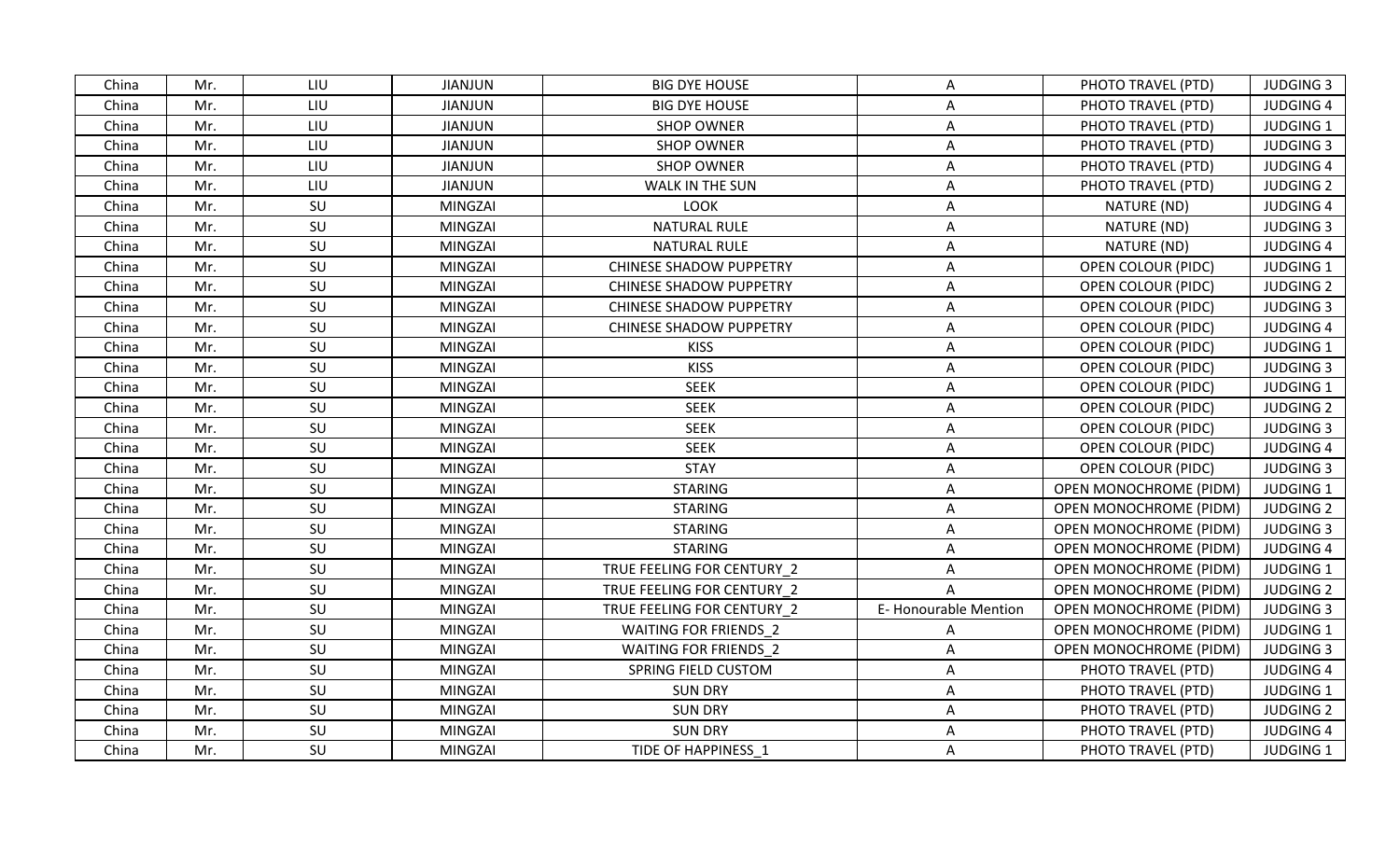| China | Mr. | LIU | JIANJUN | BIG DYE HOUSE | A | PHOTO TRAVEL (PTD) | JUDGING 3 |
|---|---|---|---|---|---|---|---|
| China | Mr. | LIU | JIANJUN | BIG DYE HOUSE | A | PHOTO TRAVEL (PTD) | JUDGING 4 |
| China | Mr. | LIU | JIANJUN | SHOP OWNER | A | PHOTO TRAVEL (PTD) | JUDGING 1 |
| China | Mr. | LIU | JIANJUN | SHOP OWNER | A | PHOTO TRAVEL (PTD) | JUDGING 3 |
| China | Mr. | LIU | JIANJUN | SHOP OWNER | A | PHOTO TRAVEL (PTD) | JUDGING 4 |
| China | Mr. | LIU | JIANJUN | WALK IN THE SUN | A | PHOTO TRAVEL (PTD) | JUDGING 2 |
| China | Mr. | SU | MINGZAI | LOOK | A | NATURE (ND) | JUDGING 4 |
| China | Mr. | SU | MINGZAI | NATURAL RULE | A | NATURE (ND) | JUDGING 3 |
| China | Mr. | SU | MINGZAI | NATURAL RULE | A | NATURE (ND) | JUDGING 4 |
| China | Mr. | SU | MINGZAI | CHINESE SHADOW PUPPETRY | A | OPEN COLOUR (PIDC) | JUDGING 1 |
| China | Mr. | SU | MINGZAI | CHINESE SHADOW PUPPETRY | A | OPEN COLOUR (PIDC) | JUDGING 2 |
| China | Mr. | SU | MINGZAI | CHINESE SHADOW PUPPETRY | A | OPEN COLOUR (PIDC) | JUDGING 3 |
| China | Mr. | SU | MINGZAI | CHINESE SHADOW PUPPETRY | A | OPEN COLOUR (PIDC) | JUDGING 4 |
| China | Mr. | SU | MINGZAI | KISS | A | OPEN COLOUR (PIDC) | JUDGING 1 |
| China | Mr. | SU | MINGZAI | KISS | A | OPEN COLOUR (PIDC) | JUDGING 3 |
| China | Mr. | SU | MINGZAI | SEEK | A | OPEN COLOUR (PIDC) | JUDGING 1 |
| China | Mr. | SU | MINGZAI | SEEK | A | OPEN COLOUR (PIDC) | JUDGING 2 |
| China | Mr. | SU | MINGZAI | SEEK | A | OPEN COLOUR (PIDC) | JUDGING 3 |
| China | Mr. | SU | MINGZAI | SEEK | A | OPEN COLOUR (PIDC) | JUDGING 4 |
| China | Mr. | SU | MINGZAI | STAY | A | OPEN COLOUR (PIDC) | JUDGING 3 |
| China | Mr. | SU | MINGZAI | STARING | A | OPEN MONOCHROME (PIDM) | JUDGING 1 |
| China | Mr. | SU | MINGZAI | STARING | A | OPEN MONOCHROME (PIDM) | JUDGING 2 |
| China | Mr. | SU | MINGZAI | STARING | A | OPEN MONOCHROME (PIDM) | JUDGING 3 |
| China | Mr. | SU | MINGZAI | STARING | A | OPEN MONOCHROME (PIDM) | JUDGING 4 |
| China | Mr. | SU | MINGZAI | TRUE FEELING FOR CENTURY_2 | A | OPEN MONOCHROME (PIDM) | JUDGING 1 |
| China | Mr. | SU | MINGZAI | TRUE FEELING FOR CENTURY_2 | A | OPEN MONOCHROME (PIDM) | JUDGING 2 |
| China | Mr. | SU | MINGZAI | TRUE FEELING FOR CENTURY_2 | E- Honourable Mention | OPEN MONOCHROME (PIDM) | JUDGING 3 |
| China | Mr. | SU | MINGZAI | WAITING FOR FRIENDS_2 | A | OPEN MONOCHROME (PIDM) | JUDGING 1 |
| China | Mr. | SU | MINGZAI | WAITING FOR FRIENDS_2 | A | OPEN MONOCHROME (PIDM) | JUDGING 3 |
| China | Mr. | SU | MINGZAI | SPRING FIELD CUSTOM | A | PHOTO TRAVEL (PTD) | JUDGING 4 |
| China | Mr. | SU | MINGZAI | SUN DRY | A | PHOTO TRAVEL (PTD) | JUDGING 1 |
| China | Mr. | SU | MINGZAI | SUN DRY | A | PHOTO TRAVEL (PTD) | JUDGING 2 |
| China | Mr. | SU | MINGZAI | SUN DRY | A | PHOTO TRAVEL (PTD) | JUDGING 4 |
| China | Mr. | SU | MINGZAI | TIDE OF HAPPINESS_1 | A | PHOTO TRAVEL (PTD) | JUDGING 1 |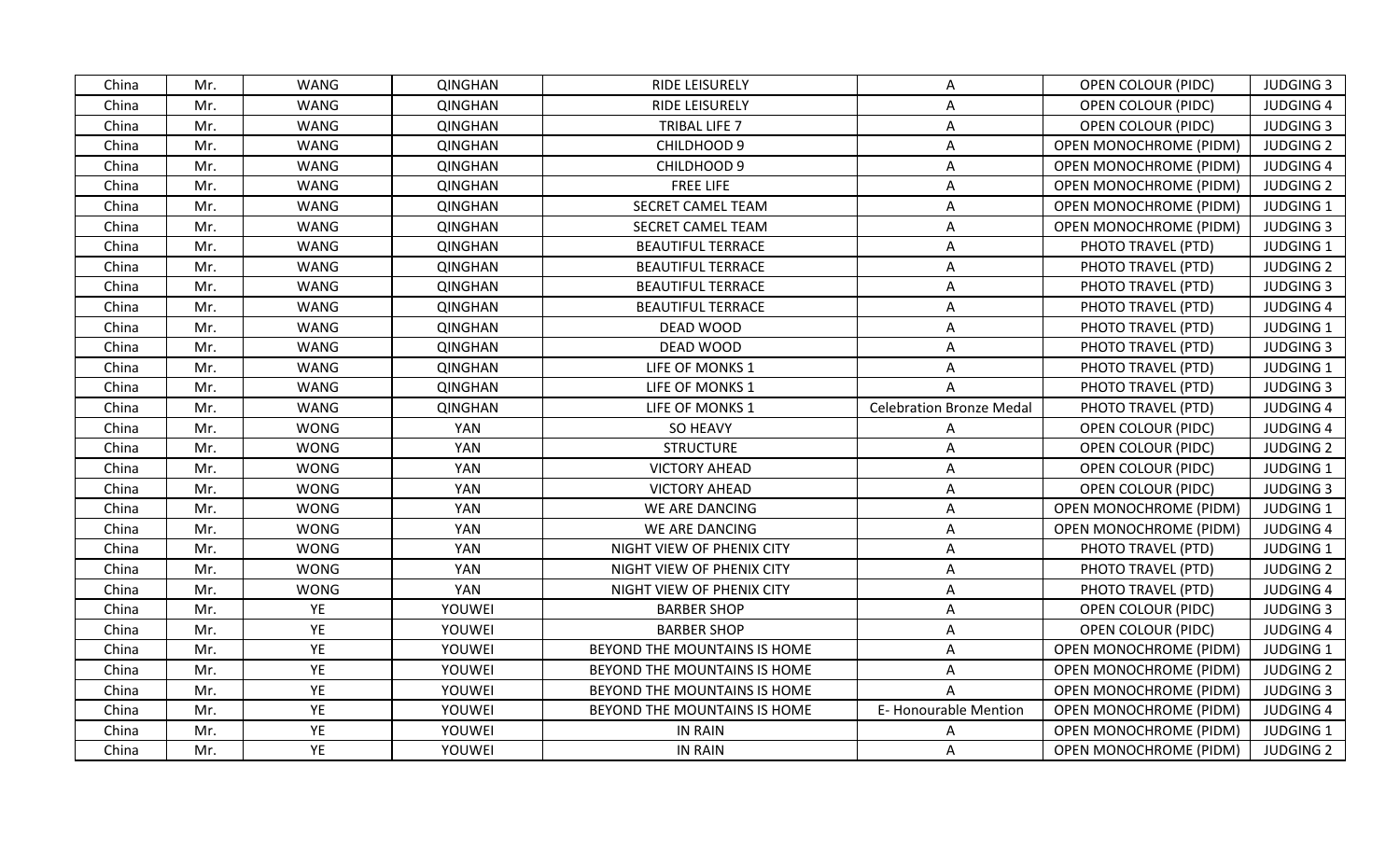| China | Mr. | WANG | QINGHAN | RIDE LEISURELY | A | OPEN COLOUR (PIDC) | JUDGING 3 |
|---|---|---|---|---|---|---|---|
| China | Mr. | WANG | QINGHAN | RIDE LEISURELY | A | OPEN COLOUR (PIDC) | JUDGING 4 |
| China | Mr. | WANG | QINGHAN | TRIBAL LIFE 7 | A | OPEN COLOUR (PIDC) | JUDGING 3 |
| China | Mr. | WANG | QINGHAN | CHILDHOOD 9 | A | OPEN MONOCHROME (PIDM) | JUDGING 2 |
| China | Mr. | WANG | QINGHAN | CHILDHOOD 9 | A | OPEN MONOCHROME (PIDM) | JUDGING 4 |
| China | Mr. | WANG | QINGHAN | FREE LIFE | A | OPEN MONOCHROME (PIDM) | JUDGING 2 |
| China | Mr. | WANG | QINGHAN | SECRET CAMEL TEAM | A | OPEN MONOCHROME (PIDM) | JUDGING 1 |
| China | Mr. | WANG | QINGHAN | SECRET CAMEL TEAM | A | OPEN MONOCHROME (PIDM) | JUDGING 3 |
| China | Mr. | WANG | QINGHAN | BEAUTIFUL TERRACE | A | PHOTO TRAVEL (PTD) | JUDGING 1 |
| China | Mr. | WANG | QINGHAN | BEAUTIFUL TERRACE | A | PHOTO TRAVEL (PTD) | JUDGING 2 |
| China | Mr. | WANG | QINGHAN | BEAUTIFUL TERRACE | A | PHOTO TRAVEL (PTD) | JUDGING 3 |
| China | Mr. | WANG | QINGHAN | BEAUTIFUL TERRACE | A | PHOTO TRAVEL (PTD) | JUDGING 4 |
| China | Mr. | WANG | QINGHAN | DEAD WOOD | A | PHOTO TRAVEL (PTD) | JUDGING 1 |
| China | Mr. | WANG | QINGHAN | DEAD WOOD | A | PHOTO TRAVEL (PTD) | JUDGING 3 |
| China | Mr. | WANG | QINGHAN | LIFE OF MONKS 1 | A | PHOTO TRAVEL (PTD) | JUDGING 1 |
| China | Mr. | WANG | QINGHAN | LIFE OF MONKS 1 | A | PHOTO TRAVEL (PTD) | JUDGING 3 |
| China | Mr. | WANG | QINGHAN | LIFE OF MONKS 1 | Celebration Bronze Medal | PHOTO TRAVEL (PTD) | JUDGING 4 |
| China | Mr. | WONG | YAN | SO HEAVY | A | OPEN COLOUR (PIDC) | JUDGING 4 |
| China | Mr. | WONG | YAN | STRUCTURE | A | OPEN COLOUR (PIDC) | JUDGING 2 |
| China | Mr. | WONG | YAN | VICTORY AHEAD | A | OPEN COLOUR (PIDC) | JUDGING 1 |
| China | Mr. | WONG | YAN | VICTORY AHEAD | A | OPEN COLOUR (PIDC) | JUDGING 3 |
| China | Mr. | WONG | YAN | WE ARE DANCING | A | OPEN MONOCHROME (PIDM) | JUDGING 1 |
| China | Mr. | WONG | YAN | WE ARE DANCING | A | OPEN MONOCHROME (PIDM) | JUDGING 4 |
| China | Mr. | WONG | YAN | NIGHT VIEW OF PHENIX CITY | A | PHOTO TRAVEL (PTD) | JUDGING 1 |
| China | Mr. | WONG | YAN | NIGHT VIEW OF PHENIX CITY | A | PHOTO TRAVEL (PTD) | JUDGING 2 |
| China | Mr. | WONG | YAN | NIGHT VIEW OF PHENIX CITY | A | PHOTO TRAVEL (PTD) | JUDGING 4 |
| China | Mr. | YE | YOUWEI | BARBER SHOP | A | OPEN COLOUR (PIDC) | JUDGING 3 |
| China | Mr. | YE | YOUWEI | BARBER SHOP | A | OPEN COLOUR (PIDC) | JUDGING 4 |
| China | Mr. | YE | YOUWEI | BEYOND THE MOUNTAINS IS HOME | A | OPEN MONOCHROME (PIDM) | JUDGING 1 |
| China | Mr. | YE | YOUWEI | BEYOND THE MOUNTAINS IS HOME | A | OPEN MONOCHROME (PIDM) | JUDGING 2 |
| China | Mr. | YE | YOUWEI | BEYOND THE MOUNTAINS IS HOME | A | OPEN MONOCHROME (PIDM) | JUDGING 3 |
| China | Mr. | YE | YOUWEI | BEYOND THE MOUNTAINS IS HOME | E- Honourable Mention | OPEN MONOCHROME (PIDM) | JUDGING 4 |
| China | Mr. | YE | YOUWEI | IN RAIN | A | OPEN MONOCHROME (PIDM) | JUDGING 1 |
| China | Mr. | YE | YOUWEI | IN RAIN | A | OPEN MONOCHROME (PIDM) | JUDGING 2 |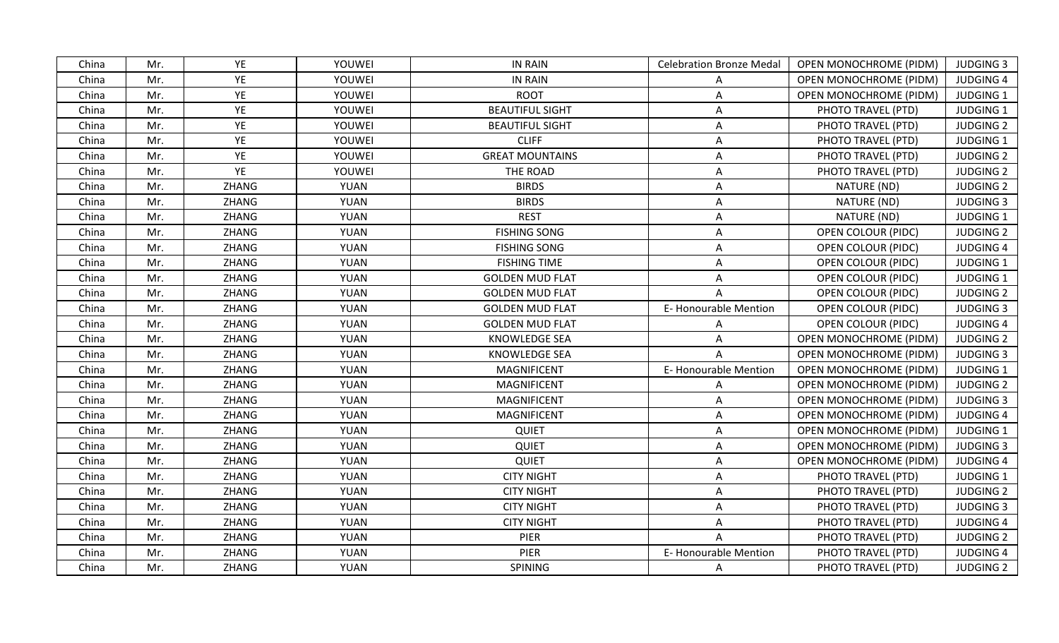| China | Mr. | YE | YOUWEI | IN RAIN | Celebration Bronze Medal | OPEN MONOCHROME (PIDM) | JUDGING 3 |
|---|---|---|---|---|---|---|---|
| China | Mr. | YE | YOUWEI | IN RAIN | A | OPEN MONOCHROME (PIDM) | JUDGING 4 |
| China | Mr. | YE | YOUWEI | ROOT | A | OPEN MONOCHROME (PIDM) | JUDGING 1 |
| China | Mr. | YE | YOUWEI | BEAUTIFUL SIGHT | A | PHOTO TRAVEL (PTD) | JUDGING 1 |
| China | Mr. | YE | YOUWEI | BEAUTIFUL SIGHT | A | PHOTO TRAVEL (PTD) | JUDGING 2 |
| China | Mr. | YE | YOUWEI | CLIFF | A | PHOTO TRAVEL (PTD) | JUDGING 1 |
| China | Mr. | YE | YOUWEI | GREAT MOUNTAINS | A | PHOTO TRAVEL (PTD) | JUDGING 2 |
| China | Mr. | YE | YOUWEI | THE ROAD | A | PHOTO TRAVEL (PTD) | JUDGING 2 |
| China | Mr. | ZHANG | YUAN | BIRDS | A | NATURE (ND) | JUDGING 2 |
| China | Mr. | ZHANG | YUAN | BIRDS | A | NATURE (ND) | JUDGING 3 |
| China | Mr. | ZHANG | YUAN | REST | A | NATURE (ND) | JUDGING 1 |
| China | Mr. | ZHANG | YUAN | FISHING SONG | A | OPEN COLOUR (PIDC) | JUDGING 2 |
| China | Mr. | ZHANG | YUAN | FISHING SONG | A | OPEN COLOUR (PIDC) | JUDGING 4 |
| China | Mr. | ZHANG | YUAN | FISHING TIME | A | OPEN COLOUR (PIDC) | JUDGING 1 |
| China | Mr. | ZHANG | YUAN | GOLDEN MUD FLAT | A | OPEN COLOUR (PIDC) | JUDGING 1 |
| China | Mr. | ZHANG | YUAN | GOLDEN MUD FLAT | A | OPEN COLOUR (PIDC) | JUDGING 2 |
| China | Mr. | ZHANG | YUAN | GOLDEN MUD FLAT | E- Honourable Mention | OPEN COLOUR (PIDC) | JUDGING 3 |
| China | Mr. | ZHANG | YUAN | GOLDEN MUD FLAT | A | OPEN COLOUR (PIDC) | JUDGING 4 |
| China | Mr. | ZHANG | YUAN | KNOWLEDGE SEA | A | OPEN MONOCHROME (PIDM) | JUDGING 2 |
| China | Mr. | ZHANG | YUAN | KNOWLEDGE SEA | A | OPEN MONOCHROME (PIDM) | JUDGING 3 |
| China | Mr. | ZHANG | YUAN | MAGNIFICENT | E- Honourable Mention | OPEN MONOCHROME (PIDM) | JUDGING 1 |
| China | Mr. | ZHANG | YUAN | MAGNIFICENT | A | OPEN MONOCHROME (PIDM) | JUDGING 2 |
| China | Mr. | ZHANG | YUAN | MAGNIFICENT | A | OPEN MONOCHROME (PIDM) | JUDGING 3 |
| China | Mr. | ZHANG | YUAN | MAGNIFICENT | A | OPEN MONOCHROME (PIDM) | JUDGING 4 |
| China | Mr. | ZHANG | YUAN | QUIET | A | OPEN MONOCHROME (PIDM) | JUDGING 1 |
| China | Mr. | ZHANG | YUAN | QUIET | A | OPEN MONOCHROME (PIDM) | JUDGING 3 |
| China | Mr. | ZHANG | YUAN | QUIET | A | OPEN MONOCHROME (PIDM) | JUDGING 4 |
| China | Mr. | ZHANG | YUAN | CITY NIGHT | A | PHOTO TRAVEL (PTD) | JUDGING 1 |
| China | Mr. | ZHANG | YUAN | CITY NIGHT | A | PHOTO TRAVEL (PTD) | JUDGING 2 |
| China | Mr. | ZHANG | YUAN | CITY NIGHT | A | PHOTO TRAVEL (PTD) | JUDGING 3 |
| China | Mr. | ZHANG | YUAN | CITY NIGHT | A | PHOTO TRAVEL (PTD) | JUDGING 4 |
| China | Mr. | ZHANG | YUAN | PIER | A | PHOTO TRAVEL (PTD) | JUDGING 2 |
| China | Mr. | ZHANG | YUAN | PIER | E- Honourable Mention | PHOTO TRAVEL (PTD) | JUDGING 4 |
| China | Mr. | ZHANG | YUAN | SPINING | A | PHOTO TRAVEL (PTD) | JUDGING 2 |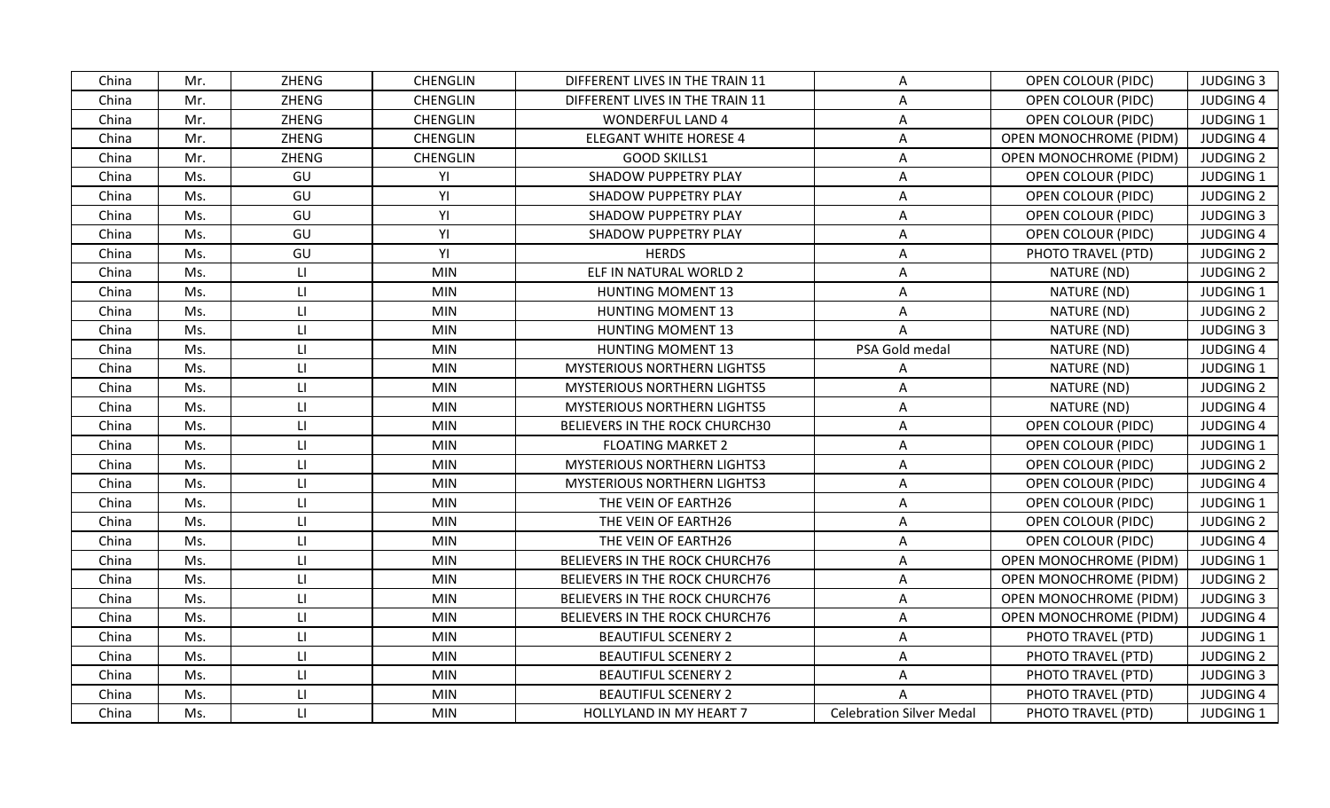| | | | | | | | |
|---|---|---|---|---|---|---|---|
| China | Mr. | ZHENG | CHENGLIN | DIFFERENT LIVES IN THE TRAIN 11 | A | OPEN COLOUR (PIDC) | JUDGING 3 |
| China | Mr. | ZHENG | CHENGLIN | DIFFERENT LIVES IN THE TRAIN 11 | A | OPEN COLOUR (PIDC) | JUDGING 4 |
| China | Mr. | ZHENG | CHENGLIN | WONDERFUL LAND 4 | A | OPEN COLOUR (PIDC) | JUDGING 1 |
| China | Mr. | ZHENG | CHENGLIN | ELEGANT WHITE HORESE 4 | A | OPEN MONOCHROME (PIDM) | JUDGING 4 |
| China | Mr. | ZHENG | CHENGLIN | GOOD SKILLS1 | A | OPEN MONOCHROME (PIDM) | JUDGING 2 |
| China | Ms. | GU | YI | SHADOW PUPPETRY PLAY | A | OPEN COLOUR (PIDC) | JUDGING 1 |
| China | Ms. | GU | YI | SHADOW PUPPETRY PLAY | A | OPEN COLOUR (PIDC) | JUDGING 2 |
| China | Ms. | GU | YI | SHADOW PUPPETRY PLAY | A | OPEN COLOUR (PIDC) | JUDGING 3 |
| China | Ms. | GU | YI | SHADOW PUPPETRY PLAY | A | OPEN COLOUR (PIDC) | JUDGING 4 |
| China | Ms. | GU | YI | HERDS | A | PHOTO TRAVEL (PTD) | JUDGING 2 |
| China | Ms. | LI | MIN | ELF IN NATURAL WORLD 2 | A | NATURE (ND) | JUDGING 2 |
| China | Ms. | LI | MIN | HUNTING MOMENT 13 | A | NATURE (ND) | JUDGING 1 |
| China | Ms. | LI | MIN | HUNTING MOMENT 13 | A | NATURE (ND) | JUDGING 2 |
| China | Ms. | LI | MIN | HUNTING MOMENT 13 | A | NATURE (ND) | JUDGING 3 |
| China | Ms. | LI | MIN | HUNTING MOMENT 13 | PSA Gold medal | NATURE (ND) | JUDGING 4 |
| China | Ms. | LI | MIN | MYSTERIOUS NORTHERN LIGHTS5 | A | NATURE (ND) | JUDGING 1 |
| China | Ms. | LI | MIN | MYSTERIOUS NORTHERN LIGHTS5 | A | NATURE (ND) | JUDGING 2 |
| China | Ms. | LI | MIN | MYSTERIOUS NORTHERN LIGHTS5 | A | NATURE (ND) | JUDGING 4 |
| China | Ms. | LI | MIN | BELIEVERS IN THE ROCK CHURCH30 | A | OPEN COLOUR (PIDC) | JUDGING 4 |
| China | Ms. | LI | MIN | FLOATING MARKET 2 | A | OPEN COLOUR (PIDC) | JUDGING 1 |
| China | Ms. | LI | MIN | MYSTERIOUS NORTHERN LIGHTS3 | A | OPEN COLOUR (PIDC) | JUDGING 2 |
| China | Ms. | LI | MIN | MYSTERIOUS NORTHERN LIGHTS3 | A | OPEN COLOUR (PIDC) | JUDGING 4 |
| China | Ms. | LI | MIN | THE VEIN OF EARTH26 | A | OPEN COLOUR (PIDC) | JUDGING 1 |
| China | Ms. | LI | MIN | THE VEIN OF EARTH26 | A | OPEN COLOUR (PIDC) | JUDGING 2 |
| China | Ms. | LI | MIN | THE VEIN OF EARTH26 | A | OPEN COLOUR (PIDC) | JUDGING 4 |
| China | Ms. | LI | MIN | BELIEVERS IN THE ROCK CHURCH76 | A | OPEN MONOCHROME (PIDM) | JUDGING 1 |
| China | Ms. | LI | MIN | BELIEVERS IN THE ROCK CHURCH76 | A | OPEN MONOCHROME (PIDM) | JUDGING 2 |
| China | Ms. | LI | MIN | BELIEVERS IN THE ROCK CHURCH76 | A | OPEN MONOCHROME (PIDM) | JUDGING 3 |
| China | Ms. | LI | MIN | BELIEVERS IN THE ROCK CHURCH76 | A | OPEN MONOCHROME (PIDM) | JUDGING 4 |
| China | Ms. | LI | MIN | BEAUTIFUL SCENERY 2 | A | PHOTO TRAVEL (PTD) | JUDGING 1 |
| China | Ms. | LI | MIN | BEAUTIFUL SCENERY 2 | A | PHOTO TRAVEL (PTD) | JUDGING 2 |
| China | Ms. | LI | MIN | BEAUTIFUL SCENERY 2 | A | PHOTO TRAVEL (PTD) | JUDGING 3 |
| China | Ms. | LI | MIN | BEAUTIFUL SCENERY 2 | A | PHOTO TRAVEL (PTD) | JUDGING 4 |
| China | Ms. | LI | MIN | HOLLYLAND IN MY HEART 7 | Celebration Silver Medal | PHOTO TRAVEL (PTD) | JUDGING 1 |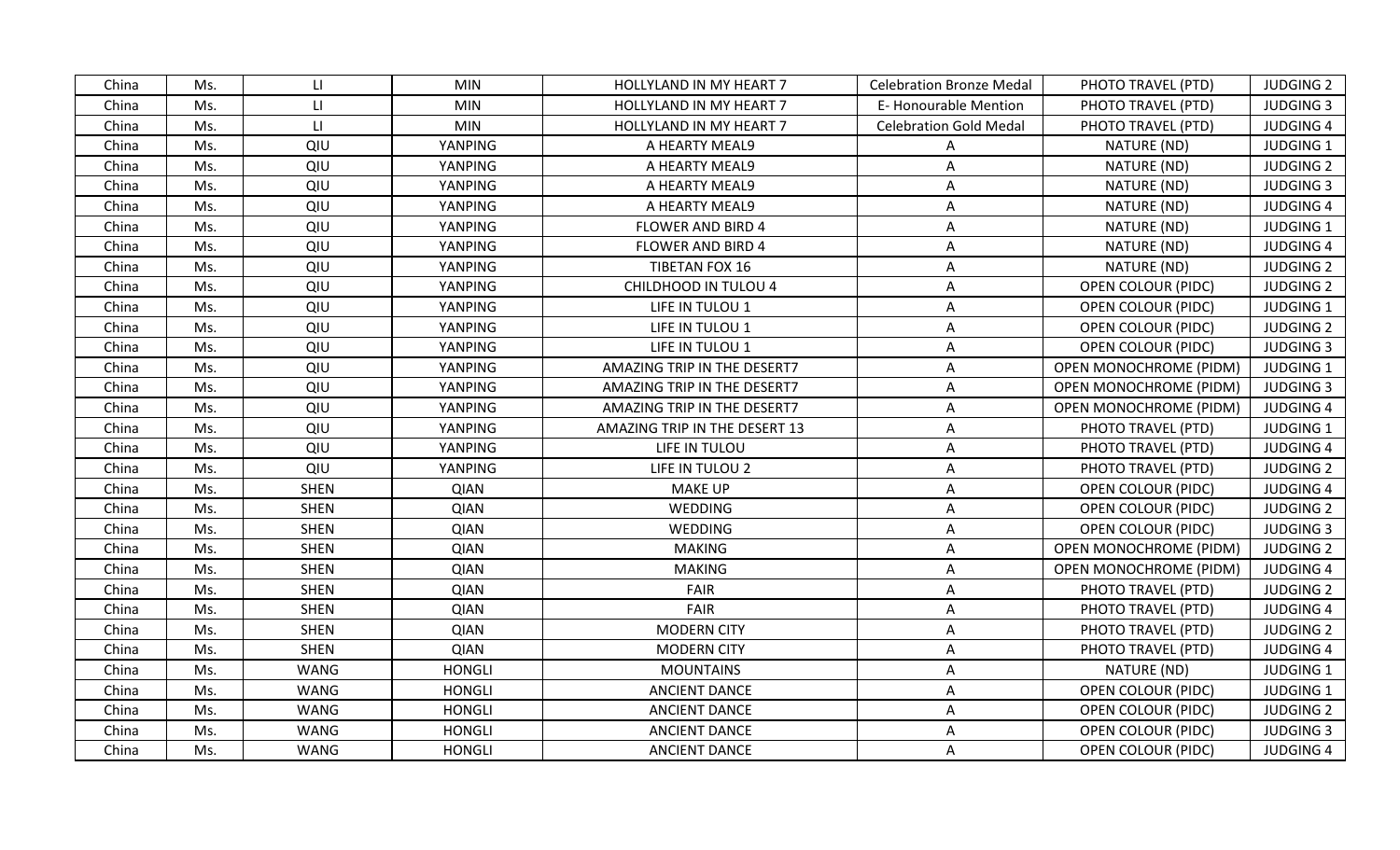| China | Ms. | LI | MIN | HOLLYLAND IN MY HEART 7 | Celebration Bronze Medal | PHOTO TRAVEL (PTD) | JUDGING 2 |
|---|---|---|---|---|---|---|---|
| China | Ms. | LI | MIN | HOLLYLAND IN MY HEART 7 | E- Honourable Mention | PHOTO TRAVEL (PTD) | JUDGING 3 |
| China | Ms. | LI | MIN | HOLLYLAND IN MY HEART 7 | Celebration Gold Medal | PHOTO TRAVEL (PTD) | JUDGING 4 |
| China | Ms. | QIU | YANPING | A HEARTY MEAL9 | A | NATURE (ND) | JUDGING 1 |
| China | Ms. | QIU | YANPING | A HEARTY MEAL9 | A | NATURE (ND) | JUDGING 2 |
| China | Ms. | QIU | YANPING | A HEARTY MEAL9 | A | NATURE (ND) | JUDGING 3 |
| China | Ms. | QIU | YANPING | A HEARTY MEAL9 | A | NATURE (ND) | JUDGING 4 |
| China | Ms. | QIU | YANPING | FLOWER AND BIRD 4 | A | NATURE (ND) | JUDGING 1 |
| China | Ms. | QIU | YANPING | FLOWER AND BIRD 4 | A | NATURE (ND) | JUDGING 4 |
| China | Ms. | QIU | YANPING | TIBETAN FOX 16 | A | NATURE (ND) | JUDGING 2 |
| China | Ms. | QIU | YANPING | CHILDHOOD IN TULOU 4 | A | OPEN COLOUR (PIDC) | JUDGING 2 |
| China | Ms. | QIU | YANPING | LIFE IN TULOU 1 | A | OPEN COLOUR (PIDC) | JUDGING 1 |
| China | Ms. | QIU | YANPING | LIFE IN TULOU 1 | A | OPEN COLOUR (PIDC) | JUDGING 2 |
| China | Ms. | QIU | YANPING | LIFE IN TULOU 1 | A | OPEN COLOUR (PIDC) | JUDGING 3 |
| China | Ms. | QIU | YANPING | AMAZING TRIP IN THE DESERT7 | A | OPEN MONOCHROME (PIDM) | JUDGING 1 |
| China | Ms. | QIU | YANPING | AMAZING TRIP IN THE DESERT7 | A | OPEN MONOCHROME (PIDM) | JUDGING 3 |
| China | Ms. | QIU | YANPING | AMAZING TRIP IN THE DESERT7 | A | OPEN MONOCHROME (PIDM) | JUDGING 4 |
| China | Ms. | QIU | YANPING | AMAZING TRIP IN THE DESERT 13 | A | PHOTO TRAVEL (PTD) | JUDGING 1 |
| China | Ms. | QIU | YANPING | LIFE IN TULOU | A | PHOTO TRAVEL (PTD) | JUDGING 4 |
| China | Ms. | QIU | YANPING | LIFE IN TULOU 2 | A | PHOTO TRAVEL (PTD) | JUDGING 2 |
| China | Ms. | SHEN | QIAN | MAKE UP | A | OPEN COLOUR (PIDC) | JUDGING 4 |
| China | Ms. | SHEN | QIAN | WEDDING | A | OPEN COLOUR (PIDC) | JUDGING 2 |
| China | Ms. | SHEN | QIAN | WEDDING | A | OPEN COLOUR (PIDC) | JUDGING 3 |
| China | Ms. | SHEN | QIAN | MAKING | A | OPEN MONOCHROME (PIDM) | JUDGING 2 |
| China | Ms. | SHEN | QIAN | MAKING | A | OPEN MONOCHROME (PIDM) | JUDGING 4 |
| China | Ms. | SHEN | QIAN | FAIR | A | PHOTO TRAVEL (PTD) | JUDGING 2 |
| China | Ms. | SHEN | QIAN | FAIR | A | PHOTO TRAVEL (PTD) | JUDGING 4 |
| China | Ms. | SHEN | QIAN | MODERN CITY | A | PHOTO TRAVEL (PTD) | JUDGING 2 |
| China | Ms. | SHEN | QIAN | MODERN CITY | A | PHOTO TRAVEL (PTD) | JUDGING 4 |
| China | Ms. | WANG | HONGLI | MOUNTAINS | A | NATURE (ND) | JUDGING 1 |
| China | Ms. | WANG | HONGLI | ANCIENT DANCE | A | OPEN COLOUR (PIDC) | JUDGING 1 |
| China | Ms. | WANG | HONGLI | ANCIENT DANCE | A | OPEN COLOUR (PIDC) | JUDGING 2 |
| China | Ms. | WANG | HONGLI | ANCIENT DANCE | A | OPEN COLOUR (PIDC) | JUDGING 3 |
| China | Ms. | WANG | HONGLI | ANCIENT DANCE | A | OPEN COLOUR (PIDC) | JUDGING 4 |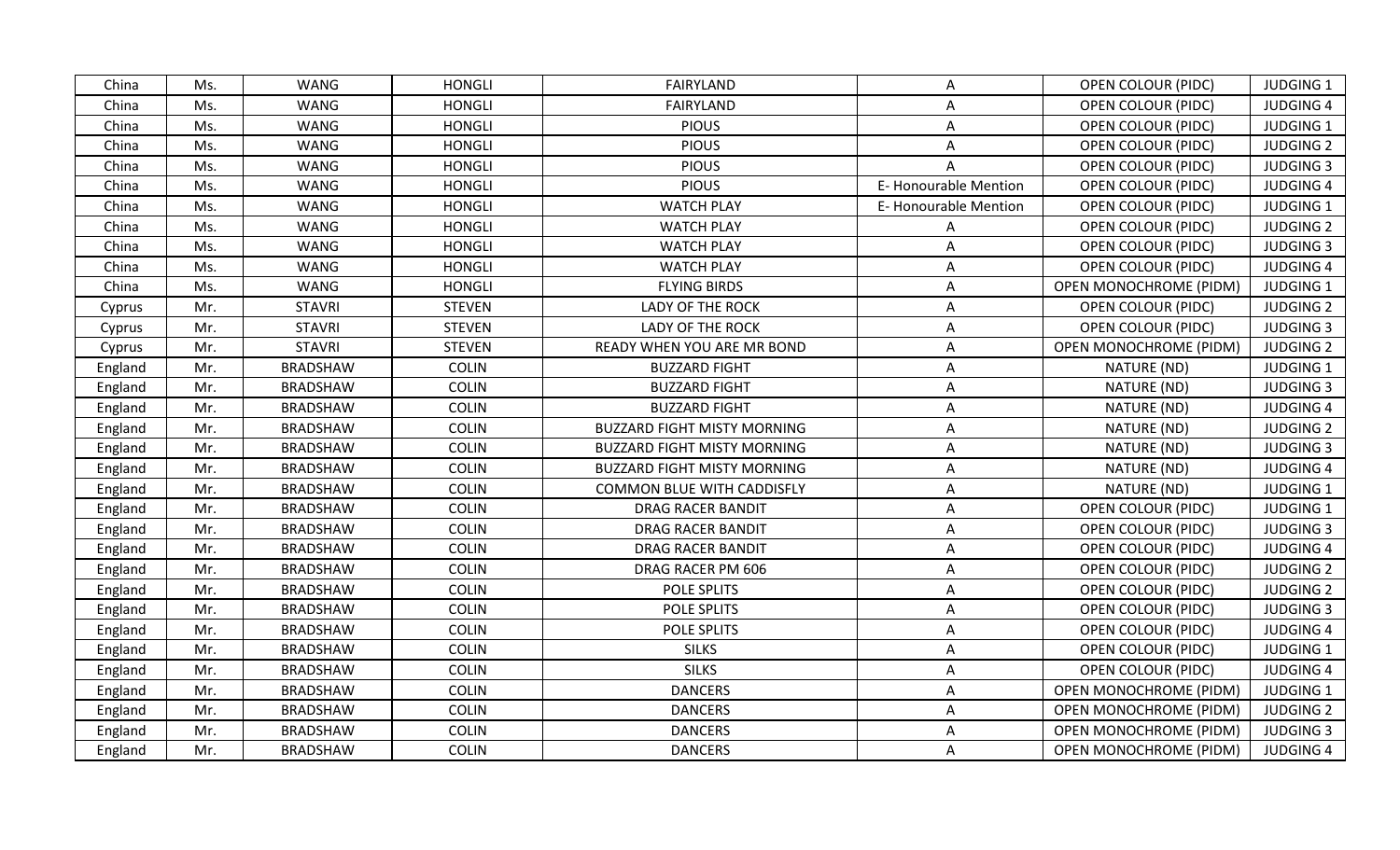| China | Ms. | WANG | HONGLI | FAIRYLAND | A | OPEN COLOUR (PIDC) | JUDGING 1 |
|---|---|---|---|---|---|---|---|
| China | Ms. | WANG | HONGLI | FAIRYLAND | A | OPEN COLOUR (PIDC) | JUDGING 4 |
| China | Ms. | WANG | HONGLI | PIOUS | A | OPEN COLOUR (PIDC) | JUDGING 1 |
| China | Ms. | WANG | HONGLI | PIOUS | A | OPEN COLOUR (PIDC) | JUDGING 2 |
| China | Ms. | WANG | HONGLI | PIOUS | A | OPEN COLOUR (PIDC) | JUDGING 3 |
| China | Ms. | WANG | HONGLI | PIOUS | E- Honourable Mention | OPEN COLOUR (PIDC) | JUDGING 4 |
| China | Ms. | WANG | HONGLI | WATCH PLAY | E- Honourable Mention | OPEN COLOUR (PIDC) | JUDGING 1 |
| China | Ms. | WANG | HONGLI | WATCH PLAY | A | OPEN COLOUR (PIDC) | JUDGING 2 |
| China | Ms. | WANG | HONGLI | WATCH PLAY | A | OPEN COLOUR (PIDC) | JUDGING 3 |
| China | Ms. | WANG | HONGLI | WATCH PLAY | A | OPEN COLOUR (PIDC) | JUDGING 4 |
| China | Ms. | WANG | HONGLI | FLYING BIRDS | A | OPEN MONOCHROME (PIDM) | JUDGING 1 |
| Cyprus | Mr. | STAVRI | STEVEN | LADY OF THE ROCK | A | OPEN COLOUR (PIDC) | JUDGING 2 |
| Cyprus | Mr. | STAVRI | STEVEN | LADY OF THE ROCK | A | OPEN COLOUR (PIDC) | JUDGING 3 |
| Cyprus | Mr. | STAVRI | STEVEN | READY WHEN YOU ARE MR BOND | A | OPEN MONOCHROME (PIDM) | JUDGING 2 |
| England | Mr. | BRADSHAW | COLIN | BUZZARD FIGHT | A | NATURE (ND) | JUDGING 1 |
| England | Mr. | BRADSHAW | COLIN | BUZZARD FIGHT | A | NATURE (ND) | JUDGING 3 |
| England | Mr. | BRADSHAW | COLIN | BUZZARD FIGHT | A | NATURE (ND) | JUDGING 4 |
| England | Mr. | BRADSHAW | COLIN | BUZZARD FIGHT MISTY MORNING | A | NATURE (ND) | JUDGING 2 |
| England | Mr. | BRADSHAW | COLIN | BUZZARD FIGHT MISTY MORNING | A | NATURE (ND) | JUDGING 3 |
| England | Mr. | BRADSHAW | COLIN | BUZZARD FIGHT MISTY MORNING | A | NATURE (ND) | JUDGING 4 |
| England | Mr. | BRADSHAW | COLIN | COMMON BLUE WITH CADDISFLY | A | NATURE (ND) | JUDGING 1 |
| England | Mr. | BRADSHAW | COLIN | DRAG RACER BANDIT | A | OPEN COLOUR (PIDC) | JUDGING 1 |
| England | Mr. | BRADSHAW | COLIN | DRAG RACER BANDIT | A | OPEN COLOUR (PIDC) | JUDGING 3 |
| England | Mr. | BRADSHAW | COLIN | DRAG RACER BANDIT | A | OPEN COLOUR (PIDC) | JUDGING 4 |
| England | Mr. | BRADSHAW | COLIN | DRAG RACER PM 606 | A | OPEN COLOUR (PIDC) | JUDGING 2 |
| England | Mr. | BRADSHAW | COLIN | POLE SPLITS | A | OPEN COLOUR (PIDC) | JUDGING 2 |
| England | Mr. | BRADSHAW | COLIN | POLE SPLITS | A | OPEN COLOUR (PIDC) | JUDGING 3 |
| England | Mr. | BRADSHAW | COLIN | POLE SPLITS | A | OPEN COLOUR (PIDC) | JUDGING 4 |
| England | Mr. | BRADSHAW | COLIN | SILKS | A | OPEN COLOUR (PIDC) | JUDGING 1 |
| England | Mr. | BRADSHAW | COLIN | SILKS | A | OPEN COLOUR (PIDC) | JUDGING 4 |
| England | Mr. | BRADSHAW | COLIN | DANCERS | A | OPEN MONOCHROME (PIDM) | JUDGING 1 |
| England | Mr. | BRADSHAW | COLIN | DANCERS | A | OPEN MONOCHROME (PIDM) | JUDGING 2 |
| England | Mr. | BRADSHAW | COLIN | DANCERS | A | OPEN MONOCHROME (PIDM) | JUDGING 3 |
| England | Mr. | BRADSHAW | COLIN | DANCERS | A | OPEN MONOCHROME (PIDM) | JUDGING 4 |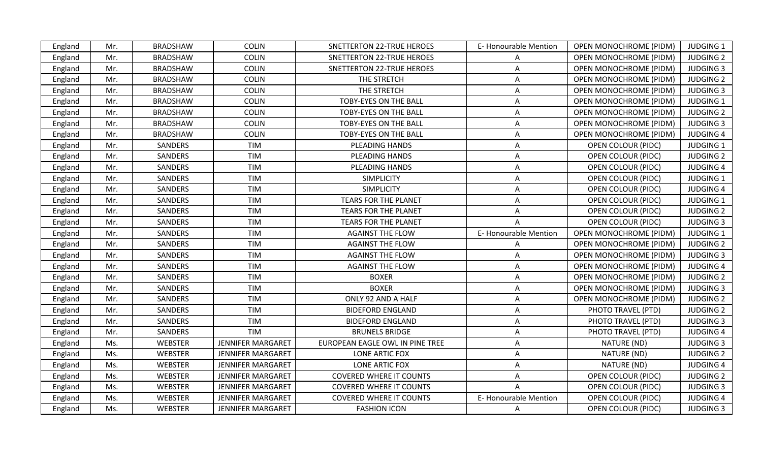| England | Mr. | BRADSHAW | COLIN | SNETTERTON 22-TRUE HEROES | E- Honourable Mention | OPEN MONOCHROME (PIDM) | JUDGING 1 |
|---|---|---|---|---|---|---|---|
| England | Mr. | BRADSHAW | COLIN | SNETTERTON 22-TRUE HEROES | A | OPEN MONOCHROME (PIDM) | JUDGING 2 |
| England | Mr. | BRADSHAW | COLIN | SNETTERTON 22-TRUE HEROES | A | OPEN MONOCHROME (PIDM) | JUDGING 3 |
| England | Mr. | BRADSHAW | COLIN | THE STRETCH | A | OPEN MONOCHROME (PIDM) | JUDGING 2 |
| England | Mr. | BRADSHAW | COLIN | THE STRETCH | A | OPEN MONOCHROME (PIDM) | JUDGING 3 |
| England | Mr. | BRADSHAW | COLIN | TOBY-EYES ON THE BALL | A | OPEN MONOCHROME (PIDM) | JUDGING 1 |
| England | Mr. | BRADSHAW | COLIN | TOBY-EYES ON THE BALL | A | OPEN MONOCHROME (PIDM) | JUDGING 2 |
| England | Mr. | BRADSHAW | COLIN | TOBY-EYES ON THE BALL | A | OPEN MONOCHROME (PIDM) | JUDGING 3 |
| England | Mr. | BRADSHAW | COLIN | TOBY-EYES ON THE BALL | A | OPEN MONOCHROME (PIDM) | JUDGING 4 |
| England | Mr. | SANDERS | TIM | PLEADING HANDS | A | OPEN COLOUR (PIDC) | JUDGING 1 |
| England | Mr. | SANDERS | TIM | PLEADING HANDS | A | OPEN COLOUR (PIDC) | JUDGING 2 |
| England | Mr. | SANDERS | TIM | PLEADING HANDS | A | OPEN COLOUR (PIDC) | JUDGING 4 |
| England | Mr. | SANDERS | TIM | SIMPLICITY | A | OPEN COLOUR (PIDC) | JUDGING 1 |
| England | Mr. | SANDERS | TIM | SIMPLICITY | A | OPEN COLOUR (PIDC) | JUDGING 4 |
| England | Mr. | SANDERS | TIM | TEARS FOR THE PLANET | A | OPEN COLOUR (PIDC) | JUDGING 1 |
| England | Mr. | SANDERS | TIM | TEARS FOR THE PLANET | A | OPEN COLOUR (PIDC) | JUDGING 2 |
| England | Mr. | SANDERS | TIM | TEARS FOR THE PLANET | A | OPEN COLOUR (PIDC) | JUDGING 3 |
| England | Mr. | SANDERS | TIM | AGAINST THE FLOW | E- Honourable Mention | OPEN MONOCHROME (PIDM) | JUDGING 1 |
| England | Mr. | SANDERS | TIM | AGAINST THE FLOW | A | OPEN MONOCHROME (PIDM) | JUDGING 2 |
| England | Mr. | SANDERS | TIM | AGAINST THE FLOW | A | OPEN MONOCHROME (PIDM) | JUDGING 3 |
| England | Mr. | SANDERS | TIM | AGAINST THE FLOW | A | OPEN MONOCHROME (PIDM) | JUDGING 4 |
| England | Mr. | SANDERS | TIM | BOXER | A | OPEN MONOCHROME (PIDM) | JUDGING 2 |
| England | Mr. | SANDERS | TIM | BOXER | A | OPEN MONOCHROME (PIDM) | JUDGING 3 |
| England | Mr. | SANDERS | TIM | ONLY 92 AND A HALF | A | OPEN MONOCHROME (PIDM) | JUDGING 2 |
| England | Mr. | SANDERS | TIM | BIDEFORD ENGLAND | A | PHOTO TRAVEL (PTD) | JUDGING 2 |
| England | Mr. | SANDERS | TIM | BIDEFORD ENGLAND | A | PHOTO TRAVEL (PTD) | JUDGING 3 |
| England | Mr. | SANDERS | TIM | BRUNELS BRIDGE | A | PHOTO TRAVEL (PTD) | JUDGING 4 |
| England | Ms. | WEBSTER | JENNIFER MARGARET | EUROPEAN EAGLE OWL IN PINE TREE | A | NATURE (ND) | JUDGING 3 |
| England | Ms. | WEBSTER | JENNIFER MARGARET | LONE ARTIC FOX | A | NATURE (ND) | JUDGING 2 |
| England | Ms. | WEBSTER | JENNIFER MARGARET | LONE ARTIC FOX | A | NATURE (ND) | JUDGING 4 |
| England | Ms. | WEBSTER | JENNIFER MARGARET | COVERED WHERE IT COUNTS | A | OPEN COLOUR (PIDC) | JUDGING 2 |
| England | Ms. | WEBSTER | JENNIFER MARGARET | COVERED WHERE IT COUNTS | A | OPEN COLOUR (PIDC) | JUDGING 3 |
| England | Ms. | WEBSTER | JENNIFER MARGARET | COVERED WHERE IT COUNTS | E- Honourable Mention | OPEN COLOUR (PIDC) | JUDGING 4 |
| England | Ms. | WEBSTER | JENNIFER MARGARET | FASHION ICON | A | OPEN COLOUR (PIDC) | JUDGING 3 |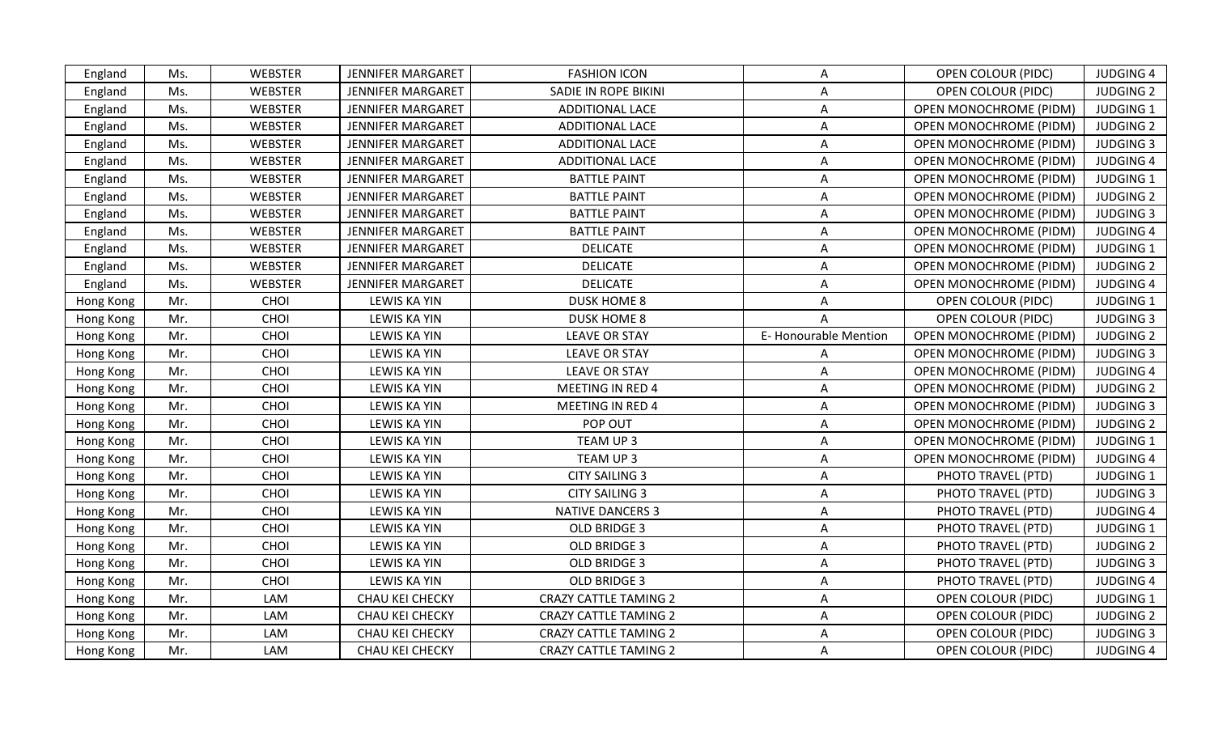| England | Ms. | WEBSTER | JENNIFER MARGARET | FASHION ICON | A | OPEN COLOUR (PIDC) | JUDGING 4 |
|---|---|---|---|---|---|---|---|
| England | Ms. | WEBSTER | JENNIFER MARGARET | SADIE IN ROPE BIKINI | A | OPEN COLOUR (PIDC) | JUDGING 2 |
| England | Ms. | WEBSTER | JENNIFER MARGARET | ADDITIONAL LACE | A | OPEN MONOCHROME (PIDM) | JUDGING 1 |
| England | Ms. | WEBSTER | JENNIFER MARGARET | ADDITIONAL LACE | A | OPEN MONOCHROME (PIDM) | JUDGING 2 |
| England | Ms. | WEBSTER | JENNIFER MARGARET | ADDITIONAL LACE | A | OPEN MONOCHROME (PIDM) | JUDGING 3 |
| England | Ms. | WEBSTER | JENNIFER MARGARET | ADDITIONAL LACE | A | OPEN MONOCHROME (PIDM) | JUDGING 4 |
| England | Ms. | WEBSTER | JENNIFER MARGARET | BATTLE PAINT | A | OPEN MONOCHROME (PIDM) | JUDGING 1 |
| England | Ms. | WEBSTER | JENNIFER MARGARET | BATTLE PAINT | A | OPEN MONOCHROME (PIDM) | JUDGING 2 |
| England | Ms. | WEBSTER | JENNIFER MARGARET | BATTLE PAINT | A | OPEN MONOCHROME (PIDM) | JUDGING 3 |
| England | Ms. | WEBSTER | JENNIFER MARGARET | BATTLE PAINT | A | OPEN MONOCHROME (PIDM) | JUDGING 4 |
| England | Ms. | WEBSTER | JENNIFER MARGARET | DELICATE | A | OPEN MONOCHROME (PIDM) | JUDGING 1 |
| England | Ms. | WEBSTER | JENNIFER MARGARET | DELICATE | A | OPEN MONOCHROME (PIDM) | JUDGING 2 |
| England | Ms. | WEBSTER | JENNIFER MARGARET | DELICATE | A | OPEN MONOCHROME (PIDM) | JUDGING 4 |
| Hong Kong | Mr. | CHOI | LEWIS KA YIN | DUSK HOME 8 | A | OPEN COLOUR (PIDC) | JUDGING 1 |
| Hong Kong | Mr. | CHOI | LEWIS KA YIN | DUSK HOME 8 | A | OPEN COLOUR (PIDC) | JUDGING 3 |
| Hong Kong | Mr. | CHOI | LEWIS KA YIN | LEAVE OR STAY | E- Honourable Mention | OPEN MONOCHROME (PIDM) | JUDGING 2 |
| Hong Kong | Mr. | CHOI | LEWIS KA YIN | LEAVE OR STAY | A | OPEN MONOCHROME (PIDM) | JUDGING 3 |
| Hong Kong | Mr. | CHOI | LEWIS KA YIN | LEAVE OR STAY | A | OPEN MONOCHROME (PIDM) | JUDGING 4 |
| Hong Kong | Mr. | CHOI | LEWIS KA YIN | MEETING IN RED 4 | A | OPEN MONOCHROME (PIDM) | JUDGING 2 |
| Hong Kong | Mr. | CHOI | LEWIS KA YIN | MEETING IN RED 4 | A | OPEN MONOCHROME (PIDM) | JUDGING 3 |
| Hong Kong | Mr. | CHOI | LEWIS KA YIN | POP OUT | A | OPEN MONOCHROME (PIDM) | JUDGING 2 |
| Hong Kong | Mr. | CHOI | LEWIS KA YIN | TEAM UP 3 | A | OPEN MONOCHROME (PIDM) | JUDGING 1 |
| Hong Kong | Mr. | CHOI | LEWIS KA YIN | TEAM UP 3 | A | OPEN MONOCHROME (PIDM) | JUDGING 4 |
| Hong Kong | Mr. | CHOI | LEWIS KA YIN | CITY SAILING 3 | A | PHOTO TRAVEL (PTD) | JUDGING 1 |
| Hong Kong | Mr. | CHOI | LEWIS KA YIN | CITY SAILING 3 | A | PHOTO TRAVEL (PTD) | JUDGING 3 |
| Hong Kong | Mr. | CHOI | LEWIS KA YIN | NATIVE DANCERS 3 | A | PHOTO TRAVEL (PTD) | JUDGING 4 |
| Hong Kong | Mr. | CHOI | LEWIS KA YIN | OLD BRIDGE 3 | A | PHOTO TRAVEL (PTD) | JUDGING 1 |
| Hong Kong | Mr. | CHOI | LEWIS KA YIN | OLD BRIDGE 3 | A | PHOTO TRAVEL (PTD) | JUDGING 2 |
| Hong Kong | Mr. | CHOI | LEWIS KA YIN | OLD BRIDGE 3 | A | PHOTO TRAVEL (PTD) | JUDGING 3 |
| Hong Kong | Mr. | CHOI | LEWIS KA YIN | OLD BRIDGE 3 | A | PHOTO TRAVEL (PTD) | JUDGING 4 |
| Hong Kong | Mr. | LAM | CHAU KEI CHECKY | CRAZY CATTLE TAMING 2 | A | OPEN COLOUR (PIDC) | JUDGING 1 |
| Hong Kong | Mr. | LAM | CHAU KEI CHECKY | CRAZY CATTLE TAMING 2 | A | OPEN COLOUR (PIDC) | JUDGING 2 |
| Hong Kong | Mr. | LAM | CHAU KEI CHECKY | CRAZY CATTLE TAMING 2 | A | OPEN COLOUR (PIDC) | JUDGING 3 |
| Hong Kong | Mr. | LAM | CHAU KEI CHECKY | CRAZY CATTLE TAMING 2 | A | OPEN COLOUR (PIDC) | JUDGING 4 |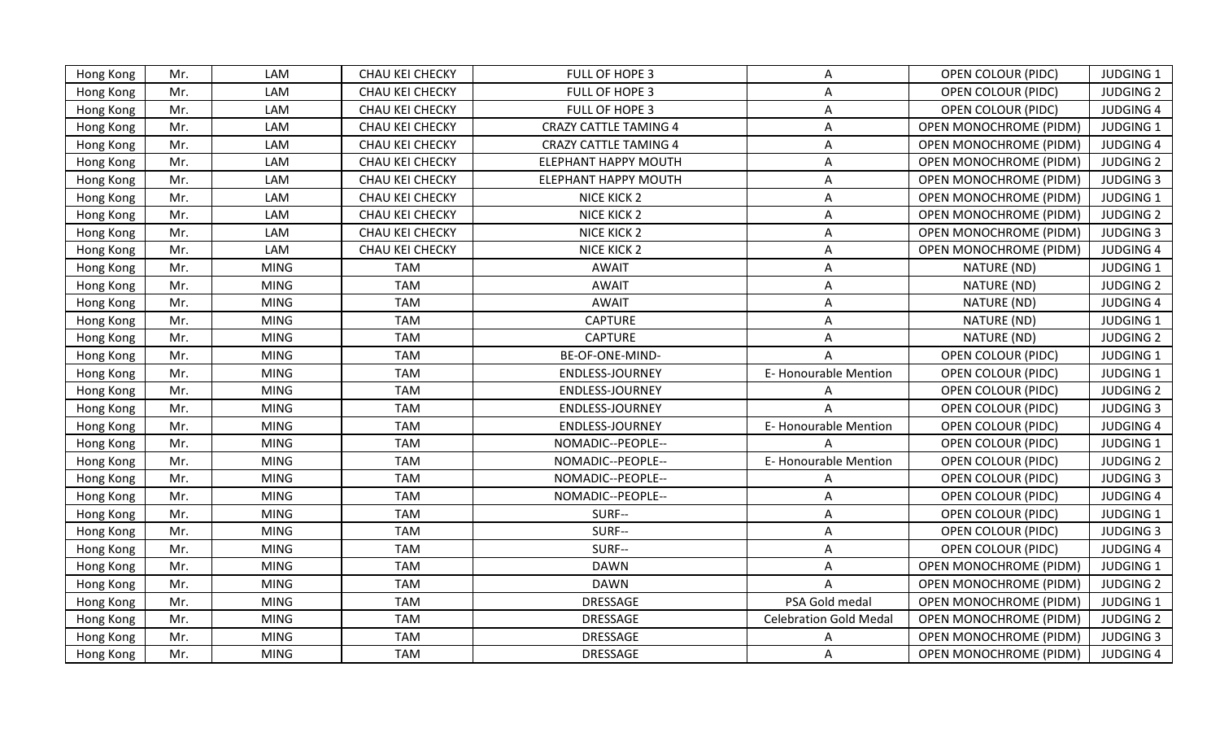| Hong Kong | Mr. | LAM | CHAU KEI CHECKY | FULL OF HOPE 3 | A | OPEN COLOUR (PIDC) | JUDGING 1 |
|---|---|---|---|---|---|---|---|
| Hong Kong | Mr. | LAM | CHAU KEI CHECKY | FULL OF HOPE 3 | A | OPEN COLOUR (PIDC) | JUDGING 2 |
| Hong Kong | Mr. | LAM | CHAU KEI CHECKY | FULL OF HOPE 3 | A | OPEN COLOUR (PIDC) | JUDGING 4 |
| Hong Kong | Mr. | LAM | CHAU KEI CHECKY | CRAZY CATTLE TAMING 4 | A | OPEN MONOCHROME (PIDM) | JUDGING 1 |
| Hong Kong | Mr. | LAM | CHAU KEI CHECKY | CRAZY CATTLE TAMING 4 | A | OPEN MONOCHROME (PIDM) | JUDGING 4 |
| Hong Kong | Mr. | LAM | CHAU KEI CHECKY | ELEPHANT HAPPY MOUTH | A | OPEN MONOCHROME (PIDM) | JUDGING 2 |
| Hong Kong | Mr. | LAM | CHAU KEI CHECKY | ELEPHANT HAPPY MOUTH | A | OPEN MONOCHROME (PIDM) | JUDGING 3 |
| Hong Kong | Mr. | LAM | CHAU KEI CHECKY | NICE KICK 2 | A | OPEN MONOCHROME (PIDM) | JUDGING 1 |
| Hong Kong | Mr. | LAM | CHAU KEI CHECKY | NICE KICK 2 | A | OPEN MONOCHROME (PIDM) | JUDGING 2 |
| Hong Kong | Mr. | LAM | CHAU KEI CHECKY | NICE KICK 2 | A | OPEN MONOCHROME (PIDM) | JUDGING 3 |
| Hong Kong | Mr. | LAM | CHAU KEI CHECKY | NICE KICK 2 | A | OPEN MONOCHROME (PIDM) | JUDGING 4 |
| Hong Kong | Mr. | MING | TAM | AWAIT | A | NATURE (ND) | JUDGING 1 |
| Hong Kong | Mr. | MING | TAM | AWAIT | A | NATURE (ND) | JUDGING 2 |
| Hong Kong | Mr. | MING | TAM | AWAIT | A | NATURE (ND) | JUDGING 4 |
| Hong Kong | Mr. | MING | TAM | CAPTURE | A | NATURE (ND) | JUDGING 1 |
| Hong Kong | Mr. | MING | TAM | CAPTURE | A | NATURE (ND) | JUDGING 2 |
| Hong Kong | Mr. | MING | TAM | BE-OF-ONE-MIND- | A | OPEN COLOUR (PIDC) | JUDGING 1 |
| Hong Kong | Mr. | MING | TAM | ENDLESS-JOURNEY | E- Honourable Mention | OPEN COLOUR (PIDC) | JUDGING 1 |
| Hong Kong | Mr. | MING | TAM | ENDLESS-JOURNEY | A | OPEN COLOUR (PIDC) | JUDGING 2 |
| Hong Kong | Mr. | MING | TAM | ENDLESS-JOURNEY | A | OPEN COLOUR (PIDC) | JUDGING 3 |
| Hong Kong | Mr. | MING | TAM | ENDLESS-JOURNEY | E- Honourable Mention | OPEN COLOUR (PIDC) | JUDGING 4 |
| Hong Kong | Mr. | MING | TAM | NOMADIC--PEOPLE-- | A | OPEN COLOUR (PIDC) | JUDGING 1 |
| Hong Kong | Mr. | MING | TAM | NOMADIC--PEOPLE-- | E- Honourable Mention | OPEN COLOUR (PIDC) | JUDGING 2 |
| Hong Kong | Mr. | MING | TAM | NOMADIC--PEOPLE-- | A | OPEN COLOUR (PIDC) | JUDGING 3 |
| Hong Kong | Mr. | MING | TAM | NOMADIC--PEOPLE-- | A | OPEN COLOUR (PIDC) | JUDGING 4 |
| Hong Kong | Mr. | MING | TAM | SURF-- | A | OPEN COLOUR (PIDC) | JUDGING 1 |
| Hong Kong | Mr. | MING | TAM | SURF-- | A | OPEN COLOUR (PIDC) | JUDGING 3 |
| Hong Kong | Mr. | MING | TAM | SURF-- | A | OPEN COLOUR (PIDC) | JUDGING 4 |
| Hong Kong | Mr. | MING | TAM | DAWN | A | OPEN MONOCHROME (PIDM) | JUDGING 1 |
| Hong Kong | Mr. | MING | TAM | DAWN | A | OPEN MONOCHROME (PIDM) | JUDGING 2 |
| Hong Kong | Mr. | MING | TAM | DRESSAGE | PSA Gold medal | OPEN MONOCHROME (PIDM) | JUDGING 1 |
| Hong Kong | Mr. | MING | TAM | DRESSAGE | Celebration Gold Medal | OPEN MONOCHROME (PIDM) | JUDGING 2 |
| Hong Kong | Mr. | MING | TAM | DRESSAGE | A | OPEN MONOCHROME (PIDM) | JUDGING 3 |
| Hong Kong | Mr. | MING | TAM | DRESSAGE | A | OPEN MONOCHROME (PIDM) | JUDGING 4 |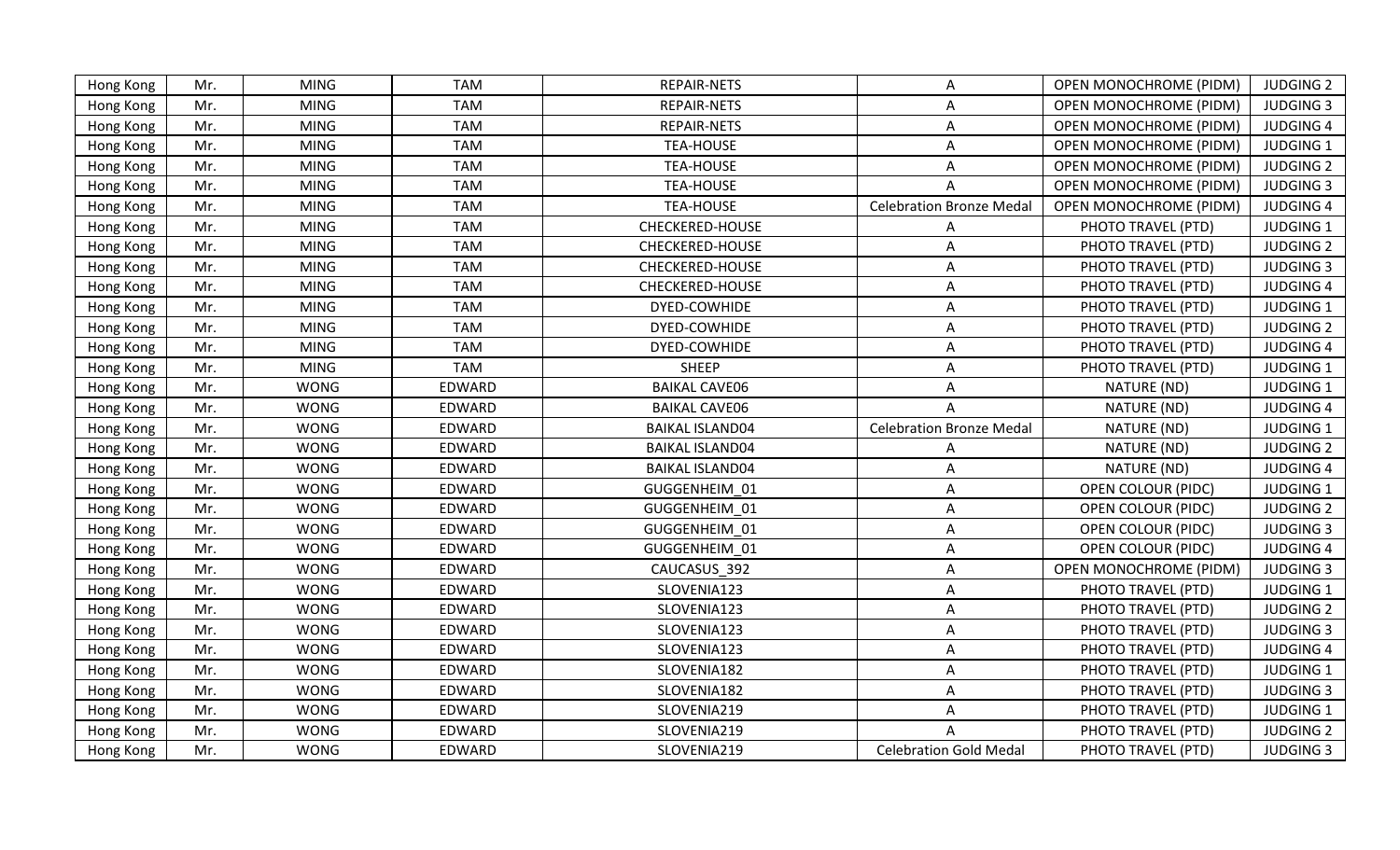| | | | | | | | |
|---|---|---|---|---|---|---|---|
| Hong Kong | Mr. | MING | TAM | REPAIR-NETS | A | OPEN MONOCHROME (PIDM) | JUDGING 2 |
| Hong Kong | Mr. | MING | TAM | REPAIR-NETS | A | OPEN MONOCHROME (PIDM) | JUDGING 3 |
| Hong Kong | Mr. | MING | TAM | REPAIR-NETS | A | OPEN MONOCHROME (PIDM) | JUDGING 4 |
| Hong Kong | Mr. | MING | TAM | TEA-HOUSE | A | OPEN MONOCHROME (PIDM) | JUDGING 1 |
| Hong Kong | Mr. | MING | TAM | TEA-HOUSE | A | OPEN MONOCHROME (PIDM) | JUDGING 2 |
| Hong Kong | Mr. | MING | TAM | TEA-HOUSE | A | OPEN MONOCHROME (PIDM) | JUDGING 3 |
| Hong Kong | Mr. | MING | TAM | TEA-HOUSE | Celebration Bronze Medal | OPEN MONOCHROME (PIDM) | JUDGING 4 |
| Hong Kong | Mr. | MING | TAM | CHECKERED-HOUSE | A | PHOTO TRAVEL (PTD) | JUDGING 1 |
| Hong Kong | Mr. | MING | TAM | CHECKERED-HOUSE | A | PHOTO TRAVEL (PTD) | JUDGING 2 |
| Hong Kong | Mr. | MING | TAM | CHECKERED-HOUSE | A | PHOTO TRAVEL (PTD) | JUDGING 3 |
| Hong Kong | Mr. | MING | TAM | CHECKERED-HOUSE | A | PHOTO TRAVEL (PTD) | JUDGING 4 |
| Hong Kong | Mr. | MING | TAM | DYED-COWHIDE | A | PHOTO TRAVEL (PTD) | JUDGING 1 |
| Hong Kong | Mr. | MING | TAM | DYED-COWHIDE | A | PHOTO TRAVEL (PTD) | JUDGING 2 |
| Hong Kong | Mr. | MING | TAM | DYED-COWHIDE | A | PHOTO TRAVEL (PTD) | JUDGING 4 |
| Hong Kong | Mr. | MING | TAM | SHEEP | A | PHOTO TRAVEL (PTD) | JUDGING 1 |
| Hong Kong | Mr. | WONG | EDWARD | BAIKAL CAVE06 | A | NATURE (ND) | JUDGING 1 |
| Hong Kong | Mr. | WONG | EDWARD | BAIKAL CAVE06 | A | NATURE (ND) | JUDGING 4 |
| Hong Kong | Mr. | WONG | EDWARD | BAIKAL ISLAND04 | Celebration Bronze Medal | NATURE (ND) | JUDGING 1 |
| Hong Kong | Mr. | WONG | EDWARD | BAIKAL ISLAND04 | A | NATURE (ND) | JUDGING 2 |
| Hong Kong | Mr. | WONG | EDWARD | BAIKAL ISLAND04 | A | NATURE (ND) | JUDGING 4 |
| Hong Kong | Mr. | WONG | EDWARD | GUGGENHEIM_01 | A | OPEN COLOUR (PIDC) | JUDGING 1 |
| Hong Kong | Mr. | WONG | EDWARD | GUGGENHEIM_01 | A | OPEN COLOUR (PIDC) | JUDGING 2 |
| Hong Kong | Mr. | WONG | EDWARD | GUGGENHEIM_01 | A | OPEN COLOUR (PIDC) | JUDGING 3 |
| Hong Kong | Mr. | WONG | EDWARD | GUGGENHEIM_01 | A | OPEN COLOUR (PIDC) | JUDGING 4 |
| Hong Kong | Mr. | WONG | EDWARD | CAUCASUS_392 | A | OPEN MONOCHROME (PIDM) | JUDGING 3 |
| Hong Kong | Mr. | WONG | EDWARD | SLOVENIA123 | A | PHOTO TRAVEL (PTD) | JUDGING 1 |
| Hong Kong | Mr. | WONG | EDWARD | SLOVENIA123 | A | PHOTO TRAVEL (PTD) | JUDGING 2 |
| Hong Kong | Mr. | WONG | EDWARD | SLOVENIA123 | A | PHOTO TRAVEL (PTD) | JUDGING 3 |
| Hong Kong | Mr. | WONG | EDWARD | SLOVENIA123 | A | PHOTO TRAVEL (PTD) | JUDGING 4 |
| Hong Kong | Mr. | WONG | EDWARD | SLOVENIA182 | A | PHOTO TRAVEL (PTD) | JUDGING 1 |
| Hong Kong | Mr. | WONG | EDWARD | SLOVENIA182 | A | PHOTO TRAVEL (PTD) | JUDGING 3 |
| Hong Kong | Mr. | WONG | EDWARD | SLOVENIA219 | A | PHOTO TRAVEL (PTD) | JUDGING 1 |
| Hong Kong | Mr. | WONG | EDWARD | SLOVENIA219 | A | PHOTO TRAVEL (PTD) | JUDGING 2 |
| Hong Kong | Mr. | WONG | EDWARD | SLOVENIA219 | Celebration Gold Medal | PHOTO TRAVEL (PTD) | JUDGING 3 |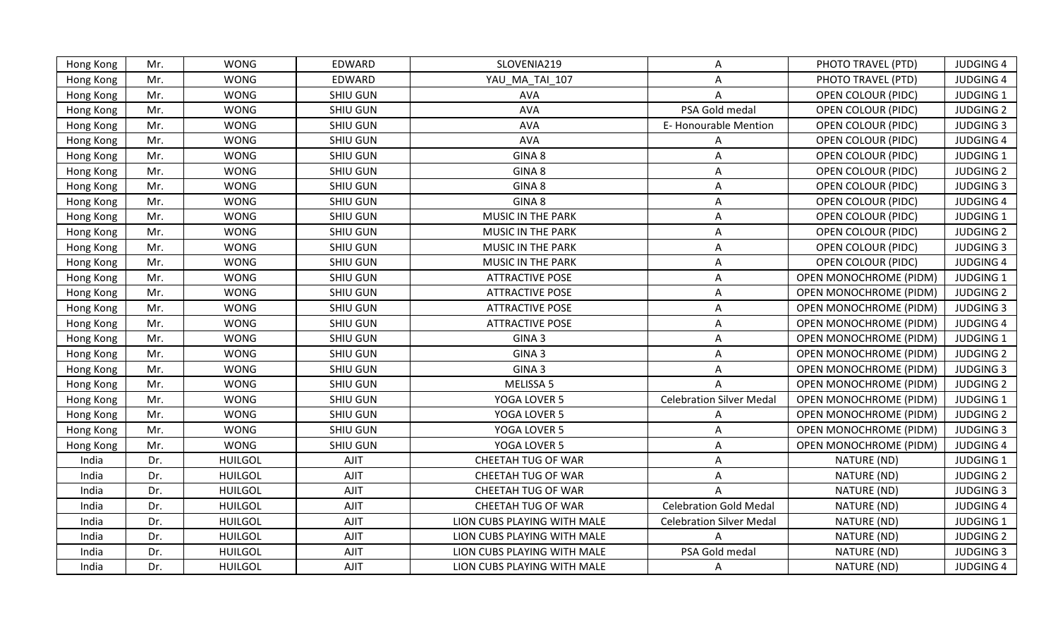| Hong Kong | Mr. | WONG | EDWARD | SLOVENIA219 | A | PHOTO TRAVEL (PTD) | JUDGING 4 |
|---|---|---|---|---|---|---|---|
| Hong Kong | Mr. | WONG | EDWARD | YAU_MA_TAI_107 | A | PHOTO TRAVEL (PTD) | JUDGING 4 |
| Hong Kong | Mr. | WONG | SHIU GUN | AVA | A | OPEN COLOUR (PIDC) | JUDGING 1 |
| Hong Kong | Mr. | WONG | SHIU GUN | AVA | PSA Gold medal | OPEN COLOUR (PIDC) | JUDGING 2 |
| Hong Kong | Mr. | WONG | SHIU GUN | AVA | E- Honourable Mention | OPEN COLOUR (PIDC) | JUDGING 3 |
| Hong Kong | Mr. | WONG | SHIU GUN | AVA | A | OPEN COLOUR (PIDC) | JUDGING 4 |
| Hong Kong | Mr. | WONG | SHIU GUN | GINA 8 | A | OPEN COLOUR (PIDC) | JUDGING 1 |
| Hong Kong | Mr. | WONG | SHIU GUN | GINA 8 | A | OPEN COLOUR (PIDC) | JUDGING 2 |
| Hong Kong | Mr. | WONG | SHIU GUN | GINA 8 | A | OPEN COLOUR (PIDC) | JUDGING 3 |
| Hong Kong | Mr. | WONG | SHIU GUN | GINA 8 | A | OPEN COLOUR (PIDC) | JUDGING 4 |
| Hong Kong | Mr. | WONG | SHIU GUN | MUSIC IN THE PARK | A | OPEN COLOUR (PIDC) | JUDGING 1 |
| Hong Kong | Mr. | WONG | SHIU GUN | MUSIC IN THE PARK | A | OPEN COLOUR (PIDC) | JUDGING 2 |
| Hong Kong | Mr. | WONG | SHIU GUN | MUSIC IN THE PARK | A | OPEN COLOUR (PIDC) | JUDGING 3 |
| Hong Kong | Mr. | WONG | SHIU GUN | MUSIC IN THE PARK | A | OPEN COLOUR (PIDC) | JUDGING 4 |
| Hong Kong | Mr. | WONG | SHIU GUN | ATTRACTIVE POSE | A | OPEN MONOCHROME (PIDM) | JUDGING 1 |
| Hong Kong | Mr. | WONG | SHIU GUN | ATTRACTIVE POSE | A | OPEN MONOCHROME (PIDM) | JUDGING 2 |
| Hong Kong | Mr. | WONG | SHIU GUN | ATTRACTIVE POSE | A | OPEN MONOCHROME (PIDM) | JUDGING 3 |
| Hong Kong | Mr. | WONG | SHIU GUN | ATTRACTIVE POSE | A | OPEN MONOCHROME (PIDM) | JUDGING 4 |
| Hong Kong | Mr. | WONG | SHIU GUN | GINA 3 | A | OPEN MONOCHROME (PIDM) | JUDGING 1 |
| Hong Kong | Mr. | WONG | SHIU GUN | GINA 3 | A | OPEN MONOCHROME (PIDM) | JUDGING 2 |
| Hong Kong | Mr. | WONG | SHIU GUN | GINA 3 | A | OPEN MONOCHROME (PIDM) | JUDGING 3 |
| Hong Kong | Mr. | WONG | SHIU GUN | MELISSA 5 | A | OPEN MONOCHROME (PIDM) | JUDGING 2 |
| Hong Kong | Mr. | WONG | SHIU GUN | YOGA LOVER 5 | Celebration Silver Medal | OPEN MONOCHROME (PIDM) | JUDGING 1 |
| Hong Kong | Mr. | WONG | SHIU GUN | YOGA LOVER 5 | A | OPEN MONOCHROME (PIDM) | JUDGING 2 |
| Hong Kong | Mr. | WONG | SHIU GUN | YOGA LOVER 5 | A | OPEN MONOCHROME (PIDM) | JUDGING 3 |
| Hong Kong | Mr. | WONG | SHIU GUN | YOGA LOVER 5 | A | OPEN MONOCHROME (PIDM) | JUDGING 4 |
| India | Dr. | HUILGOL | AJIT | CHEETAH TUG OF WAR | A | NATURE (ND) | JUDGING 1 |
| India | Dr. | HUILGOL | AJIT | CHEETAH TUG OF WAR | A | NATURE (ND) | JUDGING 2 |
| India | Dr. | HUILGOL | AJIT | CHEETAH TUG OF WAR | A | NATURE (ND) | JUDGING 3 |
| India | Dr. | HUILGOL | AJIT | CHEETAH TUG OF WAR | Celebration Gold Medal | NATURE (ND) | JUDGING 4 |
| India | Dr. | HUILGOL | AJIT | LION CUBS PLAYING WITH MALE | Celebration Silver Medal | NATURE (ND) | JUDGING 1 |
| India | Dr. | HUILGOL | AJIT | LION CUBS PLAYING WITH MALE | A | NATURE (ND) | JUDGING 2 |
| India | Dr. | HUILGOL | AJIT | LION CUBS PLAYING WITH MALE | PSA Gold medal | NATURE (ND) | JUDGING 3 |
| India | Dr. | HUILGOL | AJIT | LION CUBS PLAYING WITH MALE | A | NATURE (ND) | JUDGING 4 |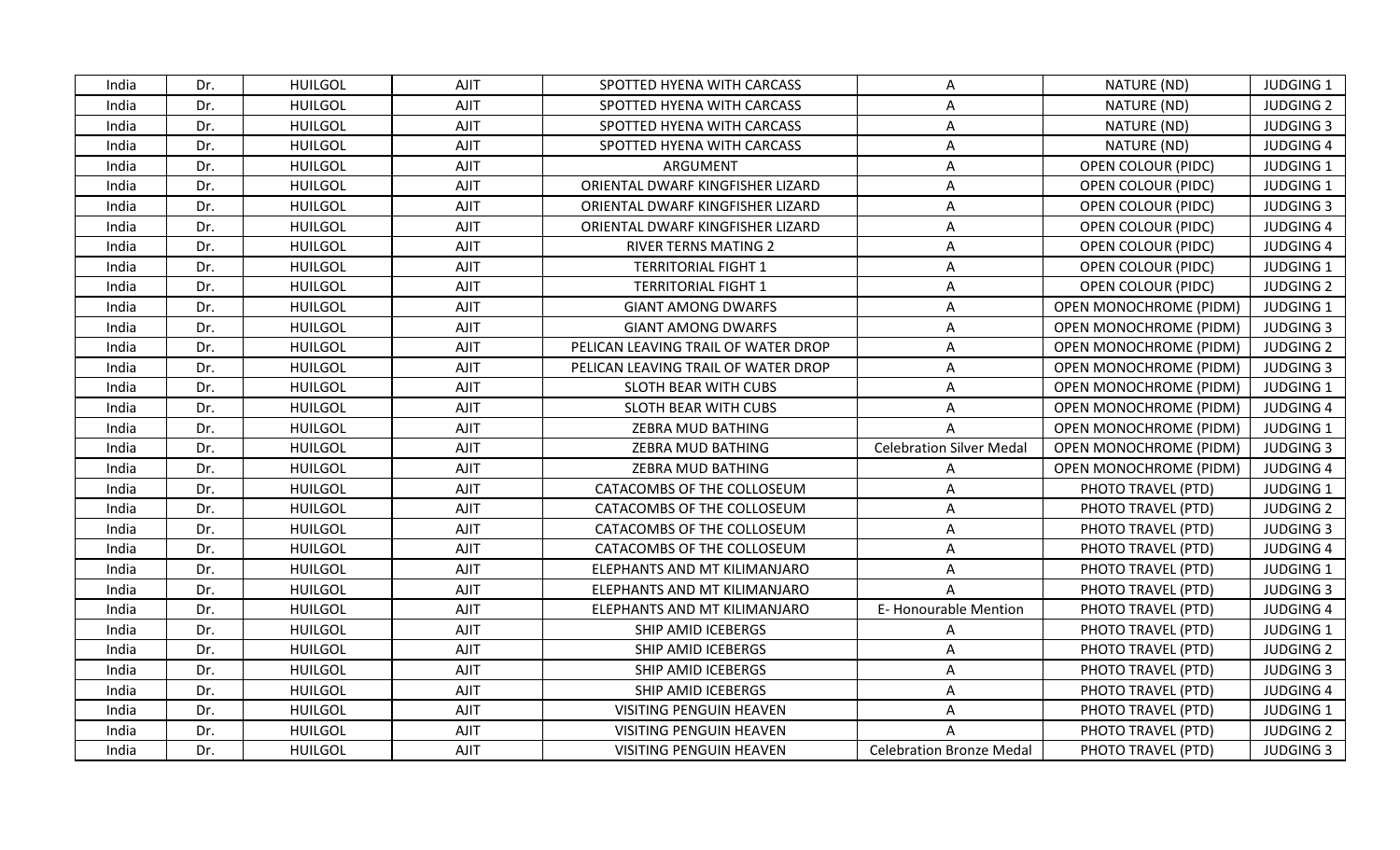| India | Dr. | HUILGOL | AJIT | SPOTTED HYENA WITH CARCASS | A | NATURE (ND) | JUDGING 1 |
|---|---|---|---|---|---|---|---|
| India | Dr. | HUILGOL | AJIT | SPOTTED HYENA WITH CARCASS | A | NATURE (ND) | JUDGING 2 |
| India | Dr. | HUILGOL | AJIT | SPOTTED HYENA WITH CARCASS | A | NATURE (ND) | JUDGING 3 |
| India | Dr. | HUILGOL | AJIT | SPOTTED HYENA WITH CARCASS | A | NATURE (ND) | JUDGING 4 |
| India | Dr. | HUILGOL | AJIT | ARGUMENT | A | OPEN COLOUR (PIDC) | JUDGING 1 |
| India | Dr. | HUILGOL | AJIT | ORIENTAL DWARF KINGFISHER LIZARD | A | OPEN COLOUR (PIDC) | JUDGING 1 |
| India | Dr. | HUILGOL | AJIT | ORIENTAL DWARF KINGFISHER LIZARD | A | OPEN COLOUR (PIDC) | JUDGING 3 |
| India | Dr. | HUILGOL | AJIT | ORIENTAL DWARF KINGFISHER LIZARD | A | OPEN COLOUR (PIDC) | JUDGING 4 |
| India | Dr. | HUILGOL | AJIT | RIVER TERNS MATING 2 | A | OPEN COLOUR (PIDC) | JUDGING 4 |
| India | Dr. | HUILGOL | AJIT | TERRITORIAL FIGHT 1 | A | OPEN COLOUR (PIDC) | JUDGING 1 |
| India | Dr. | HUILGOL | AJIT | TERRITORIAL FIGHT 1 | A | OPEN COLOUR (PIDC) | JUDGING 2 |
| India | Dr. | HUILGOL | AJIT | GIANT AMONG DWARFS | A | OPEN MONOCHROME (PIDM) | JUDGING 1 |
| India | Dr. | HUILGOL | AJIT | GIANT AMONG DWARFS | A | OPEN MONOCHROME (PIDM) | JUDGING 3 |
| India | Dr. | HUILGOL | AJIT | PELICAN LEAVING TRAIL OF WATER DROP | A | OPEN MONOCHROME (PIDM) | JUDGING 2 |
| India | Dr. | HUILGOL | AJIT | PELICAN LEAVING TRAIL OF WATER DROP | A | OPEN MONOCHROME (PIDM) | JUDGING 3 |
| India | Dr. | HUILGOL | AJIT | SLOTH BEAR WITH CUBS | A | OPEN MONOCHROME (PIDM) | JUDGING 1 |
| India | Dr. | HUILGOL | AJIT | SLOTH BEAR WITH CUBS | A | OPEN MONOCHROME (PIDM) | JUDGING 4 |
| India | Dr. | HUILGOL | AJIT | ZEBRA MUD BATHING | A | OPEN MONOCHROME (PIDM) | JUDGING 1 |
| India | Dr. | HUILGOL | AJIT | ZEBRA MUD BATHING | Celebration Silver Medal | OPEN MONOCHROME (PIDM) | JUDGING 3 |
| India | Dr. | HUILGOL | AJIT | ZEBRA MUD BATHING | A | OPEN MONOCHROME (PIDM) | JUDGING 4 |
| India | Dr. | HUILGOL | AJIT | CATACOMBS OF THE COLLOSEUM | A | PHOTO TRAVEL (PTD) | JUDGING 1 |
| India | Dr. | HUILGOL | AJIT | CATACOMBS OF THE COLLOSEUM | A | PHOTO TRAVEL (PTD) | JUDGING 2 |
| India | Dr. | HUILGOL | AJIT | CATACOMBS OF THE COLLOSEUM | A | PHOTO TRAVEL (PTD) | JUDGING 3 |
| India | Dr. | HUILGOL | AJIT | CATACOMBS OF THE COLLOSEUM | A | PHOTO TRAVEL (PTD) | JUDGING 4 |
| India | Dr. | HUILGOL | AJIT | ELEPHANTS AND MT KILIMANJARO | A | PHOTO TRAVEL (PTD) | JUDGING 1 |
| India | Dr. | HUILGOL | AJIT | ELEPHANTS AND MT KILIMANJARO | A | PHOTO TRAVEL (PTD) | JUDGING 3 |
| India | Dr. | HUILGOL | AJIT | ELEPHANTS AND MT KILIMANJARO | E- Honourable Mention | PHOTO TRAVEL (PTD) | JUDGING 4 |
| India | Dr. | HUILGOL | AJIT | SHIP AMID ICEBERGS | A | PHOTO TRAVEL (PTD) | JUDGING 1 |
| India | Dr. | HUILGOL | AJIT | SHIP AMID ICEBERGS | A | PHOTO TRAVEL (PTD) | JUDGING 2 |
| India | Dr. | HUILGOL | AJIT | SHIP AMID ICEBERGS | A | PHOTO TRAVEL (PTD) | JUDGING 3 |
| India | Dr. | HUILGOL | AJIT | SHIP AMID ICEBERGS | A | PHOTO TRAVEL (PTD) | JUDGING 4 |
| India | Dr. | HUILGOL | AJIT | VISITING PENGUIN HEAVEN | A | PHOTO TRAVEL (PTD) | JUDGING 1 |
| India | Dr. | HUILGOL | AJIT | VISITING PENGUIN HEAVEN | A | PHOTO TRAVEL (PTD) | JUDGING 2 |
| India | Dr. | HUILGOL | AJIT | VISITING PENGUIN HEAVEN | Celebration Bronze Medal | PHOTO TRAVEL (PTD) | JUDGING 3 |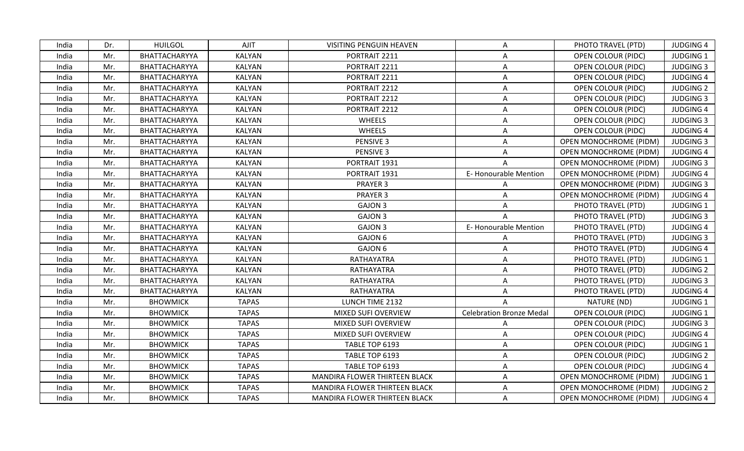| India | Dr. | HUILGOL | AJIT | VISITING PENGUIN HEAVEN | A | PHOTO TRAVEL (PTD) | JUDGING 4 |
|---|---|---|---|---|---|---|---|
| India | Mr. | BHATTACHARYYA | KALYAN | PORTRAIT 2211 | A | OPEN COLOUR (PIDC) | JUDGING 1 |
| India | Mr. | BHATTACHARYYA | KALYAN | PORTRAIT 2211 | A | OPEN COLOUR (PIDC) | JUDGING 3 |
| India | Mr. | BHATTACHARYYA | KALYAN | PORTRAIT 2211 | A | OPEN COLOUR (PIDC) | JUDGING 4 |
| India | Mr. | BHATTACHARYYA | KALYAN | PORTRAIT 2212 | A | OPEN COLOUR (PIDC) | JUDGING 2 |
| India | Mr. | BHATTACHARYYA | KALYAN | PORTRAIT 2212 | A | OPEN COLOUR (PIDC) | JUDGING 3 |
| India | Mr. | BHATTACHARYYA | KALYAN | PORTRAIT 2212 | A | OPEN COLOUR (PIDC) | JUDGING 4 |
| India | Mr. | BHATTACHARYYA | KALYAN | WHEELS | A | OPEN COLOUR (PIDC) | JUDGING 3 |
| India | Mr. | BHATTACHARYYA | KALYAN | WHEELS | A | OPEN COLOUR (PIDC) | JUDGING 4 |
| India | Mr. | BHATTACHARYYA | KALYAN | PENSIVE 3 | A | OPEN MONOCHROME (PIDM) | JUDGING 3 |
| India | Mr. | BHATTACHARYYA | KALYAN | PENSIVE 3 | A | OPEN MONOCHROME (PIDM) | JUDGING 4 |
| India | Mr. | BHATTACHARYYA | KALYAN | PORTRAIT 1931 | A | OPEN MONOCHROME (PIDM) | JUDGING 3 |
| India | Mr. | BHATTACHARYYA | KALYAN | PORTRAIT 1931 | E- Honourable Mention | OPEN MONOCHROME (PIDM) | JUDGING 4 |
| India | Mr. | BHATTACHARYYA | KALYAN | PRAYER 3 | A | OPEN MONOCHROME (PIDM) | JUDGING 3 |
| India | Mr. | BHATTACHARYYA | KALYAN | PRAYER 3 | A | OPEN MONOCHROME (PIDM) | JUDGING 4 |
| India | Mr. | BHATTACHARYYA | KALYAN | GAJON 3 | A | PHOTO TRAVEL (PTD) | JUDGING 1 |
| India | Mr. | BHATTACHARYYA | KALYAN | GAJON 3 | A | PHOTO TRAVEL (PTD) | JUDGING 3 |
| India | Mr. | BHATTACHARYYA | KALYAN | GAJON 3 | E- Honourable Mention | PHOTO TRAVEL (PTD) | JUDGING 4 |
| India | Mr. | BHATTACHARYYA | KALYAN | GAJON 6 | A | PHOTO TRAVEL (PTD) | JUDGING 3 |
| India | Mr. | BHATTACHARYYA | KALYAN | GAJON 6 | A | PHOTO TRAVEL (PTD) | JUDGING 4 |
| India | Mr. | BHATTACHARYYA | KALYAN | RATHAYATRA | A | PHOTO TRAVEL (PTD) | JUDGING 1 |
| India | Mr. | BHATTACHARYYA | KALYAN | RATHAYATRA | A | PHOTO TRAVEL (PTD) | JUDGING 2 |
| India | Mr. | BHATTACHARYYA | KALYAN | RATHAYATRA | A | PHOTO TRAVEL (PTD) | JUDGING 3 |
| India | Mr. | BHATTACHARYYA | KALYAN | RATHAYATRA | A | PHOTO TRAVEL (PTD) | JUDGING 4 |
| India | Mr. | BHOWMICK | TAPAS | LUNCH TIME 2132 | A | NATURE (ND) | JUDGING 1 |
| India | Mr. | BHOWMICK | TAPAS | MIXED SUFI OVERVIEW | Celebration Bronze Medal | OPEN COLOUR (PIDC) | JUDGING 1 |
| India | Mr. | BHOWMICK | TAPAS | MIXED SUFI OVERVIEW | A | OPEN COLOUR (PIDC) | JUDGING 3 |
| India | Mr. | BHOWMICK | TAPAS | MIXED SUFI OVERVIEW | A | OPEN COLOUR (PIDC) | JUDGING 4 |
| India | Mr. | BHOWMICK | TAPAS | TABLE TOP 6193 | A | OPEN COLOUR (PIDC) | JUDGING 1 |
| India | Mr. | BHOWMICK | TAPAS | TABLE TOP 6193 | A | OPEN COLOUR (PIDC) | JUDGING 2 |
| India | Mr. | BHOWMICK | TAPAS | TABLE TOP 6193 | A | OPEN COLOUR (PIDC) | JUDGING 4 |
| India | Mr. | BHOWMICK | TAPAS | MANDIRA FLOWER THIRTEEN BLACK | A | OPEN MONOCHROME (PIDM) | JUDGING 1 |
| India | Mr. | BHOWMICK | TAPAS | MANDIRA FLOWER THIRTEEN BLACK | A | OPEN MONOCHROME (PIDM) | JUDGING 2 |
| India | Mr. | BHOWMICK | TAPAS | MANDIRA FLOWER THIRTEEN BLACK | A | OPEN MONOCHROME (PIDM) | JUDGING 4 |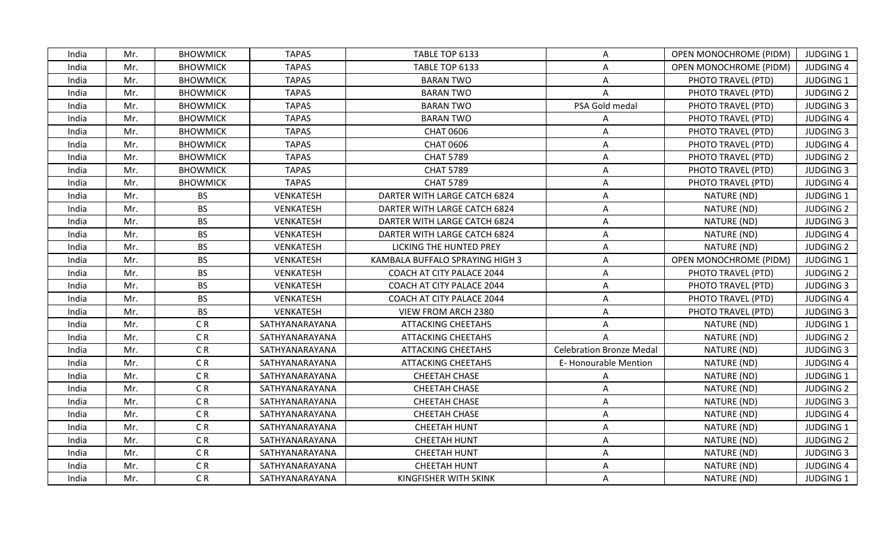| India | Mr. | BHOWMICK | TAPAS | TABLE TOP 6133 | A | OPEN MONOCHROME (PIDM) | JUDGING 1 |
|---|---|---|---|---|---|---|---|
| India | Mr. | BHOWMICK | TAPAS | TABLE TOP 6133 | A | OPEN MONOCHROME (PIDM) | JUDGING 4 |
| India | Mr. | BHOWMICK | TAPAS | BARAN TWO | A | PHOTO TRAVEL (PTD) | JUDGING 1 |
| India | Mr. | BHOWMICK | TAPAS | BARAN TWO | A | PHOTO TRAVEL (PTD) | JUDGING 2 |
| India | Mr. | BHOWMICK | TAPAS | BARAN TWO | PSA Gold medal | PHOTO TRAVEL (PTD) | JUDGING 3 |
| India | Mr. | BHOWMICK | TAPAS | BARAN TWO | A | PHOTO TRAVEL (PTD) | JUDGING 4 |
| India | Mr. | BHOWMICK | TAPAS | CHAT 0606 | A | PHOTO TRAVEL (PTD) | JUDGING 3 |
| India | Mr. | BHOWMICK | TAPAS | CHAT 0606 | A | PHOTO TRAVEL (PTD) | JUDGING 4 |
| India | Mr. | BHOWMICK | TAPAS | CHAT 5789 | A | PHOTO TRAVEL (PTD) | JUDGING 2 |
| India | Mr. | BHOWMICK | TAPAS | CHAT 5789 | A | PHOTO TRAVEL (PTD) | JUDGING 3 |
| India | Mr. | BHOWMICK | TAPAS | CHAT 5789 | A | PHOTO TRAVEL (PTD) | JUDGING 4 |
| India | Mr. | BS | VENKATESH | DARTER WITH LARGE CATCH 6824 | A | NATURE (ND) | JUDGING 1 |
| India | Mr. | BS | VENKATESH | DARTER WITH LARGE CATCH 6824 | A | NATURE (ND) | JUDGING 2 |
| India | Mr. | BS | VENKATESH | DARTER WITH LARGE CATCH 6824 | A | NATURE (ND) | JUDGING 3 |
| India | Mr. | BS | VENKATESH | DARTER WITH LARGE CATCH 6824 | A | NATURE (ND) | JUDGING 4 |
| India | Mr. | BS | VENKATESH | LICKING THE HUNTED PREY | A | NATURE (ND) | JUDGING 2 |
| India | Mr. | BS | VENKATESH | KAMBALA BUFFALO SPRAYING HIGH 3 | A | OPEN MONOCHROME (PIDM) | JUDGING 1 |
| India | Mr. | BS | VENKATESH | COACH AT CITY PALACE 2044 | A | PHOTO TRAVEL (PTD) | JUDGING 2 |
| India | Mr. | BS | VENKATESH | COACH AT CITY PALACE 2044 | A | PHOTO TRAVEL (PTD) | JUDGING 3 |
| India | Mr. | BS | VENKATESH | COACH AT CITY PALACE 2044 | A | PHOTO TRAVEL (PTD) | JUDGING 4 |
| India | Mr. | BS | VENKATESH | VIEW FROM ARCH 2380 | A | PHOTO TRAVEL (PTD) | JUDGING 3 |
| India | Mr. | C R | SATHYANARAYANA | ATTACKING CHEETAHS | A | NATURE (ND) | JUDGING 1 |
| India | Mr. | C R | SATHYANARAYANA | ATTACKING CHEETAHS | A | NATURE (ND) | JUDGING 2 |
| India | Mr. | C R | SATHYANARAYANA | ATTACKING CHEETAHS | Celebration Bronze Medal | NATURE (ND) | JUDGING 3 |
| India | Mr. | C R | SATHYANARAYANA | ATTACKING CHEETAHS | E- Honourable Mention | NATURE (ND) | JUDGING 4 |
| India | Mr. | C R | SATHYANARAYANA | CHEETAH CHASE | A | NATURE (ND) | JUDGING 1 |
| India | Mr. | C R | SATHYANARAYANA | CHEETAH CHASE | A | NATURE (ND) | JUDGING 2 |
| India | Mr. | C R | SATHYANARAYANA | CHEETAH CHASE | A | NATURE (ND) | JUDGING 3 |
| India | Mr. | C R | SATHYANARAYANA | CHEETAH CHASE | A | NATURE (ND) | JUDGING 4 |
| India | Mr. | C R | SATHYANARAYANA | CHEETAH HUNT | A | NATURE (ND) | JUDGING 1 |
| India | Mr. | C R | SATHYANARAYANA | CHEETAH HUNT | A | NATURE (ND) | JUDGING 2 |
| India | Mr. | C R | SATHYANARAYANA | CHEETAH HUNT | A | NATURE (ND) | JUDGING 3 |
| India | Mr. | C R | SATHYANARAYANA | CHEETAH HUNT | A | NATURE (ND) | JUDGING 4 |
| India | Mr. | C R | SATHYANARAYANA | KINGFISHER WITH SKINK | A | NATURE (ND) | JUDGING 1 |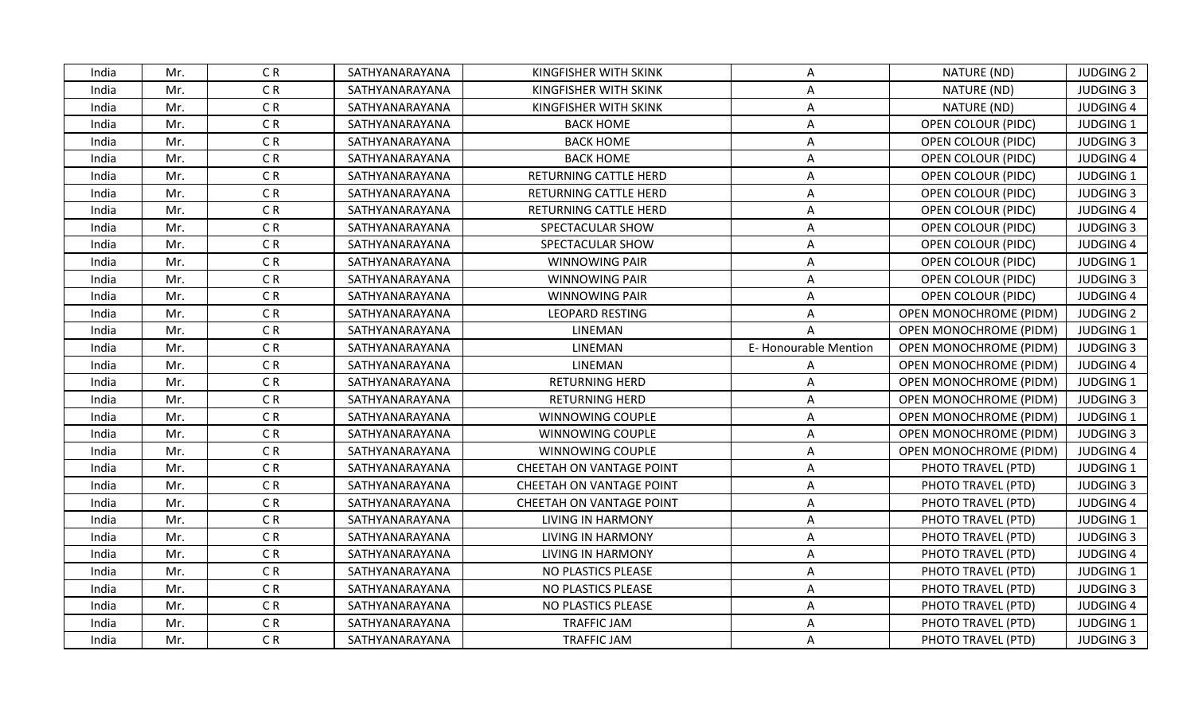| India | Mr. | C R | SATHYANARAYANA | KINGFISHER WITH SKINK | A | NATURE (ND) | JUDGING 2 |
|---|---|---|---|---|---|---|---|
| India | Mr. | C R | SATHYANARAYANA | KINGFISHER WITH SKINK | A | NATURE (ND) | JUDGING 3 |
| India | Mr. | C R | SATHYANARAYANA | KINGFISHER WITH SKINK | A | NATURE (ND) | JUDGING 4 |
| India | Mr. | C R | SATHYANARAYANA | BACK HOME | A | OPEN COLOUR (PIDC) | JUDGING 1 |
| India | Mr. | C R | SATHYANARAYANA | BACK HOME | A | OPEN COLOUR (PIDC) | JUDGING 3 |
| India | Mr. | C R | SATHYANARAYANA | BACK HOME | A | OPEN COLOUR (PIDC) | JUDGING 4 |
| India | Mr. | C R | SATHYANARAYANA | RETURNING CATTLE HERD | A | OPEN COLOUR (PIDC) | JUDGING 1 |
| India | Mr. | C R | SATHYANARAYANA | RETURNING CATTLE HERD | A | OPEN COLOUR (PIDC) | JUDGING 3 |
| India | Mr. | C R | SATHYANARAYANA | RETURNING CATTLE HERD | A | OPEN COLOUR (PIDC) | JUDGING 4 |
| India | Mr. | C R | SATHYANARAYANA | SPECTACULAR SHOW | A | OPEN COLOUR (PIDC) | JUDGING 3 |
| India | Mr. | C R | SATHYANARAYANA | SPECTACULAR SHOW | A | OPEN COLOUR (PIDC) | JUDGING 4 |
| India | Mr. | C R | SATHYANARAYANA | WINNOWING PAIR | A | OPEN COLOUR (PIDC) | JUDGING 1 |
| India | Mr. | C R | SATHYANARAYANA | WINNOWING PAIR | A | OPEN COLOUR (PIDC) | JUDGING 3 |
| India | Mr. | C R | SATHYANARAYANA | WINNOWING PAIR | A | OPEN COLOUR (PIDC) | JUDGING 4 |
| India | Mr. | C R | SATHYANARAYANA | LEOPARD RESTING | A | OPEN MONOCHROME (PIDM) | JUDGING 2 |
| India | Mr. | C R | SATHYANARAYANA | LINEMAN | A | OPEN MONOCHROME (PIDM) | JUDGING 1 |
| India | Mr. | C R | SATHYANARAYANA | LINEMAN | E- Honourable Mention | OPEN MONOCHROME (PIDM) | JUDGING 3 |
| India | Mr. | C R | SATHYANARAYANA | LINEMAN | A | OPEN MONOCHROME (PIDM) | JUDGING 4 |
| India | Mr. | C R | SATHYANARAYANA | RETURNING HERD | A | OPEN MONOCHROME (PIDM) | JUDGING 1 |
| India | Mr. | C R | SATHYANARAYANA | RETURNING HERD | A | OPEN MONOCHROME (PIDM) | JUDGING 3 |
| India | Mr. | C R | SATHYANARAYANA | WINNOWING COUPLE | A | OPEN MONOCHROME (PIDM) | JUDGING 1 |
| India | Mr. | C R | SATHYANARAYANA | WINNOWING COUPLE | A | OPEN MONOCHROME (PIDM) | JUDGING 3 |
| India | Mr. | C R | SATHYANARAYANA | WINNOWING COUPLE | A | OPEN MONOCHROME (PIDM) | JUDGING 4 |
| India | Mr. | C R | SATHYANARAYANA | CHEETAH ON VANTAGE POINT | A | PHOTO TRAVEL (PTD) | JUDGING 1 |
| India | Mr. | C R | SATHYANARAYANA | CHEETAH ON VANTAGE POINT | A | PHOTO TRAVEL (PTD) | JUDGING 3 |
| India | Mr. | C R | SATHYANARAYANA | CHEETAH ON VANTAGE POINT | A | PHOTO TRAVEL (PTD) | JUDGING 4 |
| India | Mr. | C R | SATHYANARAYANA | LIVING IN HARMONY | A | PHOTO TRAVEL (PTD) | JUDGING 1 |
| India | Mr. | C R | SATHYANARAYANA | LIVING IN HARMONY | A | PHOTO TRAVEL (PTD) | JUDGING 3 |
| India | Mr. | C R | SATHYANARAYANA | LIVING IN HARMONY | A | PHOTO TRAVEL (PTD) | JUDGING 4 |
| India | Mr. | C R | SATHYANARAYANA | NO PLASTICS PLEASE | A | PHOTO TRAVEL (PTD) | JUDGING 1 |
| India | Mr. | C R | SATHYANARAYANA | NO PLASTICS PLEASE | A | PHOTO TRAVEL (PTD) | JUDGING 3 |
| India | Mr. | C R | SATHYANARAYANA | NO PLASTICS PLEASE | A | PHOTO TRAVEL (PTD) | JUDGING 4 |
| India | Mr. | C R | SATHYANARAYANA | TRAFFIC JAM | A | PHOTO TRAVEL (PTD) | JUDGING 1 |
| India | Mr. | C R | SATHYANARAYANA | TRAFFIC JAM | A | PHOTO TRAVEL (PTD) | JUDGING 3 |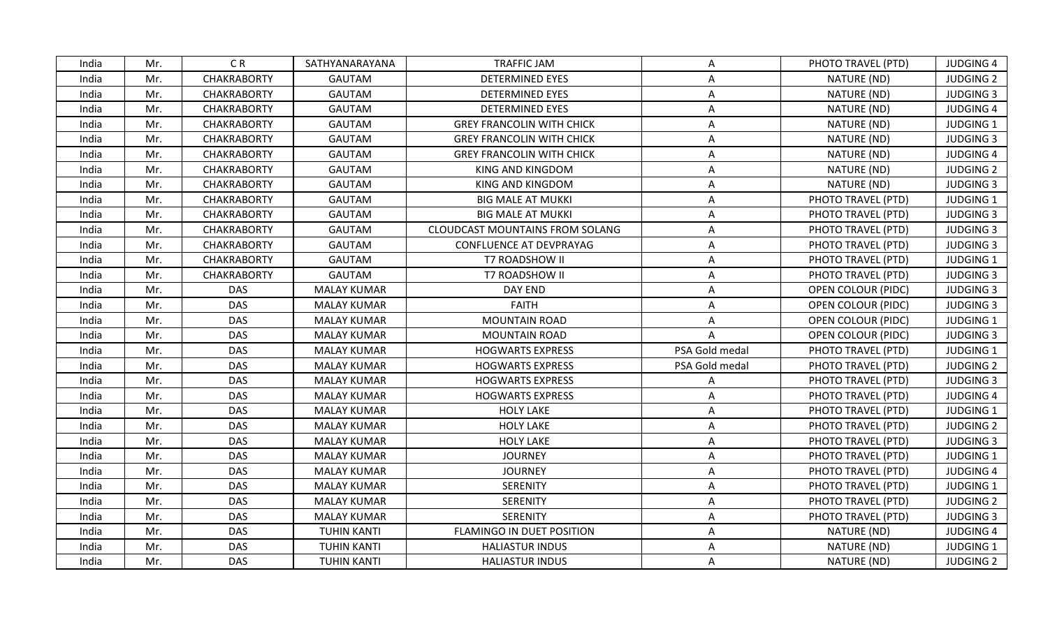| India | Mr. | C R | SATHYANARAYANA | TRAFFIC JAM | A | PHOTO TRAVEL (PTD) | JUDGING 4 |
|---|---|---|---|---|---|---|---|
| India | Mr. | CHAKRABORTY | GAUTAM | DETERMINED EYES | A | NATURE (ND) | JUDGING 2 |
| India | Mr. | CHAKRABORTY | GAUTAM | DETERMINED EYES | A | NATURE (ND) | JUDGING 3 |
| India | Mr. | CHAKRABORTY | GAUTAM | DETERMINED EYES | A | NATURE (ND) | JUDGING 4 |
| India | Mr. | CHAKRABORTY | GAUTAM | GREY FRANCOLIN WITH CHICK | A | NATURE (ND) | JUDGING 1 |
| India | Mr. | CHAKRABORTY | GAUTAM | GREY FRANCOLIN WITH CHICK | A | NATURE (ND) | JUDGING 3 |
| India | Mr. | CHAKRABORTY | GAUTAM | GREY FRANCOLIN WITH CHICK | A | NATURE (ND) | JUDGING 4 |
| India | Mr. | CHAKRABORTY | GAUTAM | KING AND KINGDOM | A | NATURE (ND) | JUDGING 2 |
| India | Mr. | CHAKRABORTY | GAUTAM | KING AND KINGDOM | A | NATURE (ND) | JUDGING 3 |
| India | Mr. | CHAKRABORTY | GAUTAM | BIG MALE AT MUKKI | A | PHOTO TRAVEL (PTD) | JUDGING 1 |
| India | Mr. | CHAKRABORTY | GAUTAM | BIG MALE AT MUKKI | A | PHOTO TRAVEL (PTD) | JUDGING 3 |
| India | Mr. | CHAKRABORTY | GAUTAM | CLOUDCAST MOUNTAINS FROM SOLANG | A | PHOTO TRAVEL (PTD) | JUDGING 3 |
| India | Mr. | CHAKRABORTY | GAUTAM | CONFLUENCE AT DEVPRAYAG | A | PHOTO TRAVEL (PTD) | JUDGING 3 |
| India | Mr. | CHAKRABORTY | GAUTAM | T7 ROADSHOW II | A | PHOTO TRAVEL (PTD) | JUDGING 1 |
| India | Mr. | CHAKRABORTY | GAUTAM | T7 ROADSHOW II | A | PHOTO TRAVEL (PTD) | JUDGING 3 |
| India | Mr. | DAS | MALAY KUMAR | DAY END | A | OPEN COLOUR (PIDC) | JUDGING 3 |
| India | Mr. | DAS | MALAY KUMAR | FAITH | A | OPEN COLOUR (PIDC) | JUDGING 3 |
| India | Mr. | DAS | MALAY KUMAR | MOUNTAIN ROAD | A | OPEN COLOUR (PIDC) | JUDGING 1 |
| India | Mr. | DAS | MALAY KUMAR | MOUNTAIN ROAD | A | OPEN COLOUR (PIDC) | JUDGING 3 |
| India | Mr. | DAS | MALAY KUMAR | HOGWARTS EXPRESS | PSA Gold medal | PHOTO TRAVEL (PTD) | JUDGING 1 |
| India | Mr. | DAS | MALAY KUMAR | HOGWARTS EXPRESS | PSA Gold medal | PHOTO TRAVEL (PTD) | JUDGING 2 |
| India | Mr. | DAS | MALAY KUMAR | HOGWARTS EXPRESS | A | PHOTO TRAVEL (PTD) | JUDGING 3 |
| India | Mr. | DAS | MALAY KUMAR | HOGWARTS EXPRESS | A | PHOTO TRAVEL (PTD) | JUDGING 4 |
| India | Mr. | DAS | MALAY KUMAR | HOLY LAKE | A | PHOTO TRAVEL (PTD) | JUDGING 1 |
| India | Mr. | DAS | MALAY KUMAR | HOLY LAKE | A | PHOTO TRAVEL (PTD) | JUDGING 2 |
| India | Mr. | DAS | MALAY KUMAR | HOLY LAKE | A | PHOTO TRAVEL (PTD) | JUDGING 3 |
| India | Mr. | DAS | MALAY KUMAR | JOURNEY | A | PHOTO TRAVEL (PTD) | JUDGING 1 |
| India | Mr. | DAS | MALAY KUMAR | JOURNEY | A | PHOTO TRAVEL (PTD) | JUDGING 4 |
| India | Mr. | DAS | MALAY KUMAR | SERENITY | A | PHOTO TRAVEL (PTD) | JUDGING 1 |
| India | Mr. | DAS | MALAY KUMAR | SERENITY | A | PHOTO TRAVEL (PTD) | JUDGING 2 |
| India | Mr. | DAS | MALAY KUMAR | SERENITY | A | PHOTO TRAVEL (PTD) | JUDGING 3 |
| India | Mr. | DAS | TUHIN KANTI | FLAMINGO IN DUET POSITION | A | NATURE (ND) | JUDGING 4 |
| India | Mr. | DAS | TUHIN KANTI | HALIASTUR INDUS | A | NATURE (ND) | JUDGING 1 |
| India | Mr. | DAS | TUHIN KANTI | HALIASTUR INDUS | A | NATURE (ND) | JUDGING 2 |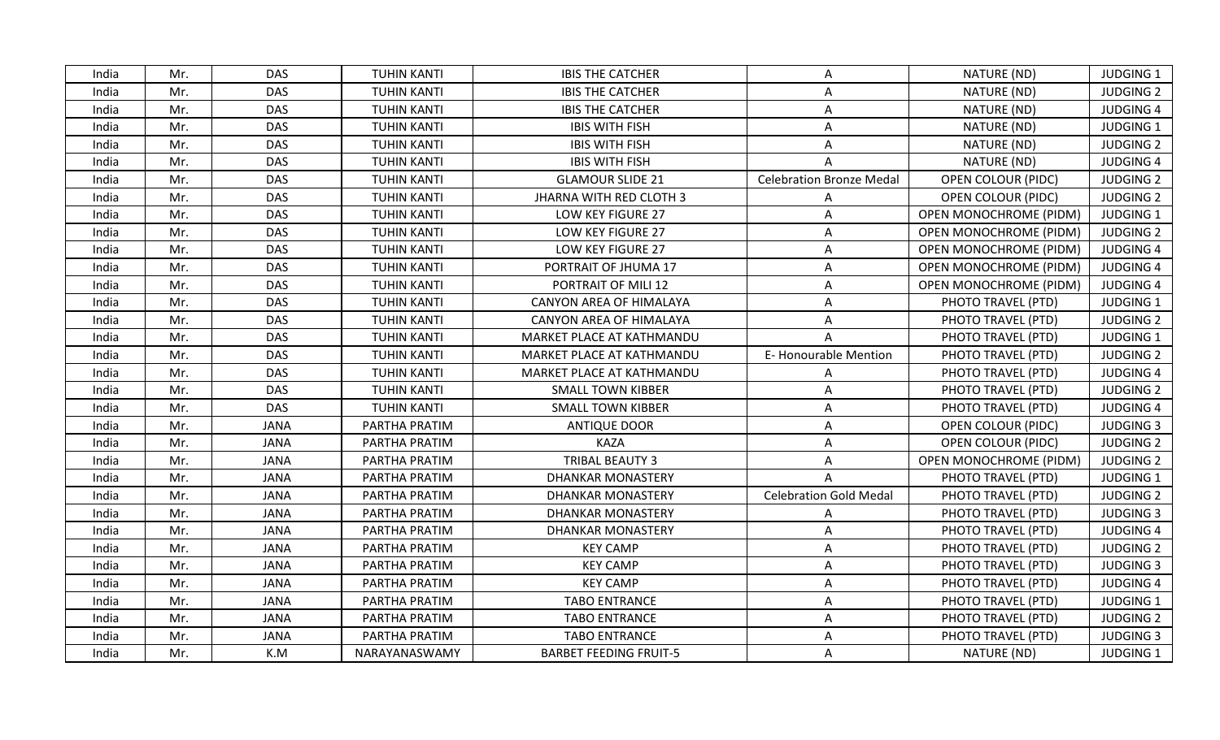| India | Mr. | DAS | TUHIN KANTI | IBIS THE CATCHER | A | NATURE (ND) | JUDGING 1 |
|---|---|---|---|---|---|---|---|
| India | Mr. | DAS | TUHIN KANTI | IBIS THE CATCHER | A | NATURE (ND) | JUDGING 2 |
| India | Mr. | DAS | TUHIN KANTI | IBIS THE CATCHER | A | NATURE (ND) | JUDGING 4 |
| India | Mr. | DAS | TUHIN KANTI | IBIS WITH FISH | A | NATURE (ND) | JUDGING 1 |
| India | Mr. | DAS | TUHIN KANTI | IBIS WITH FISH | A | NATURE (ND) | JUDGING 2 |
| India | Mr. | DAS | TUHIN KANTI | IBIS WITH FISH | A | NATURE (ND) | JUDGING 4 |
| India | Mr. | DAS | TUHIN KANTI | GLAMOUR SLIDE 21 | Celebration Bronze Medal | OPEN COLOUR (PIDC) | JUDGING 2 |
| India | Mr. | DAS | TUHIN KANTI | JHARNA WITH RED CLOTH 3 | A | OPEN COLOUR (PIDC) | JUDGING 2 |
| India | Mr. | DAS | TUHIN KANTI | LOW KEY FIGURE 27 | A | OPEN MONOCHROME (PIDM) | JUDGING 1 |
| India | Mr. | DAS | TUHIN KANTI | LOW KEY FIGURE 27 | A | OPEN MONOCHROME (PIDM) | JUDGING 2 |
| India | Mr. | DAS | TUHIN KANTI | LOW KEY FIGURE 27 | A | OPEN MONOCHROME (PIDM) | JUDGING 4 |
| India | Mr. | DAS | TUHIN KANTI | PORTRAIT OF JHUMA 17 | A | OPEN MONOCHROME (PIDM) | JUDGING 4 |
| India | Mr. | DAS | TUHIN KANTI | PORTRAIT OF MILI 12 | A | OPEN MONOCHROME (PIDM) | JUDGING 4 |
| India | Mr. | DAS | TUHIN KANTI | CANYON AREA OF HIMALAYA | A | PHOTO TRAVEL (PTD) | JUDGING 1 |
| India | Mr. | DAS | TUHIN KANTI | CANYON AREA OF HIMALAYA | A | PHOTO TRAVEL (PTD) | JUDGING 2 |
| India | Mr. | DAS | TUHIN KANTI | MARKET PLACE AT KATHMANDU | A | PHOTO TRAVEL (PTD) | JUDGING 1 |
| India | Mr. | DAS | TUHIN KANTI | MARKET PLACE AT KATHMANDU | E- Honourable Mention | PHOTO TRAVEL (PTD) | JUDGING 2 |
| India | Mr. | DAS | TUHIN KANTI | MARKET PLACE AT KATHMANDU | A | PHOTO TRAVEL (PTD) | JUDGING 4 |
| India | Mr. | DAS | TUHIN KANTI | SMALL TOWN KIBBER | A | PHOTO TRAVEL (PTD) | JUDGING 2 |
| India | Mr. | DAS | TUHIN KANTI | SMALL TOWN KIBBER | A | PHOTO TRAVEL (PTD) | JUDGING 4 |
| India | Mr. | JANA | PARTHA PRATIM | ANTIQUE DOOR | A | OPEN COLOUR (PIDC) | JUDGING 3 |
| India | Mr. | JANA | PARTHA PRATIM | KAZA | A | OPEN COLOUR (PIDC) | JUDGING 2 |
| India | Mr. | JANA | PARTHA PRATIM | TRIBAL BEAUTY 3 | A | OPEN MONOCHROME (PIDM) | JUDGING 2 |
| India | Mr. | JANA | PARTHA PRATIM | DHANKAR MONASTERY | A | PHOTO TRAVEL (PTD) | JUDGING 1 |
| India | Mr. | JANA | PARTHA PRATIM | DHANKAR MONASTERY | Celebration Gold Medal | PHOTO TRAVEL (PTD) | JUDGING 2 |
| India | Mr. | JANA | PARTHA PRATIM | DHANKAR MONASTERY | A | PHOTO TRAVEL (PTD) | JUDGING 3 |
| India | Mr. | JANA | PARTHA PRATIM | DHANKAR MONASTERY | A | PHOTO TRAVEL (PTD) | JUDGING 4 |
| India | Mr. | JANA | PARTHA PRATIM | KEY CAMP | A | PHOTO TRAVEL (PTD) | JUDGING 2 |
| India | Mr. | JANA | PARTHA PRATIM | KEY CAMP | A | PHOTO TRAVEL (PTD) | JUDGING 3 |
| India | Mr. | JANA | PARTHA PRATIM | KEY CAMP | A | PHOTO TRAVEL (PTD) | JUDGING 4 |
| India | Mr. | JANA | PARTHA PRATIM | TABO ENTRANCE | A | PHOTO TRAVEL (PTD) | JUDGING 1 |
| India | Mr. | JANA | PARTHA PRATIM | TABO ENTRANCE | A | PHOTO TRAVEL (PTD) | JUDGING 2 |
| India | Mr. | JANA | PARTHA PRATIM | TABO ENTRANCE | A | PHOTO TRAVEL (PTD) | JUDGING 3 |
| India | Mr. | K.M | NARAYANASWAMY | BARBET FEEDING FRUIT-5 | A | NATURE (ND) | JUDGING 1 |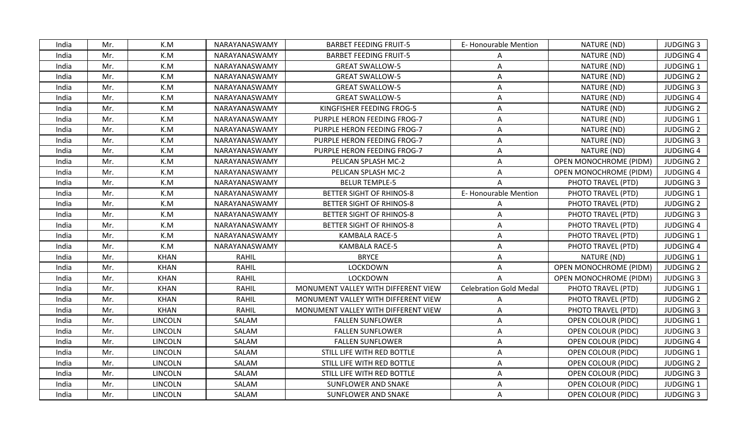| India | Mr. | K.M | NARAYANASWAMY | BARBET FEEDING FRUIT-5 | E- Honourable Mention | NATURE (ND) | JUDGING 3 |
|---|---|---|---|---|---|---|---|
| India | Mr. | K.M | NARAYANASWAMY | BARBET FEEDING FRUIT-5 | A | NATURE (ND) | JUDGING 4 |
| India | Mr. | K.M | NARAYANASWAMY | GREAT SWALLOW-5 | A | NATURE (ND) | JUDGING 1 |
| India | Mr. | K.M | NARAYANASWAMY | GREAT SWALLOW-5 | A | NATURE (ND) | JUDGING 2 |
| India | Mr. | K.M | NARAYANASWAMY | GREAT SWALLOW-5 | A | NATURE (ND) | JUDGING 3 |
| India | Mr. | K.M | NARAYANASWAMY | GREAT SWALLOW-5 | A | NATURE (ND) | JUDGING 4 |
| India | Mr. | K.M | NARAYANASWAMY | KINGFISHER FEEDING FROG-5 | A | NATURE (ND) | JUDGING 2 |
| India | Mr. | K.M | NARAYANASWAMY | PURPLE HERON FEEDING FROG-7 | A | NATURE (ND) | JUDGING 1 |
| India | Mr. | K.M | NARAYANASWAMY | PURPLE HERON FEEDING FROG-7 | A | NATURE (ND) | JUDGING 2 |
| India | Mr. | K.M | NARAYANASWAMY | PURPLE HERON FEEDING FROG-7 | A | NATURE (ND) | JUDGING 3 |
| India | Mr. | K.M | NARAYANASWAMY | PURPLE HERON FEEDING FROG-7 | A | NATURE (ND) | JUDGING 4 |
| India | Mr. | K.M | NARAYANASWAMY | PELICAN SPLASH MC-2 | A | OPEN MONOCHROME (PIDM) | JUDGING 2 |
| India | Mr. | K.M | NARAYANASWAMY | PELICAN SPLASH MC-2 | A | OPEN MONOCHROME (PIDM) | JUDGING 4 |
| India | Mr. | K.M | NARAYANASWAMY | BELUR TEMPLE-5 | A | PHOTO TRAVEL (PTD) | JUDGING 3 |
| India | Mr. | K.M | NARAYANASWAMY | BETTER SIGHT OF RHINOS-8 | E- Honourable Mention | PHOTO TRAVEL (PTD) | JUDGING 1 |
| India | Mr. | K.M | NARAYANASWAMY | BETTER SIGHT OF RHINOS-8 | A | PHOTO TRAVEL (PTD) | JUDGING 2 |
| India | Mr. | K.M | NARAYANASWAMY | BETTER SIGHT OF RHINOS-8 | A | PHOTO TRAVEL (PTD) | JUDGING 3 |
| India | Mr. | K.M | NARAYANASWAMY | BETTER SIGHT OF RHINOS-8 | A | PHOTO TRAVEL (PTD) | JUDGING 4 |
| India | Mr. | K.M | NARAYANASWAMY | KAMBALA RACE-5 | A | PHOTO TRAVEL (PTD) | JUDGING 1 |
| India | Mr. | K.M | NARAYANASWAMY | KAMBALA RACE-5 | A | PHOTO TRAVEL (PTD) | JUDGING 4 |
| India | Mr. | KHAN | RAHIL | BRYCE | A | NATURE (ND) | JUDGING 1 |
| India | Mr. | KHAN | RAHIL | LOCKDOWN | A | OPEN MONOCHROME (PIDM) | JUDGING 2 |
| India | Mr. | KHAN | RAHIL | LOCKDOWN | A | OPEN MONOCHROME (PIDM) | JUDGING 3 |
| India | Mr. | KHAN | RAHIL | MONUMENT VALLEY WITH DIFFERENT VIEW | Celebration Gold Medal | PHOTO TRAVEL (PTD) | JUDGING 1 |
| India | Mr. | KHAN | RAHIL | MONUMENT VALLEY WITH DIFFERENT VIEW | A | PHOTO TRAVEL (PTD) | JUDGING 2 |
| India | Mr. | KHAN | RAHIL | MONUMENT VALLEY WITH DIFFERENT VIEW | A | PHOTO TRAVEL (PTD) | JUDGING 3 |
| India | Mr. | LINCOLN | SALAM | FALLEN SUNFLOWER | A | OPEN COLOUR (PIDC) | JUDGING 1 |
| India | Mr. | LINCOLN | SALAM | FALLEN SUNFLOWER | A | OPEN COLOUR (PIDC) | JUDGING 3 |
| India | Mr. | LINCOLN | SALAM | FALLEN SUNFLOWER | A | OPEN COLOUR (PIDC) | JUDGING 4 |
| India | Mr. | LINCOLN | SALAM | STILL LIFE WITH RED BOTTLE | A | OPEN COLOUR (PIDC) | JUDGING 1 |
| India | Mr. | LINCOLN | SALAM | STILL LIFE WITH RED BOTTLE | A | OPEN COLOUR (PIDC) | JUDGING 2 |
| India | Mr. | LINCOLN | SALAM | STILL LIFE WITH RED BOTTLE | A | OPEN COLOUR (PIDC) | JUDGING 3 |
| India | Mr. | LINCOLN | SALAM | SUNFLOWER AND SNAKE | A | OPEN COLOUR (PIDC) | JUDGING 1 |
| India | Mr. | LINCOLN | SALAM | SUNFLOWER AND SNAKE | A | OPEN COLOUR (PIDC) | JUDGING 3 |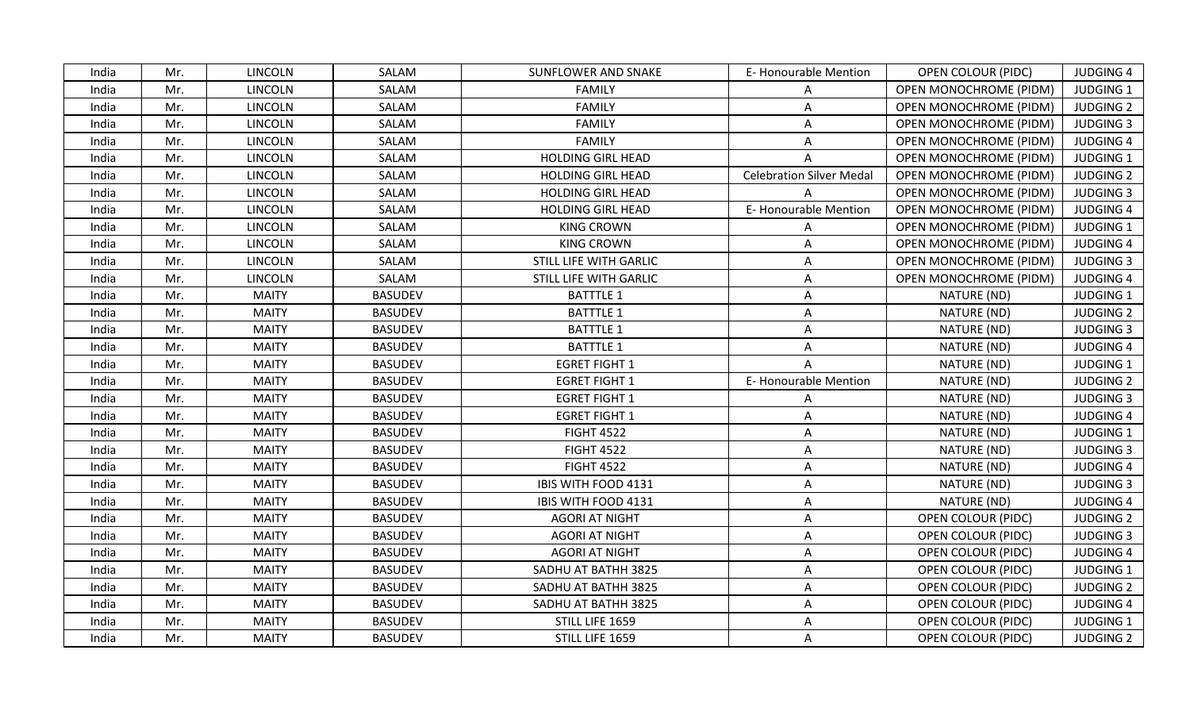| India | Mr. | LINCOLN | SALAM | SUNFLOWER AND SNAKE | E- Honourable Mention | OPEN COLOUR (PIDC) | JUDGING 4 |
|---|---|---|---|---|---|---|---|
| India | Mr. | LINCOLN | SALAM | FAMILY | A | OPEN MONOCHROME (PIDM) | JUDGING 1 |
| India | Mr. | LINCOLN | SALAM | FAMILY | A | OPEN MONOCHROME (PIDM) | JUDGING 2 |
| India | Mr. | LINCOLN | SALAM | FAMILY | A | OPEN MONOCHROME (PIDM) | JUDGING 3 |
| India | Mr. | LINCOLN | SALAM | FAMILY | A | OPEN MONOCHROME (PIDM) | JUDGING 4 |
| India | Mr. | LINCOLN | SALAM | HOLDING GIRL HEAD | A | OPEN MONOCHROME (PIDM) | JUDGING 1 |
| India | Mr. | LINCOLN | SALAM | HOLDING GIRL HEAD | Celebration Silver Medal | OPEN MONOCHROME (PIDM) | JUDGING 2 |
| India | Mr. | LINCOLN | SALAM | HOLDING GIRL HEAD | A | OPEN MONOCHROME (PIDM) | JUDGING 3 |
| India | Mr. | LINCOLN | SALAM | HOLDING GIRL HEAD | E- Honourable Mention | OPEN MONOCHROME (PIDM) | JUDGING 4 |
| India | Mr. | LINCOLN | SALAM | KING CROWN | A | OPEN MONOCHROME (PIDM) | JUDGING 1 |
| India | Mr. | LINCOLN | SALAM | KING CROWN | A | OPEN MONOCHROME (PIDM) | JUDGING 4 |
| India | Mr. | LINCOLN | SALAM | STILL LIFE WITH GARLIC | A | OPEN MONOCHROME (PIDM) | JUDGING 3 |
| India | Mr. | LINCOLN | SALAM | STILL LIFE WITH GARLIC | A | OPEN MONOCHROME (PIDM) | JUDGING 4 |
| India | Mr. | MAITY | BASUDEV | BATTTLE 1 | A | NATURE (ND) | JUDGING 1 |
| India | Mr. | MAITY | BASUDEV | BATTTLE 1 | A | NATURE (ND) | JUDGING 2 |
| India | Mr. | MAITY | BASUDEV | BATTTLE 1 | A | NATURE (ND) | JUDGING 3 |
| India | Mr. | MAITY | BASUDEV | BATTTLE 1 | A | NATURE (ND) | JUDGING 4 |
| India | Mr. | MAITY | BASUDEV | EGRET FIGHT 1 | A | NATURE (ND) | JUDGING 1 |
| India | Mr. | MAITY | BASUDEV | EGRET FIGHT 1 | E- Honourable Mention | NATURE (ND) | JUDGING 2 |
| India | Mr. | MAITY | BASUDEV | EGRET FIGHT 1 | A | NATURE (ND) | JUDGING 3 |
| India | Mr. | MAITY | BASUDEV | EGRET FIGHT 1 | A | NATURE (ND) | JUDGING 4 |
| India | Mr. | MAITY | BASUDEV | FIGHT 4522 | A | NATURE (ND) | JUDGING 1 |
| India | Mr. | MAITY | BASUDEV | FIGHT 4522 | A | NATURE (ND) | JUDGING 3 |
| India | Mr. | MAITY | BASUDEV | FIGHT 4522 | A | NATURE (ND) | JUDGING 4 |
| India | Mr. | MAITY | BASUDEV | IBIS WITH FOOD 4131 | A | NATURE (ND) | JUDGING 3 |
| India | Mr. | MAITY | BASUDEV | IBIS WITH FOOD 4131 | A | NATURE (ND) | JUDGING 4 |
| India | Mr. | MAITY | BASUDEV | AGORI AT NIGHT | A | OPEN COLOUR (PIDC) | JUDGING 2 |
| India | Mr. | MAITY | BASUDEV | AGORI AT NIGHT | A | OPEN COLOUR (PIDC) | JUDGING 3 |
| India | Mr. | MAITY | BASUDEV | AGORI AT NIGHT | A | OPEN COLOUR (PIDC) | JUDGING 4 |
| India | Mr. | MAITY | BASUDEV | SADHU AT BATHH 3825 | A | OPEN COLOUR (PIDC) | JUDGING 1 |
| India | Mr. | MAITY | BASUDEV | SADHU AT BATHH 3825 | A | OPEN COLOUR (PIDC) | JUDGING 2 |
| India | Mr. | MAITY | BASUDEV | SADHU AT BATHH 3825 | A | OPEN COLOUR (PIDC) | JUDGING 4 |
| India | Mr. | MAITY | BASUDEV | STILL LIFE 1659 | A | OPEN COLOUR (PIDC) | JUDGING 1 |
| India | Mr. | MAITY | BASUDEV | STILL LIFE 1659 | A | OPEN COLOUR (PIDC) | JUDGING 2 |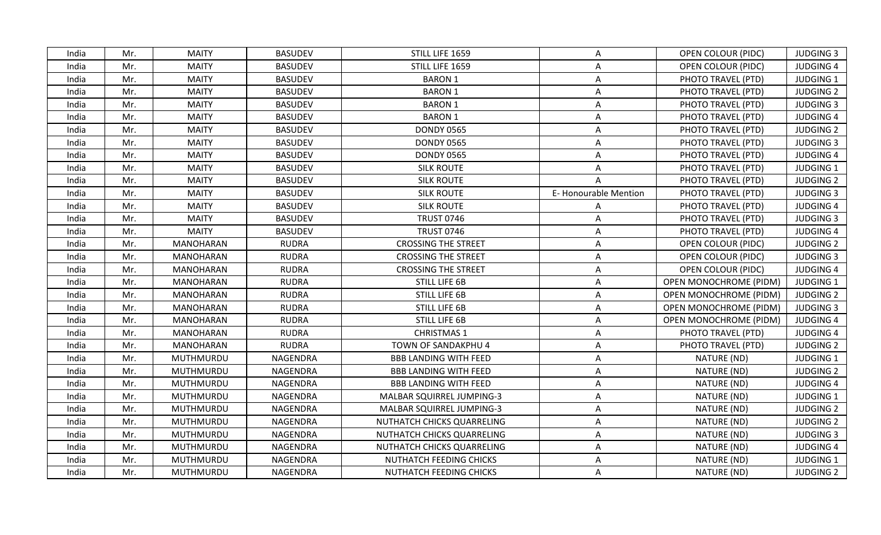| India | Mr. | MAITY | BASUDEV | STILL LIFE 1659 | A | OPEN COLOUR (PIDC) | JUDGING 3 |
|---|---|---|---|---|---|---|---|
| India | Mr. | MAITY | BASUDEV | STILL LIFE 1659 | A | OPEN COLOUR (PIDC) | JUDGING 4 |
| India | Mr. | MAITY | BASUDEV | BARON 1 | A | PHOTO TRAVEL (PTD) | JUDGING 1 |
| India | Mr. | MAITY | BASUDEV | BARON 1 | A | PHOTO TRAVEL (PTD) | JUDGING 2 |
| India | Mr. | MAITY | BASUDEV | BARON 1 | A | PHOTO TRAVEL (PTD) | JUDGING 3 |
| India | Mr. | MAITY | BASUDEV | BARON 1 | A | PHOTO TRAVEL (PTD) | JUDGING 4 |
| India | Mr. | MAITY | BASUDEV | DONDY 0565 | A | PHOTO TRAVEL (PTD) | JUDGING 2 |
| India | Mr. | MAITY | BASUDEV | DONDY 0565 | A | PHOTO TRAVEL (PTD) | JUDGING 3 |
| India | Mr. | MAITY | BASUDEV | DONDY 0565 | A | PHOTO TRAVEL (PTD) | JUDGING 4 |
| India | Mr. | MAITY | BASUDEV | SILK ROUTE | A | PHOTO TRAVEL (PTD) | JUDGING 1 |
| India | Mr. | MAITY | BASUDEV | SILK ROUTE | A | PHOTO TRAVEL (PTD) | JUDGING 2 |
| India | Mr. | MAITY | BASUDEV | SILK ROUTE | E- Honourable Mention | PHOTO TRAVEL (PTD) | JUDGING 3 |
| India | Mr. | MAITY | BASUDEV | SILK ROUTE | A | PHOTO TRAVEL (PTD) | JUDGING 4 |
| India | Mr. | MAITY | BASUDEV | TRUST 0746 | A | PHOTO TRAVEL (PTD) | JUDGING 3 |
| India | Mr. | MAITY | BASUDEV | TRUST 0746 | A | PHOTO TRAVEL (PTD) | JUDGING 4 |
| India | Mr. | MANOHARAN | RUDRA | CROSSING THE STREET | A | OPEN COLOUR (PIDC) | JUDGING 2 |
| India | Mr. | MANOHARAN | RUDRA | CROSSING THE STREET | A | OPEN COLOUR (PIDC) | JUDGING 3 |
| India | Mr. | MANOHARAN | RUDRA | CROSSING THE STREET | A | OPEN COLOUR (PIDC) | JUDGING 4 |
| India | Mr. | MANOHARAN | RUDRA | STILL LIFE 6B | A | OPEN MONOCHROME (PIDM) | JUDGING 1 |
| India | Mr. | MANOHARAN | RUDRA | STILL LIFE 6B | A | OPEN MONOCHROME (PIDM) | JUDGING 2 |
| India | Mr. | MANOHARAN | RUDRA | STILL LIFE 6B | A | OPEN MONOCHROME (PIDM) | JUDGING 3 |
| India | Mr. | MANOHARAN | RUDRA | STILL LIFE 6B | A | OPEN MONOCHROME (PIDM) | JUDGING 4 |
| India | Mr. | MANOHARAN | RUDRA | CHRISTMAS 1 | A | PHOTO TRAVEL (PTD) | JUDGING 4 |
| India | Mr. | MANOHARAN | RUDRA | TOWN OF SANDAKPHU 4 | A | PHOTO TRAVEL (PTD) | JUDGING 2 |
| India | Mr. | MUTHMURDU | NAGENDRA | BBB LANDING WITH FEED | A | NATURE (ND) | JUDGING 1 |
| India | Mr. | MUTHMURDU | NAGENDRA | BBB LANDING WITH FEED | A | NATURE (ND) | JUDGING 2 |
| India | Mr. | MUTHMURDU | NAGENDRA | BBB LANDING WITH FEED | A | NATURE (ND) | JUDGING 4 |
| India | Mr. | MUTHMURDU | NAGENDRA | MALBAR SQUIRREL JUMPING-3 | A | NATURE (ND) | JUDGING 1 |
| India | Mr. | MUTHMURDU | NAGENDRA | MALBAR SQUIRREL JUMPING-3 | A | NATURE (ND) | JUDGING 2 |
| India | Mr. | MUTHMURDU | NAGENDRA | NUTHATCH CHICKS QUARRELING | A | NATURE (ND) | JUDGING 2 |
| India | Mr. | MUTHMURDU | NAGENDRA | NUTHATCH CHICKS QUARRELING | A | NATURE (ND) | JUDGING 3 |
| India | Mr. | MUTHMURDU | NAGENDRA | NUTHATCH CHICKS QUARRELING | A | NATURE (ND) | JUDGING 4 |
| India | Mr. | MUTHMURDU | NAGENDRA | NUTHATCH FEEDING CHICKS | A | NATURE (ND) | JUDGING 1 |
| India | Mr. | MUTHMURDU | NAGENDRA | NUTHATCH FEEDING CHICKS | A | NATURE (ND) | JUDGING 2 |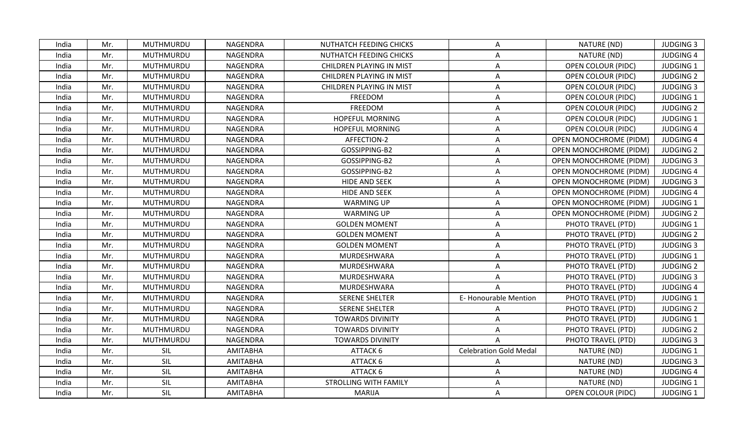| India | Mr. | MUTHMURDU | NAGENDRA | NUTHATCH FEEDING CHICKS | A | NATURE (ND) | JUDGING 3 |
|---|---|---|---|---|---|---|---|
| India | Mr. | MUTHMURDU | NAGENDRA | NUTHATCH FEEDING CHICKS | A | NATURE (ND) | JUDGING 4 |
| India | Mr. | MUTHMURDU | NAGENDRA | CHILDREN PLAYING IN MIST | A | OPEN COLOUR (PIDC) | JUDGING 1 |
| India | Mr. | MUTHMURDU | NAGENDRA | CHILDREN PLAYING IN MIST | A | OPEN COLOUR (PIDC) | JUDGING 2 |
| India | Mr. | MUTHMURDU | NAGENDRA | CHILDREN PLAYING IN MIST | A | OPEN COLOUR (PIDC) | JUDGING 3 |
| India | Mr. | MUTHMURDU | NAGENDRA | FREEDOM | A | OPEN COLOUR (PIDC) | JUDGING 1 |
| India | Mr. | MUTHMURDU | NAGENDRA | FREEDOM | A | OPEN COLOUR (PIDC) | JUDGING 2 |
| India | Mr. | MUTHMURDU | NAGENDRA | HOPEFUL MORNING | A | OPEN COLOUR (PIDC) | JUDGING 1 |
| India | Mr. | MUTHMURDU | NAGENDRA | HOPEFUL MORNING | A | OPEN COLOUR (PIDC) | JUDGING 4 |
| India | Mr. | MUTHMURDU | NAGENDRA | AFFECTION-2 | A | OPEN MONOCHROME (PIDM) | JUDGING 4 |
| India | Mr. | MUTHMURDU | NAGENDRA | GOSSIPPING-B2 | A | OPEN MONOCHROME (PIDM) | JUDGING 2 |
| India | Mr. | MUTHMURDU | NAGENDRA | GOSSIPPING-B2 | A | OPEN MONOCHROME (PIDM) | JUDGING 3 |
| India | Mr. | MUTHMURDU | NAGENDRA | GOSSIPPING-B2 | A | OPEN MONOCHROME (PIDM) | JUDGING 4 |
| India | Mr. | MUTHMURDU | NAGENDRA | HIDE AND SEEK | A | OPEN MONOCHROME (PIDM) | JUDGING 3 |
| India | Mr. | MUTHMURDU | NAGENDRA | HIDE AND SEEK | A | OPEN MONOCHROME (PIDM) | JUDGING 4 |
| India | Mr. | MUTHMURDU | NAGENDRA | WARMING UP | A | OPEN MONOCHROME (PIDM) | JUDGING 1 |
| India | Mr. | MUTHMURDU | NAGENDRA | WARMING UP | A | OPEN MONOCHROME (PIDM) | JUDGING 2 |
| India | Mr. | MUTHMURDU | NAGENDRA | GOLDEN MOMENT | A | PHOTO TRAVEL (PTD) | JUDGING 1 |
| India | Mr. | MUTHMURDU | NAGENDRA | GOLDEN MOMENT | A | PHOTO TRAVEL (PTD) | JUDGING 2 |
| India | Mr. | MUTHMURDU | NAGENDRA | GOLDEN MOMENT | A | PHOTO TRAVEL (PTD) | JUDGING 3 |
| India | Mr. | MUTHMURDU | NAGENDRA | MURDESHWARA | A | PHOTO TRAVEL (PTD) | JUDGING 1 |
| India | Mr. | MUTHMURDU | NAGENDRA | MURDESHWARA | A | PHOTO TRAVEL (PTD) | JUDGING 2 |
| India | Mr. | MUTHMURDU | NAGENDRA | MURDESHWARA | A | PHOTO TRAVEL (PTD) | JUDGING 3 |
| India | Mr. | MUTHMURDU | NAGENDRA | MURDESHWARA | A | PHOTO TRAVEL (PTD) | JUDGING 4 |
| India | Mr. | MUTHMURDU | NAGENDRA | SERENE SHELTER | E- Honourable Mention | PHOTO TRAVEL (PTD) | JUDGING 1 |
| India | Mr. | MUTHMURDU | NAGENDRA | SERENE SHELTER | A | PHOTO TRAVEL (PTD) | JUDGING 2 |
| India | Mr. | MUTHMURDU | NAGENDRA | TOWARDS DIVINITY | A | PHOTO TRAVEL (PTD) | JUDGING 1 |
| India | Mr. | MUTHMURDU | NAGENDRA | TOWARDS DIVINITY | A | PHOTO TRAVEL (PTD) | JUDGING 2 |
| India | Mr. | MUTHMURDU | NAGENDRA | TOWARDS DIVINITY | A | PHOTO TRAVEL (PTD) | JUDGING 3 |
| India | Mr. | SIL | AMITABHA | ATTACK 6 | Celebration Gold Medal | NATURE (ND) | JUDGING 1 |
| India | Mr. | SIL | AMITABHA | ATTACK 6 | A | NATURE (ND) | JUDGING 3 |
| India | Mr. | SIL | AMITABHA | ATTACK 6 | A | NATURE (ND) | JUDGING 4 |
| India | Mr. | SIL | AMITABHA | STROLLING WITH FAMILY | A | NATURE (ND) | JUDGING 1 |
| India | Mr. | SIL | AMITABHA | MARIJA | A | OPEN COLOUR (PIDC) | JUDGING 1 |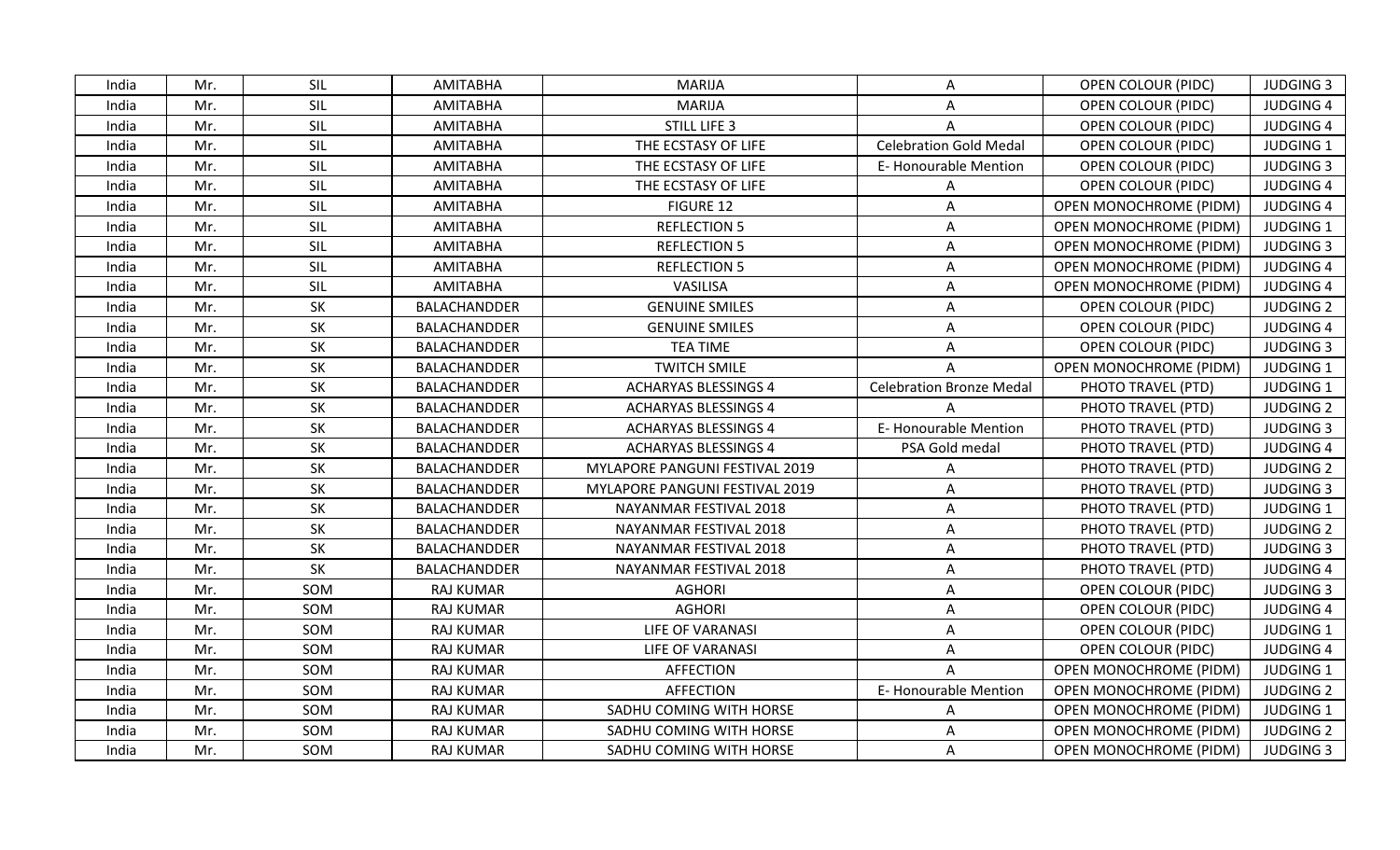| India | Mr. | SIL | AMITABHA | MARIJA | A | OPEN COLOUR (PIDC) | JUDGING 3 |
|---|---|---|---|---|---|---|---|
| India | Mr. | SIL | AMITABHA | MARIJA | A | OPEN COLOUR (PIDC) | JUDGING 4 |
| India | Mr. | SIL | AMITABHA | STILL LIFE 3 | A | OPEN COLOUR (PIDC) | JUDGING 4 |
| India | Mr. | SIL | AMITABHA | THE ECSTASY OF LIFE | Celebration Gold Medal | OPEN COLOUR (PIDC) | JUDGING 1 |
| India | Mr. | SIL | AMITABHA | THE ECSTASY OF LIFE | E- Honourable Mention | OPEN COLOUR (PIDC) | JUDGING 3 |
| India | Mr. | SIL | AMITABHA | THE ECSTASY OF LIFE | A | OPEN COLOUR (PIDC) | JUDGING 4 |
| India | Mr. | SIL | AMITABHA | FIGURE 12 | A | OPEN MONOCHROME (PIDM) | JUDGING 4 |
| India | Mr. | SIL | AMITABHA | REFLECTION 5 | A | OPEN MONOCHROME (PIDM) | JUDGING 1 |
| India | Mr. | SIL | AMITABHA | REFLECTION 5 | A | OPEN MONOCHROME (PIDM) | JUDGING 3 |
| India | Mr. | SIL | AMITABHA | REFLECTION 5 | A | OPEN MONOCHROME (PIDM) | JUDGING 4 |
| India | Mr. | SIL | AMITABHA | VASILISA | A | OPEN MONOCHROME (PIDM) | JUDGING 4 |
| India | Mr. | SK | BALACHANDDER | GENUINE SMILES | A | OPEN COLOUR (PIDC) | JUDGING 2 |
| India | Mr. | SK | BALACHANDDER | GENUINE SMILES | A | OPEN COLOUR (PIDC) | JUDGING 4 |
| India | Mr. | SK | BALACHANDDER | TEA TIME | A | OPEN COLOUR (PIDC) | JUDGING 3 |
| India | Mr. | SK | BALACHANDDER | TWITCH SMILE | A | OPEN MONOCHROME (PIDM) | JUDGING 1 |
| India | Mr. | SK | BALACHANDDER | ACHARYAS BLESSINGS 4 | Celebration Bronze Medal | PHOTO TRAVEL (PTD) | JUDGING 1 |
| India | Mr. | SK | BALACHANDDER | ACHARYAS BLESSINGS 4 | A | PHOTO TRAVEL (PTD) | JUDGING 2 |
| India | Mr. | SK | BALACHANDDER | ACHARYAS BLESSINGS 4 | E- Honourable Mention | PHOTO TRAVEL (PTD) | JUDGING 3 |
| India | Mr. | SK | BALACHANDDER | ACHARYAS BLESSINGS 4 | PSA Gold medal | PHOTO TRAVEL (PTD) | JUDGING 4 |
| India | Mr. | SK | BALACHANDDER | MYLAPORE PANGUNI FESTIVAL 2019 | A | PHOTO TRAVEL (PTD) | JUDGING 2 |
| India | Mr. | SK | BALACHANDDER | MYLAPORE PANGUNI FESTIVAL 2019 | A | PHOTO TRAVEL (PTD) | JUDGING 3 |
| India | Mr. | SK | BALACHANDDER | NAYANMAR FESTIVAL 2018 | A | PHOTO TRAVEL (PTD) | JUDGING 1 |
| India | Mr. | SK | BALACHANDDER | NAYANMAR FESTIVAL 2018 | A | PHOTO TRAVEL (PTD) | JUDGING 2 |
| India | Mr. | SK | BALACHANDDER | NAYANMAR FESTIVAL 2018 | A | PHOTO TRAVEL (PTD) | JUDGING 3 |
| India | Mr. | SK | BALACHANDDER | NAYANMAR FESTIVAL 2018 | A | PHOTO TRAVEL (PTD) | JUDGING 4 |
| India | Mr. | SOM | RAJ KUMAR | AGHORI | A | OPEN COLOUR (PIDC) | JUDGING 3 |
| India | Mr. | SOM | RAJ KUMAR | AGHORI | A | OPEN COLOUR (PIDC) | JUDGING 4 |
| India | Mr. | SOM | RAJ KUMAR | LIFE OF VARANASI | A | OPEN COLOUR (PIDC) | JUDGING 1 |
| India | Mr. | SOM | RAJ KUMAR | LIFE OF VARANASI | A | OPEN COLOUR (PIDC) | JUDGING 4 |
| India | Mr. | SOM | RAJ KUMAR | AFFECTION | A | OPEN MONOCHROME (PIDM) | JUDGING 1 |
| India | Mr. | SOM | RAJ KUMAR | AFFECTION | E- Honourable Mention | OPEN MONOCHROME (PIDM) | JUDGING 2 |
| India | Mr. | SOM | RAJ KUMAR | SADHU COMING WITH HORSE | A | OPEN MONOCHROME (PIDM) | JUDGING 1 |
| India | Mr. | SOM | RAJ KUMAR | SADHU COMING WITH HORSE | A | OPEN MONOCHROME (PIDM) | JUDGING 2 |
| India | Mr. | SOM | RAJ KUMAR | SADHU COMING WITH HORSE | A | OPEN MONOCHROME (PIDM) | JUDGING 3 |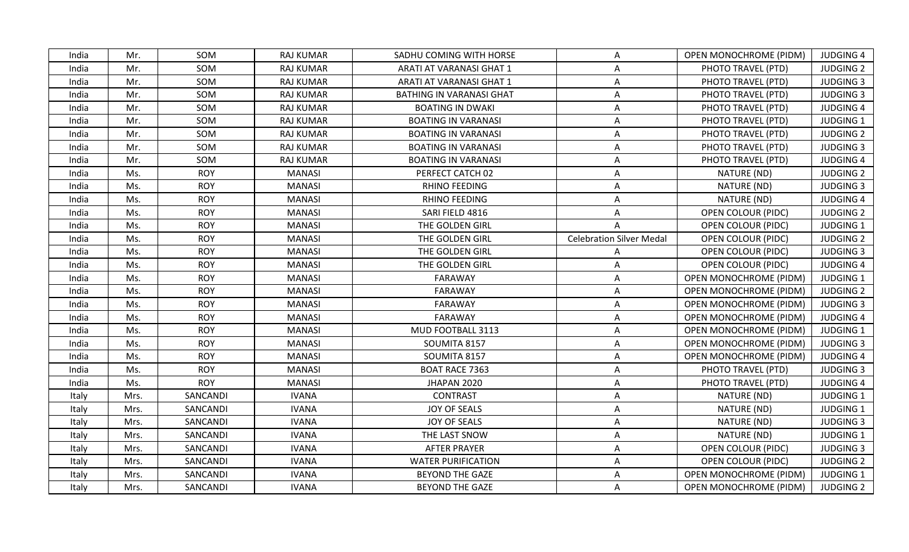| India | Mr. | SOM | RAJ KUMAR | SADHU COMING WITH HORSE | A | OPEN MONOCHROME (PIDM) | JUDGING 4 |
|---|---|---|---|---|---|---|---|
| India | Mr. | SOM | RAJ KUMAR | ARATI AT VARANASI GHAT 1 | A | PHOTO TRAVEL (PTD) | JUDGING 2 |
| India | Mr. | SOM | RAJ KUMAR | ARATI AT VARANASI GHAT 1 | A | PHOTO TRAVEL (PTD) | JUDGING 3 |
| India | Mr. | SOM | RAJ KUMAR | BATHING IN VARANASI GHAT | A | PHOTO TRAVEL (PTD) | JUDGING 3 |
| India | Mr. | SOM | RAJ KUMAR | BOATING IN DWAKI | A | PHOTO TRAVEL (PTD) | JUDGING 4 |
| India | Mr. | SOM | RAJ KUMAR | BOATING IN VARANASI | A | PHOTO TRAVEL (PTD) | JUDGING 1 |
| India | Mr. | SOM | RAJ KUMAR | BOATING IN VARANASI | A | PHOTO TRAVEL (PTD) | JUDGING 2 |
| India | Mr. | SOM | RAJ KUMAR | BOATING IN VARANASI | A | PHOTO TRAVEL (PTD) | JUDGING 3 |
| India | Mr. | SOM | RAJ KUMAR | BOATING IN VARANASI | A | PHOTO TRAVEL (PTD) | JUDGING 4 |
| India | Ms. | ROY | MANASI | PERFECT CATCH 02 | A | NATURE (ND) | JUDGING 2 |
| India | Ms. | ROY | MANASI | RHINO FEEDING | A | NATURE (ND) | JUDGING 3 |
| India | Ms. | ROY | MANASI | RHINO FEEDING | A | NATURE (ND) | JUDGING 4 |
| India | Ms. | ROY | MANASI | SARI FIELD 4816 | A | OPEN COLOUR (PIDC) | JUDGING 2 |
| India | Ms. | ROY | MANASI | THE GOLDEN GIRL | A | OPEN COLOUR (PIDC) | JUDGING 1 |
| India | Ms. | ROY | MANASI | THE GOLDEN GIRL | Celebration Silver Medal | OPEN COLOUR (PIDC) | JUDGING 2 |
| India | Ms. | ROY | MANASI | THE GOLDEN GIRL | A | OPEN COLOUR (PIDC) | JUDGING 3 |
| India | Ms. | ROY | MANASI | THE GOLDEN GIRL | A | OPEN COLOUR (PIDC) | JUDGING 4 |
| India | Ms. | ROY | MANASI | FARAWAY | A | OPEN MONOCHROME (PIDM) | JUDGING 1 |
| India | Ms. | ROY | MANASI | FARAWAY | A | OPEN MONOCHROME (PIDM) | JUDGING 2 |
| India | Ms. | ROY | MANASI | FARAWAY | A | OPEN MONOCHROME (PIDM) | JUDGING 3 |
| India | Ms. | ROY | MANASI | FARAWAY | A | OPEN MONOCHROME (PIDM) | JUDGING 4 |
| India | Ms. | ROY | MANASI | MUD FOOTBALL 3113 | A | OPEN MONOCHROME (PIDM) | JUDGING 1 |
| India | Ms. | ROY | MANASI | SOUMITA 8157 | A | OPEN MONOCHROME (PIDM) | JUDGING 3 |
| India | Ms. | ROY | MANASI | SOUMITA 8157 | A | OPEN MONOCHROME (PIDM) | JUDGING 4 |
| India | Ms. | ROY | MANASI | BOAT RACE 7363 | A | PHOTO TRAVEL (PTD) | JUDGING 3 |
| India | Ms. | ROY | MANASI | JHAPAN 2020 | A | PHOTO TRAVEL (PTD) | JUDGING 4 |
| Italy | Mrs. | SANCANDI | IVANA | CONTRAST | A | NATURE (ND) | JUDGING 1 |
| Italy | Mrs. | SANCANDI | IVANA | JOY OF SEALS | A | NATURE (ND) | JUDGING 1 |
| Italy | Mrs. | SANCANDI | IVANA | JOY OF SEALS | A | NATURE (ND) | JUDGING 3 |
| Italy | Mrs. | SANCANDI | IVANA | THE LAST SNOW | A | NATURE (ND) | JUDGING 1 |
| Italy | Mrs. | SANCANDI | IVANA | AFTER PRAYER | A | OPEN COLOUR (PIDC) | JUDGING 3 |
| Italy | Mrs. | SANCANDI | IVANA | WATER PURIFICATION | A | OPEN COLOUR (PIDC) | JUDGING 2 |
| Italy | Mrs. | SANCANDI | IVANA | BEYOND THE GAZE | A | OPEN MONOCHROME (PIDM) | JUDGING 1 |
| Italy | Mrs. | SANCANDI | IVANA | BEYOND THE GAZE | A | OPEN MONOCHROME (PIDM) | JUDGING 2 |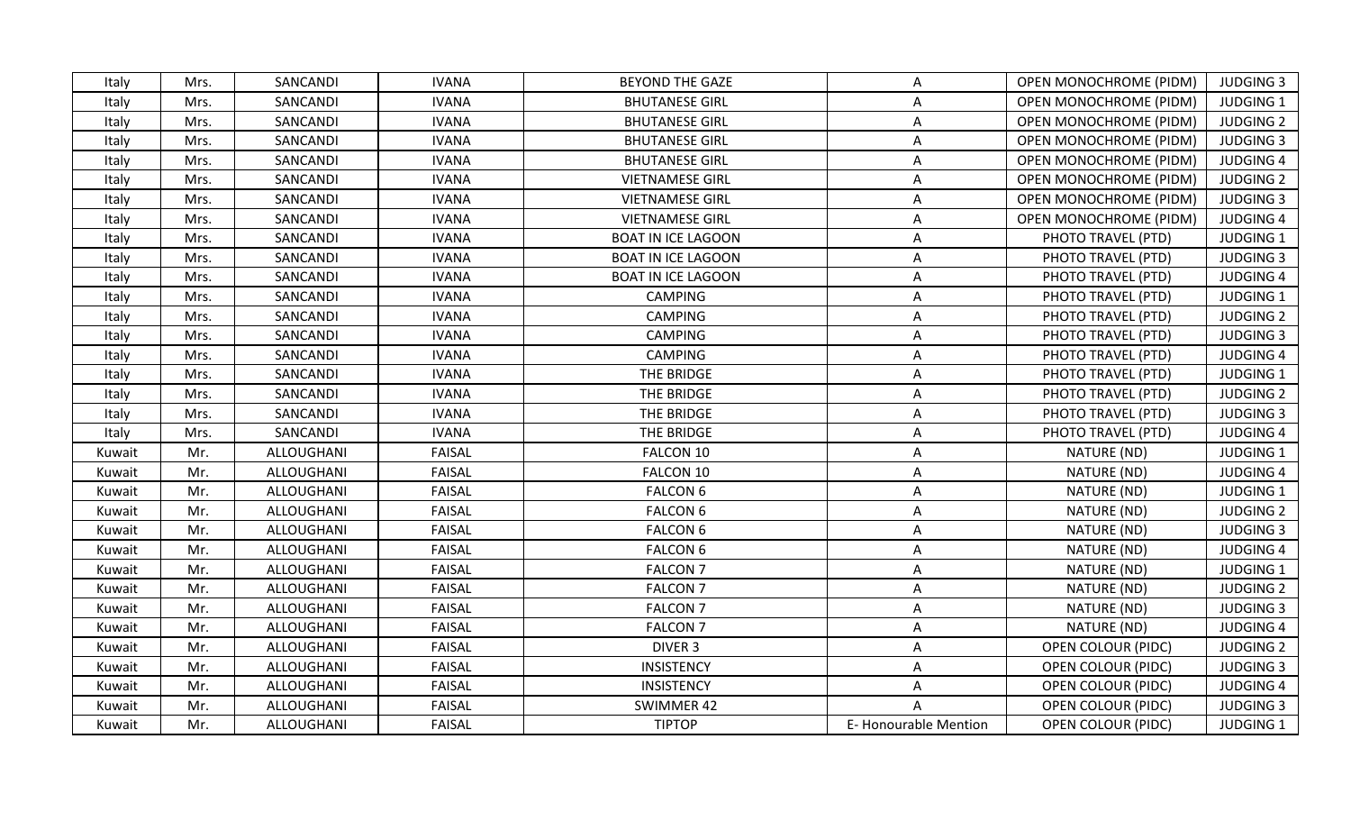| Italy | Mrs. | SANCANDI | IVANA | BEYOND THE GAZE | A | OPEN MONOCHROME (PIDM) | JUDGING 3 |
|---|---|---|---|---|---|---|---|
| Italy | Mrs. | SANCANDI | IVANA | BHUTANESE GIRL | A | OPEN MONOCHROME (PIDM) | JUDGING 1 |
| Italy | Mrs. | SANCANDI | IVANA | BHUTANESE GIRL | A | OPEN MONOCHROME (PIDM) | JUDGING 2 |
| Italy | Mrs. | SANCANDI | IVANA | BHUTANESE GIRL | A | OPEN MONOCHROME (PIDM) | JUDGING 3 |
| Italy | Mrs. | SANCANDI | IVANA | BHUTANESE GIRL | A | OPEN MONOCHROME (PIDM) | JUDGING 4 |
| Italy | Mrs. | SANCANDI | IVANA | VIETNAMESE GIRL | A | OPEN MONOCHROME (PIDM) | JUDGING 2 |
| Italy | Mrs. | SANCANDI | IVANA | VIETNAMESE GIRL | A | OPEN MONOCHROME (PIDM) | JUDGING 3 |
| Italy | Mrs. | SANCANDI | IVANA | VIETNAMESE GIRL | A | OPEN MONOCHROME (PIDM) | JUDGING 4 |
| Italy | Mrs. | SANCANDI | IVANA | BOAT IN ICE LAGOON | A | PHOTO TRAVEL (PTD) | JUDGING 1 |
| Italy | Mrs. | SANCANDI | IVANA | BOAT IN ICE LAGOON | A | PHOTO TRAVEL (PTD) | JUDGING 3 |
| Italy | Mrs. | SANCANDI | IVANA | BOAT IN ICE LAGOON | A | PHOTO TRAVEL (PTD) | JUDGING 4 |
| Italy | Mrs. | SANCANDI | IVANA | CAMPING | A | PHOTO TRAVEL (PTD) | JUDGING 1 |
| Italy | Mrs. | SANCANDI | IVANA | CAMPING | A | PHOTO TRAVEL (PTD) | JUDGING 2 |
| Italy | Mrs. | SANCANDI | IVANA | CAMPING | A | PHOTO TRAVEL (PTD) | JUDGING 3 |
| Italy | Mrs. | SANCANDI | IVANA | CAMPING | A | PHOTO TRAVEL (PTD) | JUDGING 4 |
| Italy | Mrs. | SANCANDI | IVANA | THE BRIDGE | A | PHOTO TRAVEL (PTD) | JUDGING 1 |
| Italy | Mrs. | SANCANDI | IVANA | THE BRIDGE | A | PHOTO TRAVEL (PTD) | JUDGING 2 |
| Italy | Mrs. | SANCANDI | IVANA | THE BRIDGE | A | PHOTO TRAVEL (PTD) | JUDGING 3 |
| Italy | Mrs. | SANCANDI | IVANA | THE BRIDGE | A | PHOTO TRAVEL (PTD) | JUDGING 4 |
| Kuwait | Mr. | ALLOUGHANI | FAISAL | FALCON 10 | A | NATURE (ND) | JUDGING 1 |
| Kuwait | Mr. | ALLOUGHANI | FAISAL | FALCON 10 | A | NATURE (ND) | JUDGING 4 |
| Kuwait | Mr. | ALLOUGHANI | FAISAL | FALCON 6 | A | NATURE (ND) | JUDGING 1 |
| Kuwait | Mr. | ALLOUGHANI | FAISAL | FALCON 6 | A | NATURE (ND) | JUDGING 2 |
| Kuwait | Mr. | ALLOUGHANI | FAISAL | FALCON 6 | A | NATURE (ND) | JUDGING 3 |
| Kuwait | Mr. | ALLOUGHANI | FAISAL | FALCON 6 | A | NATURE (ND) | JUDGING 4 |
| Kuwait | Mr. | ALLOUGHANI | FAISAL | FALCON 7 | A | NATURE (ND) | JUDGING 1 |
| Kuwait | Mr. | ALLOUGHANI | FAISAL | FALCON 7 | A | NATURE (ND) | JUDGING 2 |
| Kuwait | Mr. | ALLOUGHANI | FAISAL | FALCON 7 | A | NATURE (ND) | JUDGING 3 |
| Kuwait | Mr. | ALLOUGHANI | FAISAL | FALCON 7 | A | NATURE (ND) | JUDGING 4 |
| Kuwait | Mr. | ALLOUGHANI | FAISAL | DIVER 3 | A | OPEN COLOUR (PIDC) | JUDGING 2 |
| Kuwait | Mr. | ALLOUGHANI | FAISAL | INSISTENCY | A | OPEN COLOUR (PIDC) | JUDGING 3 |
| Kuwait | Mr. | ALLOUGHANI | FAISAL | INSISTENCY | A | OPEN COLOUR (PIDC) | JUDGING 4 |
| Kuwait | Mr. | ALLOUGHANI | FAISAL | SWIMMER 42 | A | OPEN COLOUR (PIDC) | JUDGING 3 |
| Kuwait | Mr. | ALLOUGHANI | FAISAL | TIPTOP | E- Honourable Mention | OPEN COLOUR (PIDC) | JUDGING 1 |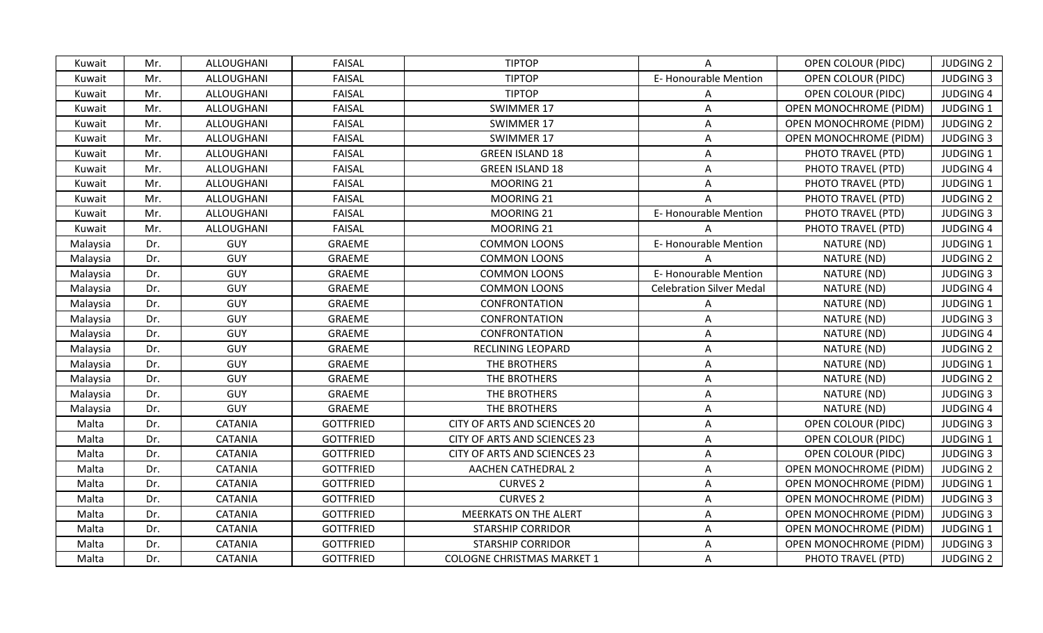| Kuwait | Mr. | ALLOUGHANI | FAISAL | TIPTOP | A | OPEN COLOUR (PIDC) | JUDGING 2 |
|---|---|---|---|---|---|---|---|
| Kuwait | Mr. | ALLOUGHANI | FAISAL | TIPTOP | E- Honourable Mention | OPEN COLOUR (PIDC) | JUDGING 3 |
| Kuwait | Mr. | ALLOUGHANI | FAISAL | TIPTOP | A | OPEN COLOUR (PIDC) | JUDGING 4 |
| Kuwait | Mr. | ALLOUGHANI | FAISAL | SWIMMER 17 | A | OPEN MONOCHROME (PIDM) | JUDGING 1 |
| Kuwait | Mr. | ALLOUGHANI | FAISAL | SWIMMER 17 | A | OPEN MONOCHROME (PIDM) | JUDGING 2 |
| Kuwait | Mr. | ALLOUGHANI | FAISAL | SWIMMER 17 | A | OPEN MONOCHROME (PIDM) | JUDGING 3 |
| Kuwait | Mr. | ALLOUGHANI | FAISAL | GREEN ISLAND 18 | A | PHOTO TRAVEL (PTD) | JUDGING 1 |
| Kuwait | Mr. | ALLOUGHANI | FAISAL | GREEN ISLAND 18 | A | PHOTO TRAVEL (PTD) | JUDGING 4 |
| Kuwait | Mr. | ALLOUGHANI | FAISAL | MOORING 21 | A | PHOTO TRAVEL (PTD) | JUDGING 1 |
| Kuwait | Mr. | ALLOUGHANI | FAISAL | MOORING 21 | A | PHOTO TRAVEL (PTD) | JUDGING 2 |
| Kuwait | Mr. | ALLOUGHANI | FAISAL | MOORING 21 | E- Honourable Mention | PHOTO TRAVEL (PTD) | JUDGING 3 |
| Kuwait | Mr. | ALLOUGHANI | FAISAL | MOORING 21 | A | PHOTO TRAVEL (PTD) | JUDGING 4 |
| Malaysia | Dr. | GUY | GRAEME | COMMON LOONS | E- Honourable Mention | NATURE (ND) | JUDGING 1 |
| Malaysia | Dr. | GUY | GRAEME | COMMON LOONS | A | NATURE (ND) | JUDGING 2 |
| Malaysia | Dr. | GUY | GRAEME | COMMON LOONS | E- Honourable Mention | NATURE (ND) | JUDGING 3 |
| Malaysia | Dr. | GUY | GRAEME | COMMON LOONS | Celebration Silver Medal | NATURE (ND) | JUDGING 4 |
| Malaysia | Dr. | GUY | GRAEME | CONFRONTATION | A | NATURE (ND) | JUDGING 1 |
| Malaysia | Dr. | GUY | GRAEME | CONFRONTATION | A | NATURE (ND) | JUDGING 3 |
| Malaysia | Dr. | GUY | GRAEME | CONFRONTATION | A | NATURE (ND) | JUDGING 4 |
| Malaysia | Dr. | GUY | GRAEME | RECLINING LEOPARD | A | NATURE (ND) | JUDGING 2 |
| Malaysia | Dr. | GUY | GRAEME | THE BROTHERS | A | NATURE (ND) | JUDGING 1 |
| Malaysia | Dr. | GUY | GRAEME | THE BROTHERS | A | NATURE (ND) | JUDGING 2 |
| Malaysia | Dr. | GUY | GRAEME | THE BROTHERS | A | NATURE (ND) | JUDGING 3 |
| Malaysia | Dr. | GUY | GRAEME | THE BROTHERS | A | NATURE (ND) | JUDGING 4 |
| Malta | Dr. | CATANIA | GOTTFRIED | CITY OF ARTS AND SCIENCES 20 | A | OPEN COLOUR (PIDC) | JUDGING 3 |
| Malta | Dr. | CATANIA | GOTTFRIED | CITY OF ARTS AND SCIENCES 23 | A | OPEN COLOUR (PIDC) | JUDGING 1 |
| Malta | Dr. | CATANIA | GOTTFRIED | CITY OF ARTS AND SCIENCES 23 | A | OPEN COLOUR (PIDC) | JUDGING 3 |
| Malta | Dr. | CATANIA | GOTTFRIED | AACHEN CATHEDRAL 2 | A | OPEN MONOCHROME (PIDM) | JUDGING 2 |
| Malta | Dr. | CATANIA | GOTTFRIED | CURVES 2 | A | OPEN MONOCHROME (PIDM) | JUDGING 1 |
| Malta | Dr. | CATANIA | GOTTFRIED | CURVES 2 | A | OPEN MONOCHROME (PIDM) | JUDGING 3 |
| Malta | Dr. | CATANIA | GOTTFRIED | MEERKATS ON THE ALERT | A | OPEN MONOCHROME (PIDM) | JUDGING 3 |
| Malta | Dr. | CATANIA | GOTTFRIED | STARSHIP CORRIDOR | A | OPEN MONOCHROME (PIDM) | JUDGING 1 |
| Malta | Dr. | CATANIA | GOTTFRIED | STARSHIP CORRIDOR | A | OPEN MONOCHROME (PIDM) | JUDGING 3 |
| Malta | Dr. | CATANIA | GOTTFRIED | COLOGNE CHRISTMAS MARKET 1 | A | PHOTO TRAVEL (PTD) | JUDGING 2 |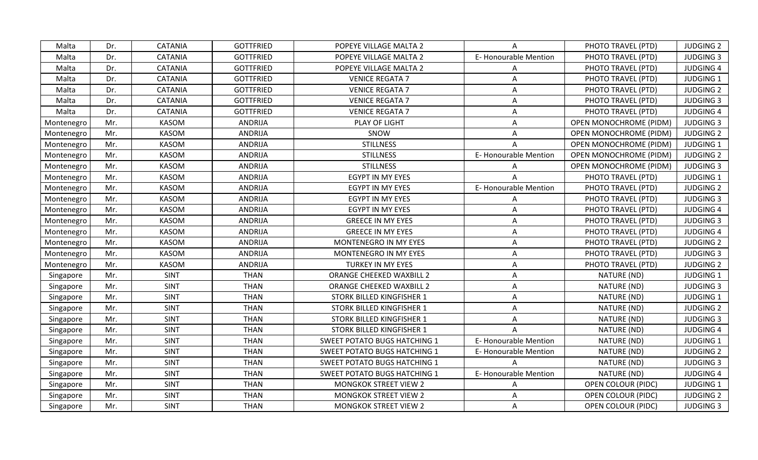| Malta | Dr. | CATANIA | GOTTFRIED | POPEYE VILLAGE MALTA 2 | A | PHOTO TRAVEL (PTD) | JUDGING 2 |
|---|---|---|---|---|---|---|---|
| Malta | Dr. | CATANIA | GOTTFRIED | POPEYE VILLAGE MALTA 2 | E- Honourable Mention | PHOTO TRAVEL (PTD) | JUDGING 3 |
| Malta | Dr. | CATANIA | GOTTFRIED | POPEYE VILLAGE MALTA 2 | A | PHOTO TRAVEL (PTD) | JUDGING 4 |
| Malta | Dr. | CATANIA | GOTTFRIED | VENICE REGATA 7 | A | PHOTO TRAVEL (PTD) | JUDGING 1 |
| Malta | Dr. | CATANIA | GOTTFRIED | VENICE REGATA 7 | A | PHOTO TRAVEL (PTD) | JUDGING 2 |
| Malta | Dr. | CATANIA | GOTTFRIED | VENICE REGATA 7 | A | PHOTO TRAVEL (PTD) | JUDGING 3 |
| Malta | Dr. | CATANIA | GOTTFRIED | VENICE REGATA 7 | A | PHOTO TRAVEL (PTD) | JUDGING 4 |
| Montenegro | Mr. | KASOM | ANDRIJA | PLAY OF LIGHT | A | OPEN MONOCHROME (PIDM) | JUDGING 3 |
| Montenegro | Mr. | KASOM | ANDRIJA | SNOW | A | OPEN MONOCHROME (PIDM) | JUDGING 2 |
| Montenegro | Mr. | KASOM | ANDRIJA | STILLNESS | A | OPEN MONOCHROME (PIDM) | JUDGING 1 |
| Montenegro | Mr. | KASOM | ANDRIJA | STILLNESS | E- Honourable Mention | OPEN MONOCHROME (PIDM) | JUDGING 2 |
| Montenegro | Mr. | KASOM | ANDRIJA | STILLNESS | A | OPEN MONOCHROME (PIDM) | JUDGING 3 |
| Montenegro | Mr. | KASOM | ANDRIJA | EGYPT IN MY EYES | A | PHOTO TRAVEL (PTD) | JUDGING 1 |
| Montenegro | Mr. | KASOM | ANDRIJA | EGYPT IN MY EYES | E- Honourable Mention | PHOTO TRAVEL (PTD) | JUDGING 2 |
| Montenegro | Mr. | KASOM | ANDRIJA | EGYPT IN MY EYES | A | PHOTO TRAVEL (PTD) | JUDGING 3 |
| Montenegro | Mr. | KASOM | ANDRIJA | EGYPT IN MY EYES | A | PHOTO TRAVEL (PTD) | JUDGING 4 |
| Montenegro | Mr. | KASOM | ANDRIJA | GREECE IN MY EYES | A | PHOTO TRAVEL (PTD) | JUDGING 3 |
| Montenegro | Mr. | KASOM | ANDRIJA | GREECE IN MY EYES | A | PHOTO TRAVEL (PTD) | JUDGING 4 |
| Montenegro | Mr. | KASOM | ANDRIJA | MONTENEGRO IN MY EYES | A | PHOTO TRAVEL (PTD) | JUDGING 2 |
| Montenegro | Mr. | KASOM | ANDRIJA | MONTENEGRO IN MY EYES | A | PHOTO TRAVEL (PTD) | JUDGING 3 |
| Montenegro | Mr. | KASOM | ANDRIJA | TURKEY IN MY EYES | A | PHOTO TRAVEL (PTD) | JUDGING 2 |
| Singapore | Mr. | SINT | THAN | ORANGE CHEEKED WAXBILL 2 | A | NATURE (ND) | JUDGING 1 |
| Singapore | Mr. | SINT | THAN | ORANGE CHEEKED WAXBILL 2 | A | NATURE (ND) | JUDGING 3 |
| Singapore | Mr. | SINT | THAN | STORK BILLED KINGFISHER 1 | A | NATURE (ND) | JUDGING 1 |
| Singapore | Mr. | SINT | THAN | STORK BILLED KINGFISHER 1 | A | NATURE (ND) | JUDGING 2 |
| Singapore | Mr. | SINT | THAN | STORK BILLED KINGFISHER 1 | A | NATURE (ND) | JUDGING 3 |
| Singapore | Mr. | SINT | THAN | STORK BILLED KINGFISHER 1 | A | NATURE (ND) | JUDGING 4 |
| Singapore | Mr. | SINT | THAN | SWEET POTATO BUGS HATCHING 1 | E- Honourable Mention | NATURE (ND) | JUDGING 1 |
| Singapore | Mr. | SINT | THAN | SWEET POTATO BUGS HATCHING 1 | E- Honourable Mention | NATURE (ND) | JUDGING 2 |
| Singapore | Mr. | SINT | THAN | SWEET POTATO BUGS HATCHING 1 | A | NATURE (ND) | JUDGING 3 |
| Singapore | Mr. | SINT | THAN | SWEET POTATO BUGS HATCHING 1 | E- Honourable Mention | NATURE (ND) | JUDGING 4 |
| Singapore | Mr. | SINT | THAN | MONGKOK STREET VIEW 2 | A | OPEN COLOUR (PIDC) | JUDGING 1 |
| Singapore | Mr. | SINT | THAN | MONGKOK STREET VIEW 2 | A | OPEN COLOUR (PIDC) | JUDGING 2 |
| Singapore | Mr. | SINT | THAN | MONGKOK STREET VIEW 2 | A | OPEN COLOUR (PIDC) | JUDGING 3 |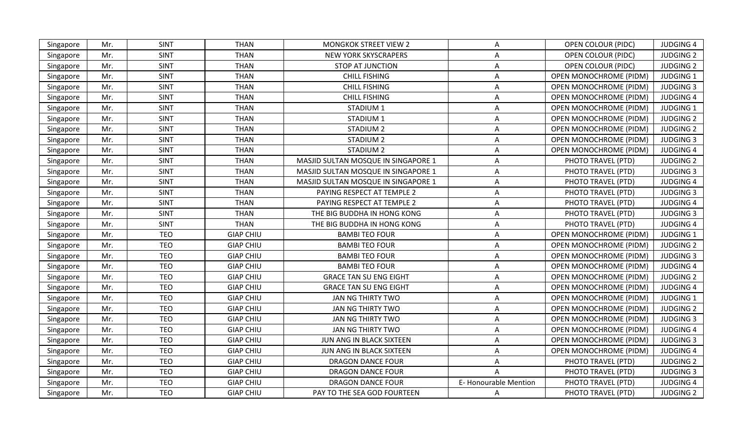| Singapore | Mr. | SINT | THAN | MONGKOK STREET VIEW 2 | A | OPEN COLOUR (PIDC) | JUDGING 4 |
|---|---|---|---|---|---|---|---|
| Singapore | Mr. | SINT | THAN | NEW YORK SKYSCRAPERS | A | OPEN COLOUR (PIDC) | JUDGING 2 |
| Singapore | Mr. | SINT | THAN | STOP AT JUNCTION | A | OPEN COLOUR (PIDC) | JUDGING 2 |
| Singapore | Mr. | SINT | THAN | CHILL FISHING | A | OPEN MONOCHROME (PIDM) | JUDGING 1 |
| Singapore | Mr. | SINT | THAN | CHILL FISHING | A | OPEN MONOCHROME (PIDM) | JUDGING 3 |
| Singapore | Mr. | SINT | THAN | CHILL FISHING | A | OPEN MONOCHROME (PIDM) | JUDGING 4 |
| Singapore | Mr. | SINT | THAN | STADIUM 1 | A | OPEN MONOCHROME (PIDM) | JUDGING 1 |
| Singapore | Mr. | SINT | THAN | STADIUM 1 | A | OPEN MONOCHROME (PIDM) | JUDGING 2 |
| Singapore | Mr. | SINT | THAN | STADIUM 2 | A | OPEN MONOCHROME (PIDM) | JUDGING 2 |
| Singapore | Mr. | SINT | THAN | STADIUM 2 | A | OPEN MONOCHROME (PIDM) | JUDGING 3 |
| Singapore | Mr. | SINT | THAN | STADIUM 2 | A | OPEN MONOCHROME (PIDM) | JUDGING 4 |
| Singapore | Mr. | SINT | THAN | MASJID SULTAN MOSQUE IN SINGAPORE 1 | A | PHOTO TRAVEL (PTD) | JUDGING 2 |
| Singapore | Mr. | SINT | THAN | MASJID SULTAN MOSQUE IN SINGAPORE 1 | A | PHOTO TRAVEL (PTD) | JUDGING 3 |
| Singapore | Mr. | SINT | THAN | MASJID SULTAN MOSQUE IN SINGAPORE 1 | A | PHOTO TRAVEL (PTD) | JUDGING 4 |
| Singapore | Mr. | SINT | THAN | PAYING RESPECT AT TEMPLE 2 | A | PHOTO TRAVEL (PTD) | JUDGING 3 |
| Singapore | Mr. | SINT | THAN | PAYING RESPECT AT TEMPLE 2 | A | PHOTO TRAVEL (PTD) | JUDGING 4 |
| Singapore | Mr. | SINT | THAN | THE BIG BUDDHA IN HONG KONG | A | PHOTO TRAVEL (PTD) | JUDGING 3 |
| Singapore | Mr. | SINT | THAN | THE BIG BUDDHA IN HONG KONG | A | PHOTO TRAVEL (PTD) | JUDGING 4 |
| Singapore | Mr. | TEO | GIAP CHIU | BAMBI TEO FOUR | A | OPEN MONOCHROME (PIDM) | JUDGING 1 |
| Singapore | Mr. | TEO | GIAP CHIU | BAMBI TEO FOUR | A | OPEN MONOCHROME (PIDM) | JUDGING 2 |
| Singapore | Mr. | TEO | GIAP CHIU | BAMBI TEO FOUR | A | OPEN MONOCHROME (PIDM) | JUDGING 3 |
| Singapore | Mr. | TEO | GIAP CHIU | BAMBI TEO FOUR | A | OPEN MONOCHROME (PIDM) | JUDGING 4 |
| Singapore | Mr. | TEO | GIAP CHIU | GRACE TAN SU ENG EIGHT | A | OPEN MONOCHROME (PIDM) | JUDGING 2 |
| Singapore | Mr. | TEO | GIAP CHIU | GRACE TAN SU ENG EIGHT | A | OPEN MONOCHROME (PIDM) | JUDGING 4 |
| Singapore | Mr. | TEO | GIAP CHIU | JAN NG THIRTY TWO | A | OPEN MONOCHROME (PIDM) | JUDGING 1 |
| Singapore | Mr. | TEO | GIAP CHIU | JAN NG THIRTY TWO | A | OPEN MONOCHROME (PIDM) | JUDGING 2 |
| Singapore | Mr. | TEO | GIAP CHIU | JAN NG THIRTY TWO | A | OPEN MONOCHROME (PIDM) | JUDGING 3 |
| Singapore | Mr. | TEO | GIAP CHIU | JAN NG THIRTY TWO | A | OPEN MONOCHROME (PIDM) | JUDGING 4 |
| Singapore | Mr. | TEO | GIAP CHIU | JUN ANG IN BLACK SIXTEEN | A | OPEN MONOCHROME (PIDM) | JUDGING 3 |
| Singapore | Mr. | TEO | GIAP CHIU | JUN ANG IN BLACK SIXTEEN | A | OPEN MONOCHROME (PIDM) | JUDGING 4 |
| Singapore | Mr. | TEO | GIAP CHIU | DRAGON DANCE FOUR | A | PHOTO TRAVEL (PTD) | JUDGING 2 |
| Singapore | Mr. | TEO | GIAP CHIU | DRAGON DANCE FOUR | A | PHOTO TRAVEL (PTD) | JUDGING 3 |
| Singapore | Mr. | TEO | GIAP CHIU | DRAGON DANCE FOUR | E- Honourable Mention | PHOTO TRAVEL (PTD) | JUDGING 4 |
| Singapore | Mr. | TEO | GIAP CHIU | PAY TO THE SEA GOD FOURTEEN | A | PHOTO TRAVEL (PTD) | JUDGING 2 |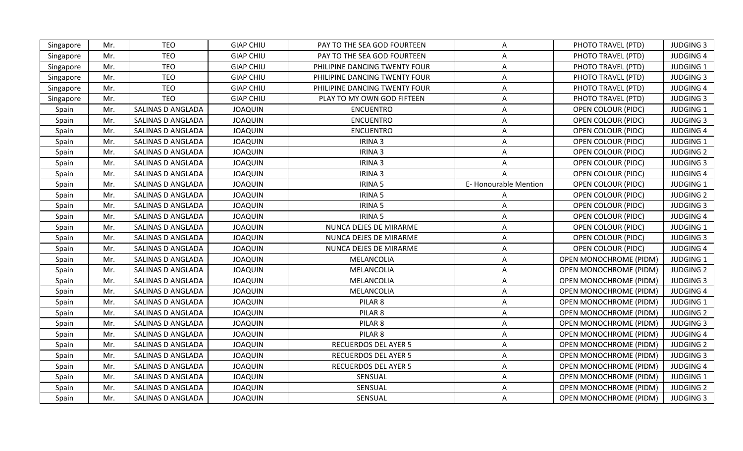| Singapore | Mr. | TEO | GIAP CHIU | PAY TO THE SEA GOD FOURTEEN | A | PHOTO TRAVEL (PTD) | JUDGING 3 |
|---|---|---|---|---|---|---|---|
| Singapore | Mr. | TEO | GIAP CHIU | PAY TO THE SEA GOD FOURTEEN | A | PHOTO TRAVEL (PTD) | JUDGING 4 |
| Singapore | Mr. | TEO | GIAP CHIU | PHILIPINE DANCING TWENTY FOUR | A | PHOTO TRAVEL (PTD) | JUDGING 1 |
| Singapore | Mr. | TEO | GIAP CHIU | PHILIPINE DANCING TWENTY FOUR | A | PHOTO TRAVEL (PTD) | JUDGING 3 |
| Singapore | Mr. | TEO | GIAP CHIU | PHILIPINE DANCING TWENTY FOUR | A | PHOTO TRAVEL (PTD) | JUDGING 4 |
| Singapore | Mr. | TEO | GIAP CHIU | PLAY TO MY OWN GOD FIFTEEN | A | PHOTO TRAVEL (PTD) | JUDGING 3 |
| Spain | Mr. | SALINAS D ANGLADA | JOAQUIN | ENCUENTRO | A | OPEN COLOUR (PIDC) | JUDGING 1 |
| Spain | Mr. | SALINAS D ANGLADA | JOAQUIN | ENCUENTRO | A | OPEN COLOUR (PIDC) | JUDGING 3 |
| Spain | Mr. | SALINAS D ANGLADA | JOAQUIN | ENCUENTRO | A | OPEN COLOUR (PIDC) | JUDGING 4 |
| Spain | Mr. | SALINAS D ANGLADA | JOAQUIN | IRINA 3 | A | OPEN COLOUR (PIDC) | JUDGING 1 |
| Spain | Mr. | SALINAS D ANGLADA | JOAQUIN | IRINA 3 | A | OPEN COLOUR (PIDC) | JUDGING 2 |
| Spain | Mr. | SALINAS D ANGLADA | JOAQUIN | IRINA 3 | A | OPEN COLOUR (PIDC) | JUDGING 3 |
| Spain | Mr. | SALINAS D ANGLADA | JOAQUIN | IRINA 3 | A | OPEN COLOUR (PIDC) | JUDGING 4 |
| Spain | Mr. | SALINAS D ANGLADA | JOAQUIN | IRINA 5 | E- Honourable Mention | OPEN COLOUR (PIDC) | JUDGING 1 |
| Spain | Mr. | SALINAS D ANGLADA | JOAQUIN | IRINA 5 | A | OPEN COLOUR (PIDC) | JUDGING 2 |
| Spain | Mr. | SALINAS D ANGLADA | JOAQUIN | IRINA 5 | A | OPEN COLOUR (PIDC) | JUDGING 3 |
| Spain | Mr. | SALINAS D ANGLADA | JOAQUIN | IRINA 5 | A | OPEN COLOUR (PIDC) | JUDGING 4 |
| Spain | Mr. | SALINAS D ANGLADA | JOAQUIN | NUNCA DEJES DE MIRARME | A | OPEN COLOUR (PIDC) | JUDGING 1 |
| Spain | Mr. | SALINAS D ANGLADA | JOAQUIN | NUNCA DEJES DE MIRARME | A | OPEN COLOUR (PIDC) | JUDGING 3 |
| Spain | Mr. | SALINAS D ANGLADA | JOAQUIN | NUNCA DEJES DE MIRARME | A | OPEN COLOUR (PIDC) | JUDGING 4 |
| Spain | Mr. | SALINAS D ANGLADA | JOAQUIN | MELANCOLIA | A | OPEN MONOCHROME (PIDM) | JUDGING 1 |
| Spain | Mr. | SALINAS D ANGLADA | JOAQUIN | MELANCOLIA | A | OPEN MONOCHROME (PIDM) | JUDGING 2 |
| Spain | Mr. | SALINAS D ANGLADA | JOAQUIN | MELANCOLIA | A | OPEN MONOCHROME (PIDM) | JUDGING 3 |
| Spain | Mr. | SALINAS D ANGLADA | JOAQUIN | MELANCOLIA | A | OPEN MONOCHROME (PIDM) | JUDGING 4 |
| Spain | Mr. | SALINAS D ANGLADA | JOAQUIN | PILAR 8 | A | OPEN MONOCHROME (PIDM) | JUDGING 1 |
| Spain | Mr. | SALINAS D ANGLADA | JOAQUIN | PILAR 8 | A | OPEN MONOCHROME (PIDM) | JUDGING 2 |
| Spain | Mr. | SALINAS D ANGLADA | JOAQUIN | PILAR 8 | A | OPEN MONOCHROME (PIDM) | JUDGING 3 |
| Spain | Mr. | SALINAS D ANGLADA | JOAQUIN | PILAR 8 | A | OPEN MONOCHROME (PIDM) | JUDGING 4 |
| Spain | Mr. | SALINAS D ANGLADA | JOAQUIN | RECUERDOS DEL AYER 5 | A | OPEN MONOCHROME (PIDM) | JUDGING 2 |
| Spain | Mr. | SALINAS D ANGLADA | JOAQUIN | RECUERDOS DEL AYER 5 | A | OPEN MONOCHROME (PIDM) | JUDGING 3 |
| Spain | Mr. | SALINAS D ANGLADA | JOAQUIN | RECUERDOS DEL AYER 5 | A | OPEN MONOCHROME (PIDM) | JUDGING 4 |
| Spain | Mr. | SALINAS D ANGLADA | JOAQUIN | SENSUAL | A | OPEN MONOCHROME (PIDM) | JUDGING 1 |
| Spain | Mr. | SALINAS D ANGLADA | JOAQUIN | SENSUAL | A | OPEN MONOCHROME (PIDM) | JUDGING 2 |
| Spain | Mr. | SALINAS D ANGLADA | JOAQUIN | SENSUAL | A | OPEN MONOCHROME (PIDM) | JUDGING 3 |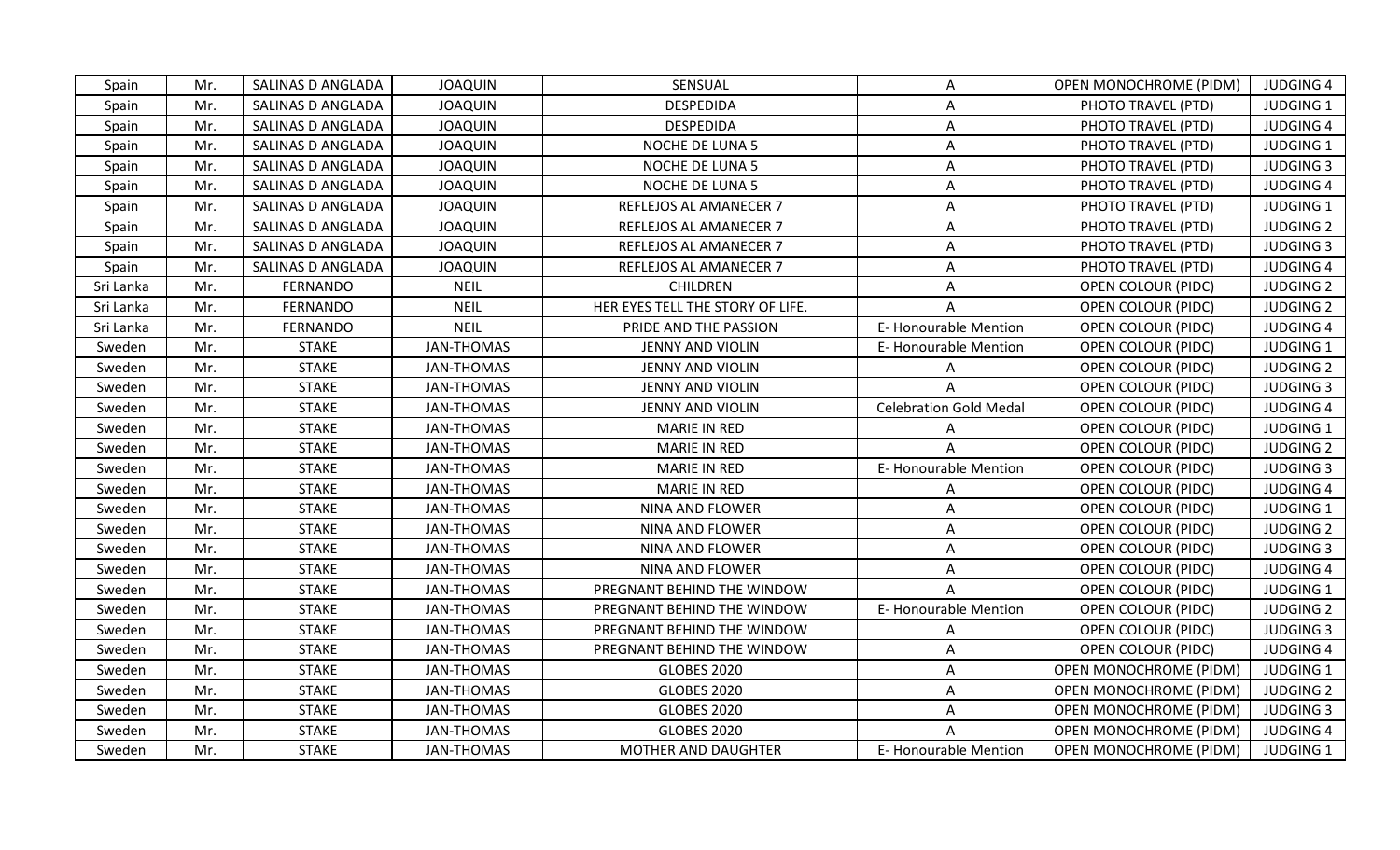| Spain | Mr. | SALINAS D ANGLADA | JOAQUIN | SENSUAL | A | OPEN MONOCHROME (PIDM) | JUDGING 4 |
|---|---|---|---|---|---|---|---|
| Spain | Mr. | SALINAS D ANGLADA | JOAQUIN | DESPEDIDA | A | PHOTO TRAVEL (PTD) | JUDGING 1 |
| Spain | Mr. | SALINAS D ANGLADA | JOAQUIN | DESPEDIDA | A | PHOTO TRAVEL (PTD) | JUDGING 4 |
| Spain | Mr. | SALINAS D ANGLADA | JOAQUIN | NOCHE DE LUNA 5 | A | PHOTO TRAVEL (PTD) | JUDGING 1 |
| Spain | Mr. | SALINAS D ANGLADA | JOAQUIN | NOCHE DE LUNA 5 | A | PHOTO TRAVEL (PTD) | JUDGING 3 |
| Spain | Mr. | SALINAS D ANGLADA | JOAQUIN | NOCHE DE LUNA 5 | A | PHOTO TRAVEL (PTD) | JUDGING 4 |
| Spain | Mr. | SALINAS D ANGLADA | JOAQUIN | REFLEJOS AL AMANECER 7 | A | PHOTO TRAVEL (PTD) | JUDGING 1 |
| Spain | Mr. | SALINAS D ANGLADA | JOAQUIN | REFLEJOS AL AMANECER 7 | A | PHOTO TRAVEL (PTD) | JUDGING 2 |
| Spain | Mr. | SALINAS D ANGLADA | JOAQUIN | REFLEJOS AL AMANECER 7 | A | PHOTO TRAVEL (PTD) | JUDGING 3 |
| Spain | Mr. | SALINAS D ANGLADA | JOAQUIN | REFLEJOS AL AMANECER 7 | A | PHOTO TRAVEL (PTD) | JUDGING 4 |
| Sri Lanka | Mr. | FERNANDO | NEIL | CHILDREN | A | OPEN COLOUR (PIDC) | JUDGING 2 |
| Sri Lanka | Mr. | FERNANDO | NEIL | HER EYES TELL THE STORY OF LIFE. | A | OPEN COLOUR (PIDC) | JUDGING 2 |
| Sri Lanka | Mr. | FERNANDO | NEIL | PRIDE AND THE PASSION | E- Honourable Mention | OPEN COLOUR (PIDC) | JUDGING 4 |
| Sweden | Mr. | STAKE | JAN-THOMAS | JENNY AND VIOLIN | E- Honourable Mention | OPEN COLOUR (PIDC) | JUDGING 1 |
| Sweden | Mr. | STAKE | JAN-THOMAS | JENNY AND VIOLIN | A | OPEN COLOUR (PIDC) | JUDGING 2 |
| Sweden | Mr. | STAKE | JAN-THOMAS | JENNY AND VIOLIN | A | OPEN COLOUR (PIDC) | JUDGING 3 |
| Sweden | Mr. | STAKE | JAN-THOMAS | JENNY AND VIOLIN | Celebration Gold Medal | OPEN COLOUR (PIDC) | JUDGING 4 |
| Sweden | Mr. | STAKE | JAN-THOMAS | MARIE IN RED | A | OPEN COLOUR (PIDC) | JUDGING 1 |
| Sweden | Mr. | STAKE | JAN-THOMAS | MARIE IN RED | A | OPEN COLOUR (PIDC) | JUDGING 2 |
| Sweden | Mr. | STAKE | JAN-THOMAS | MARIE IN RED | E- Honourable Mention | OPEN COLOUR (PIDC) | JUDGING 3 |
| Sweden | Mr. | STAKE | JAN-THOMAS | MARIE IN RED | A | OPEN COLOUR (PIDC) | JUDGING 4 |
| Sweden | Mr. | STAKE | JAN-THOMAS | NINA AND FLOWER | A | OPEN COLOUR (PIDC) | JUDGING 1 |
| Sweden | Mr. | STAKE | JAN-THOMAS | NINA AND FLOWER | A | OPEN COLOUR (PIDC) | JUDGING 2 |
| Sweden | Mr. | STAKE | JAN-THOMAS | NINA AND FLOWER | A | OPEN COLOUR (PIDC) | JUDGING 3 |
| Sweden | Mr. | STAKE | JAN-THOMAS | NINA AND FLOWER | A | OPEN COLOUR (PIDC) | JUDGING 4 |
| Sweden | Mr. | STAKE | JAN-THOMAS | PREGNANT BEHIND THE WINDOW | A | OPEN COLOUR (PIDC) | JUDGING 1 |
| Sweden | Mr. | STAKE | JAN-THOMAS | PREGNANT BEHIND THE WINDOW | E- Honourable Mention | OPEN COLOUR (PIDC) | JUDGING 2 |
| Sweden | Mr. | STAKE | JAN-THOMAS | PREGNANT BEHIND THE WINDOW | A | OPEN COLOUR (PIDC) | JUDGING 3 |
| Sweden | Mr. | STAKE | JAN-THOMAS | PREGNANT BEHIND THE WINDOW | A | OPEN COLOUR (PIDC) | JUDGING 4 |
| Sweden | Mr. | STAKE | JAN-THOMAS | GLOBES 2020 | A | OPEN MONOCHROME (PIDM) | JUDGING 1 |
| Sweden | Mr. | STAKE | JAN-THOMAS | GLOBES 2020 | A | OPEN MONOCHROME (PIDM) | JUDGING 2 |
| Sweden | Mr. | STAKE | JAN-THOMAS | GLOBES 2020 | A | OPEN MONOCHROME (PIDM) | JUDGING 3 |
| Sweden | Mr. | STAKE | JAN-THOMAS | GLOBES 2020 | A | OPEN MONOCHROME (PIDM) | JUDGING 4 |
| Sweden | Mr. | STAKE | JAN-THOMAS | MOTHER AND DAUGHTER | E- Honourable Mention | OPEN MONOCHROME (PIDM) | JUDGING 1 |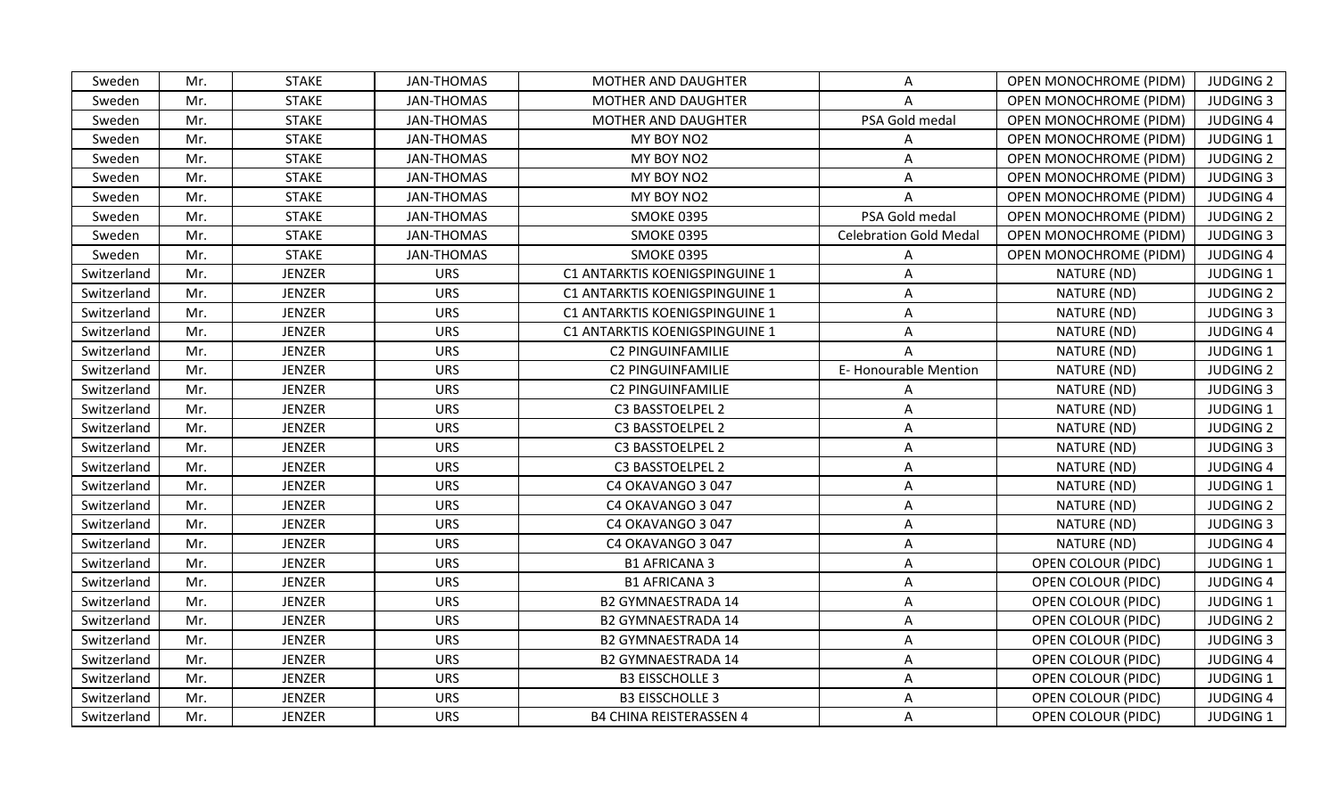| Sweden | Mr. | STAKE | JAN-THOMAS | MOTHER AND DAUGHTER | A | OPEN MONOCHROME (PIDM) | JUDGING 2 |
|---|---|---|---|---|---|---|---|
| Sweden | Mr. | STAKE | JAN-THOMAS | MOTHER AND DAUGHTER | A | OPEN MONOCHROME (PIDM) | JUDGING 3 |
| Sweden | Mr. | STAKE | JAN-THOMAS | MOTHER AND DAUGHTER | PSA Gold medal | OPEN MONOCHROME (PIDM) | JUDGING 4 |
| Sweden | Mr. | STAKE | JAN-THOMAS | MY BOY NO2 | A | OPEN MONOCHROME (PIDM) | JUDGING 1 |
| Sweden | Mr. | STAKE | JAN-THOMAS | MY BOY NO2 | A | OPEN MONOCHROME (PIDM) | JUDGING 2 |
| Sweden | Mr. | STAKE | JAN-THOMAS | MY BOY NO2 | A | OPEN MONOCHROME (PIDM) | JUDGING 3 |
| Sweden | Mr. | STAKE | JAN-THOMAS | MY BOY NO2 | A | OPEN MONOCHROME (PIDM) | JUDGING 4 |
| Sweden | Mr. | STAKE | JAN-THOMAS | SMOKE 0395 | PSA Gold medal | OPEN MONOCHROME (PIDM) | JUDGING 2 |
| Sweden | Mr. | STAKE | JAN-THOMAS | SMOKE 0395 | Celebration Gold Medal | OPEN MONOCHROME (PIDM) | JUDGING 3 |
| Sweden | Mr. | STAKE | JAN-THOMAS | SMOKE 0395 | A | OPEN MONOCHROME (PIDM) | JUDGING 4 |
| Switzerland | Mr. | JENZER | URS | C1 ANTARKTIS KOENIGSPINGUINE 1 | A | NATURE (ND) | JUDGING 1 |
| Switzerland | Mr. | JENZER | URS | C1 ANTARKTIS KOENIGSPINGUINE 1 | A | NATURE (ND) | JUDGING 2 |
| Switzerland | Mr. | JENZER | URS | C1 ANTARKTIS KOENIGSPINGUINE 1 | A | NATURE (ND) | JUDGING 3 |
| Switzerland | Mr. | JENZER | URS | C1 ANTARKTIS KOENIGSPINGUINE 1 | A | NATURE (ND) | JUDGING 4 |
| Switzerland | Mr. | JENZER | URS | C2 PINGUINFAMILIE | A | NATURE (ND) | JUDGING 1 |
| Switzerland | Mr. | JENZER | URS | C2 PINGUINFAMILIE | E- Honourable Mention | NATURE (ND) | JUDGING 2 |
| Switzerland | Mr. | JENZER | URS | C2 PINGUINFAMILIE | A | NATURE (ND) | JUDGING 3 |
| Switzerland | Mr. | JENZER | URS | C3 BASSTOELPEL 2 | A | NATURE (ND) | JUDGING 1 |
| Switzerland | Mr. | JENZER | URS | C3 BASSTOELPEL 2 | A | NATURE (ND) | JUDGING 2 |
| Switzerland | Mr. | JENZER | URS | C3 BASSTOELPEL 2 | A | NATURE (ND) | JUDGING 3 |
| Switzerland | Mr. | JENZER | URS | C3 BASSTOELPEL 2 | A | NATURE (ND) | JUDGING 4 |
| Switzerland | Mr. | JENZER | URS | C4 OKAVANGO 3 047 | A | NATURE (ND) | JUDGING 1 |
| Switzerland | Mr. | JENZER | URS | C4 OKAVANGO 3 047 | A | NATURE (ND) | JUDGING 2 |
| Switzerland | Mr. | JENZER | URS | C4 OKAVANGO 3 047 | A | NATURE (ND) | JUDGING 3 |
| Switzerland | Mr. | JENZER | URS | C4 OKAVANGO 3 047 | A | NATURE (ND) | JUDGING 4 |
| Switzerland | Mr. | JENZER | URS | B1 AFRICANA 3 | A | OPEN COLOUR (PIDC) | JUDGING 1 |
| Switzerland | Mr. | JENZER | URS | B1 AFRICANA 3 | A | OPEN COLOUR (PIDC) | JUDGING 4 |
| Switzerland | Mr. | JENZER | URS | B2 GYMNAESTRADA 14 | A | OPEN COLOUR (PIDC) | JUDGING 1 |
| Switzerland | Mr. | JENZER | URS | B2 GYMNAESTRADA 14 | A | OPEN COLOUR (PIDC) | JUDGING 2 |
| Switzerland | Mr. | JENZER | URS | B2 GYMNAESTRADA 14 | A | OPEN COLOUR (PIDC) | JUDGING 3 |
| Switzerland | Mr. | JENZER | URS | B2 GYMNAESTRADA 14 | A | OPEN COLOUR (PIDC) | JUDGING 4 |
| Switzerland | Mr. | JENZER | URS | B3 EISSCHOLLE 3 | A | OPEN COLOUR (PIDC) | JUDGING 1 |
| Switzerland | Mr. | JENZER | URS | B3 EISSCHOLLE 3 | A | OPEN COLOUR (PIDC) | JUDGING 4 |
| Switzerland | Mr. | JENZER | URS | B4 CHINA REISTERASSEN 4 | A | OPEN COLOUR (PIDC) | JUDGING 1 |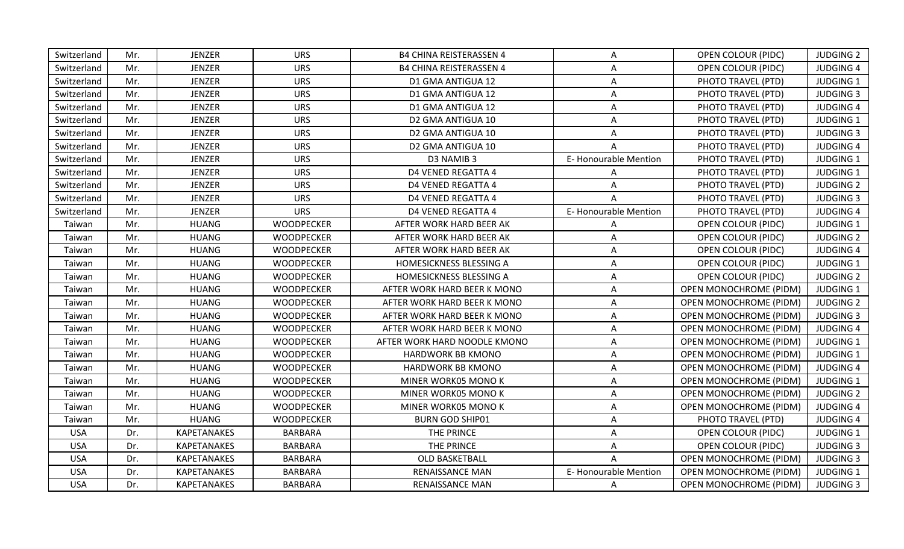| Switzerland | Mr. | JENZER | URS | B4 CHINA REISTERASSEN 4 | A | OPEN COLOUR (PIDC) | JUDGING 2 |
|---|---|---|---|---|---|---|---|
| Switzerland | Mr. | JENZER | URS | B4 CHINA REISTERASSEN 4 | A | OPEN COLOUR (PIDC) | JUDGING 4 |
| Switzerland | Mr. | JENZER | URS | D1 GMA ANTIGUA 12 | A | PHOTO TRAVEL (PTD) | JUDGING 1 |
| Switzerland | Mr. | JENZER | URS | D1 GMA ANTIGUA 12 | A | PHOTO TRAVEL (PTD) | JUDGING 3 |
| Switzerland | Mr. | JENZER | URS | D1 GMA ANTIGUA 12 | A | PHOTO TRAVEL (PTD) | JUDGING 4 |
| Switzerland | Mr. | JENZER | URS | D2 GMA ANTIGUA 10 | A | PHOTO TRAVEL (PTD) | JUDGING 1 |
| Switzerland | Mr. | JENZER | URS | D2 GMA ANTIGUA 10 | A | PHOTO TRAVEL (PTD) | JUDGING 3 |
| Switzerland | Mr. | JENZER | URS | D2 GMA ANTIGUA 10 | A | PHOTO TRAVEL (PTD) | JUDGING 4 |
| Switzerland | Mr. | JENZER | URS | D3 NAMIB 3 | E- Honourable Mention | PHOTO TRAVEL (PTD) | JUDGING 1 |
| Switzerland | Mr. | JENZER | URS | D4 VENED REGATTA 4 | A | PHOTO TRAVEL (PTD) | JUDGING 1 |
| Switzerland | Mr. | JENZER | URS | D4 VENED REGATTA 4 | A | PHOTO TRAVEL (PTD) | JUDGING 2 |
| Switzerland | Mr. | JENZER | URS | D4 VENED REGATTA 4 | A | PHOTO TRAVEL (PTD) | JUDGING 3 |
| Switzerland | Mr. | JENZER | URS | D4 VENED REGATTA 4 | E- Honourable Mention | PHOTO TRAVEL (PTD) | JUDGING 4 |
| Taiwan | Mr. | HUANG | WOODPECKER | AFTER WORK HARD BEER AK | A | OPEN COLOUR (PIDC) | JUDGING 1 |
| Taiwan | Mr. | HUANG | WOODPECKER | AFTER WORK HARD BEER AK | A | OPEN COLOUR (PIDC) | JUDGING 2 |
| Taiwan | Mr. | HUANG | WOODPECKER | AFTER WORK HARD BEER AK | A | OPEN COLOUR (PIDC) | JUDGING 4 |
| Taiwan | Mr. | HUANG | WOODPECKER | HOMESICKNESS BLESSING A | A | OPEN COLOUR (PIDC) | JUDGING 1 |
| Taiwan | Mr. | HUANG | WOODPECKER | HOMESICKNESS BLESSING A | A | OPEN COLOUR (PIDC) | JUDGING 2 |
| Taiwan | Mr. | HUANG | WOODPECKER | AFTER WORK HARD BEER K MONO | A | OPEN MONOCHROME (PIDM) | JUDGING 1 |
| Taiwan | Mr. | HUANG | WOODPECKER | AFTER WORK HARD BEER K MONO | A | OPEN MONOCHROME (PIDM) | JUDGING 2 |
| Taiwan | Mr. | HUANG | WOODPECKER | AFTER WORK HARD BEER K MONO | A | OPEN MONOCHROME (PIDM) | JUDGING 3 |
| Taiwan | Mr. | HUANG | WOODPECKER | AFTER WORK HARD BEER K MONO | A | OPEN MONOCHROME (PIDM) | JUDGING 4 |
| Taiwan | Mr. | HUANG | WOODPECKER | AFTER WORK HARD NOODLE KMONO | A | OPEN MONOCHROME (PIDM) | JUDGING 1 |
| Taiwan | Mr. | HUANG | WOODPECKER | HARDWORK BB KMONO | A | OPEN MONOCHROME (PIDM) | JUDGING 1 |
| Taiwan | Mr. | HUANG | WOODPECKER | HARDWORK BB KMONO | A | OPEN MONOCHROME (PIDM) | JUDGING 4 |
| Taiwan | Mr. | HUANG | WOODPECKER | MINER WORK05 MONO K | A | OPEN MONOCHROME (PIDM) | JUDGING 1 |
| Taiwan | Mr. | HUANG | WOODPECKER | MINER WORK05 MONO K | A | OPEN MONOCHROME (PIDM) | JUDGING 2 |
| Taiwan | Mr. | HUANG | WOODPECKER | MINER WORK05 MONO K | A | OPEN MONOCHROME (PIDM) | JUDGING 4 |
| Taiwan | Mr. | HUANG | WOODPECKER | BURN GOD SHIP01 | A | PHOTO TRAVEL (PTD) | JUDGING 4 |
| USA | Dr. | KAPETANAKES | BARBARA | THE PRINCE | A | OPEN COLOUR (PIDC) | JUDGING 1 |
| USA | Dr. | KAPETANAKES | BARBARA | THE PRINCE | A | OPEN COLOUR (PIDC) | JUDGING 3 |
| USA | Dr. | KAPETANAKES | BARBARA | OLD BASKETBALL | A | OPEN MONOCHROME (PIDM) | JUDGING 3 |
| USA | Dr. | KAPETANAKES | BARBARA | RENAISSANCE MAN | E- Honourable Mention | OPEN MONOCHROME (PIDM) | JUDGING 1 |
| USA | Dr. | KAPETANAKES | BARBARA | RENAISSANCE MAN | A | OPEN MONOCHROME (PIDM) | JUDGING 3 |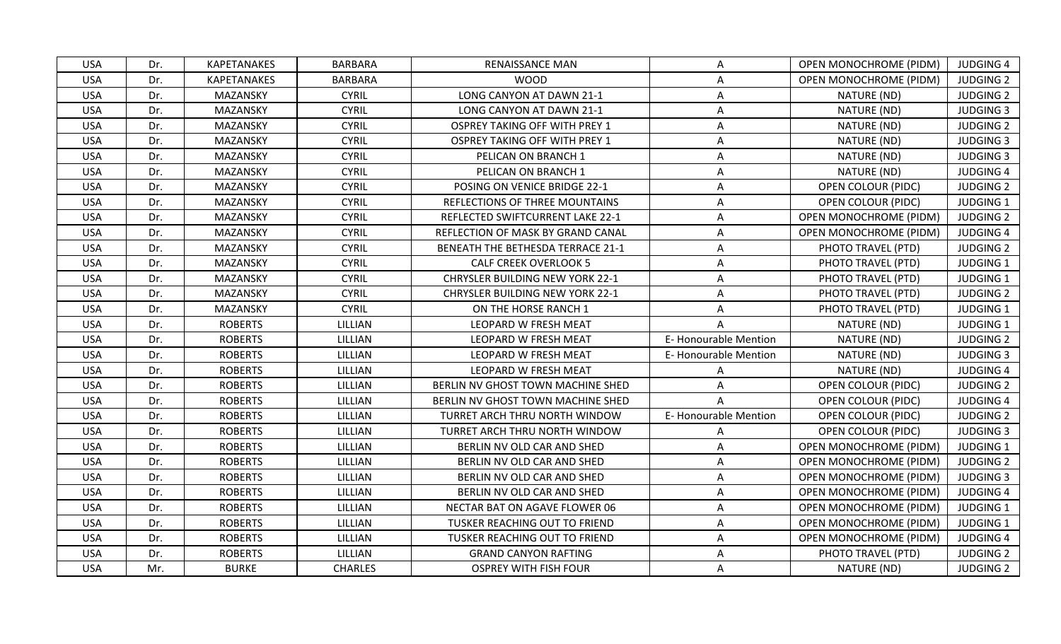| USA | Dr. | KAPETANAKES | BARBARA | RENAISSANCE MAN | A | OPEN MONOCHROME (PIDM) | JUDGING 4 |
|---|---|---|---|---|---|---|---|
| USA | Dr. | KAPETANAKES | BARBARA | WOOD | A | OPEN MONOCHROME (PIDM) | JUDGING 2 |
| USA | Dr. | MAZANSKY | CYRIL | LONG CANYON AT DAWN 21-1 | A | NATURE (ND) | JUDGING 2 |
| USA | Dr. | MAZANSKY | CYRIL | LONG CANYON AT DAWN 21-1 | A | NATURE (ND) | JUDGING 3 |
| USA | Dr. | MAZANSKY | CYRIL | OSPREY TAKING OFF WITH PREY 1 | A | NATURE (ND) | JUDGING 2 |
| USA | Dr. | MAZANSKY | CYRIL | OSPREY TAKING OFF WITH PREY 1 | A | NATURE (ND) | JUDGING 3 |
| USA | Dr. | MAZANSKY | CYRIL | PELICAN ON BRANCH 1 | A | NATURE (ND) | JUDGING 3 |
| USA | Dr. | MAZANSKY | CYRIL | PELICAN ON BRANCH 1 | A | NATURE (ND) | JUDGING 4 |
| USA | Dr. | MAZANSKY | CYRIL | POSING ON VENICE BRIDGE 22-1 | A | OPEN COLOUR (PIDC) | JUDGING 2 |
| USA | Dr. | MAZANSKY | CYRIL | REFLECTIONS OF THREE MOUNTAINS | A | OPEN COLOUR (PIDC) | JUDGING 1 |
| USA | Dr. | MAZANSKY | CYRIL | REFLECTED SWIFTCURRENT LAKE 22-1 | A | OPEN MONOCHROME (PIDM) | JUDGING 2 |
| USA | Dr. | MAZANSKY | CYRIL | REFLECTION OF MASK BY GRAND CANAL | A | OPEN MONOCHROME (PIDM) | JUDGING 4 |
| USA | Dr. | MAZANSKY | CYRIL | BENEATH THE BETHESDA TERRACE 21-1 | A | PHOTO TRAVEL (PTD) | JUDGING 2 |
| USA | Dr. | MAZANSKY | CYRIL | CALF CREEK OVERLOOK 5 | A | PHOTO TRAVEL (PTD) | JUDGING 1 |
| USA | Dr. | MAZANSKY | CYRIL | CHRYSLER BUILDING NEW YORK 22-1 | A | PHOTO TRAVEL (PTD) | JUDGING 1 |
| USA | Dr. | MAZANSKY | CYRIL | CHRYSLER BUILDING NEW YORK 22-1 | A | PHOTO TRAVEL (PTD) | JUDGING 2 |
| USA | Dr. | MAZANSKY | CYRIL | ON THE HORSE RANCH 1 | A | PHOTO TRAVEL (PTD) | JUDGING 1 |
| USA | Dr. | ROBERTS | LILLIAN | LEOPARD W FRESH MEAT | A | NATURE (ND) | JUDGING 1 |
| USA | Dr. | ROBERTS | LILLIAN | LEOPARD W FRESH MEAT | E- Honourable Mention | NATURE (ND) | JUDGING 2 |
| USA | Dr. | ROBERTS | LILLIAN | LEOPARD W FRESH MEAT | E- Honourable Mention | NATURE (ND) | JUDGING 3 |
| USA | Dr. | ROBERTS | LILLIAN | LEOPARD W FRESH MEAT | A | NATURE (ND) | JUDGING 4 |
| USA | Dr. | ROBERTS | LILLIAN | BERLIN NV GHOST TOWN MACHINE SHED | A | OPEN COLOUR (PIDC) | JUDGING 2 |
| USA | Dr. | ROBERTS | LILLIAN | BERLIN NV GHOST TOWN MACHINE SHED | A | OPEN COLOUR (PIDC) | JUDGING 4 |
| USA | Dr. | ROBERTS | LILLIAN | TURRET ARCH THRU NORTH WINDOW | E- Honourable Mention | OPEN COLOUR (PIDC) | JUDGING 2 |
| USA | Dr. | ROBERTS | LILLIAN | TURRET ARCH THRU NORTH WINDOW | A | OPEN COLOUR (PIDC) | JUDGING 3 |
| USA | Dr. | ROBERTS | LILLIAN | BERLIN NV OLD CAR AND SHED | A | OPEN MONOCHROME (PIDM) | JUDGING 1 |
| USA | Dr. | ROBERTS | LILLIAN | BERLIN NV OLD CAR AND SHED | A | OPEN MONOCHROME (PIDM) | JUDGING 2 |
| USA | Dr. | ROBERTS | LILLIAN | BERLIN NV OLD CAR AND SHED | A | OPEN MONOCHROME (PIDM) | JUDGING 3 |
| USA | Dr. | ROBERTS | LILLIAN | BERLIN NV OLD CAR AND SHED | A | OPEN MONOCHROME (PIDM) | JUDGING 4 |
| USA | Dr. | ROBERTS | LILLIAN | NECTAR BAT ON AGAVE FLOWER 06 | A | OPEN MONOCHROME (PIDM) | JUDGING 1 |
| USA | Dr. | ROBERTS | LILLIAN | TUSKER REACHING OUT TO FRIEND | A | OPEN MONOCHROME (PIDM) | JUDGING 1 |
| USA | Dr. | ROBERTS | LILLIAN | TUSKER REACHING OUT TO FRIEND | A | OPEN MONOCHROME (PIDM) | JUDGING 4 |
| USA | Dr. | ROBERTS | LILLIAN | GRAND CANYON RAFTING | A | PHOTO TRAVEL (PTD) | JUDGING 2 |
| USA | Mr. | BURKE | CHARLES | OSPREY WITH FISH FOUR | A | NATURE (ND) | JUDGING 2 |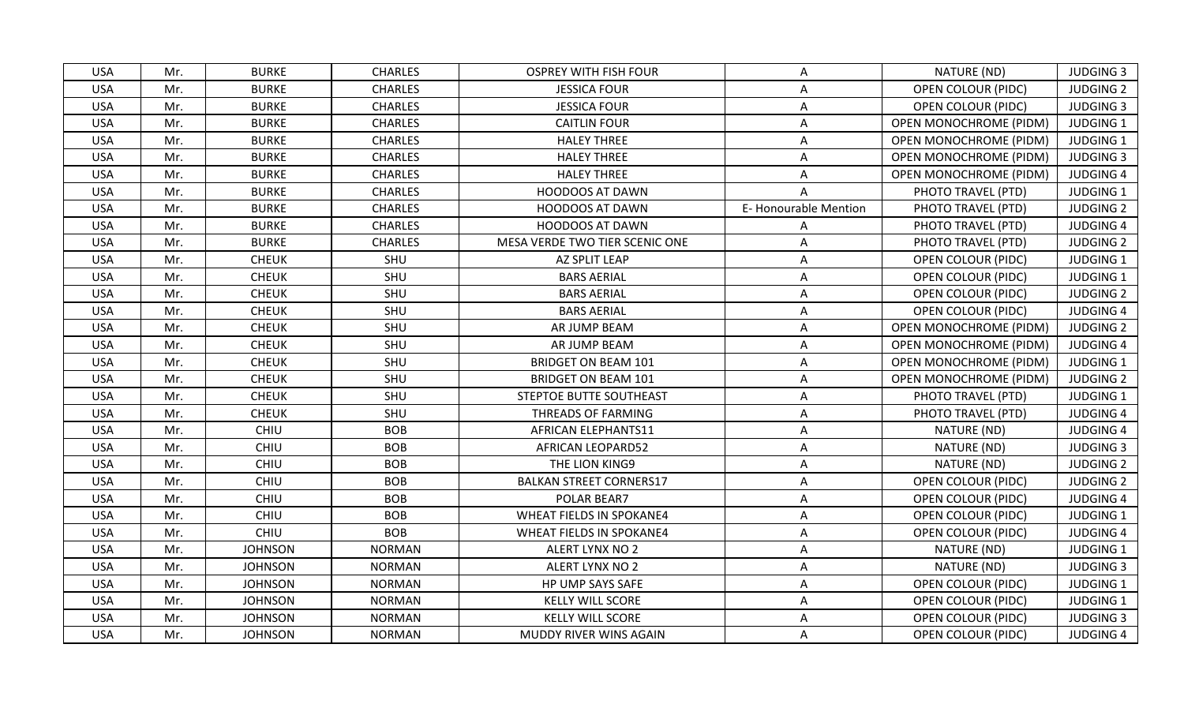| USA | Mr. | BURKE | CHARLES | OSPREY WITH FISH FOUR | A | NATURE (ND) | JUDGING 3 |
|---|---|---|---|---|---|---|---|
| USA | Mr. | BURKE | CHARLES | JESSICA FOUR | A | OPEN COLOUR (PIDC) | JUDGING 2 |
| USA | Mr. | BURKE | CHARLES | JESSICA FOUR | A | OPEN COLOUR (PIDC) | JUDGING 3 |
| USA | Mr. | BURKE | CHARLES | CAITLIN FOUR | A | OPEN MONOCHROME (PIDM) | JUDGING 1 |
| USA | Mr. | BURKE | CHARLES | HALEY THREE | A | OPEN MONOCHROME (PIDM) | JUDGING 1 |
| USA | Mr. | BURKE | CHARLES | HALEY THREE | A | OPEN MONOCHROME (PIDM) | JUDGING 3 |
| USA | Mr. | BURKE | CHARLES | HALEY THREE | A | OPEN MONOCHROME (PIDM) | JUDGING 4 |
| USA | Mr. | BURKE | CHARLES | HOODOOS AT DAWN | A | PHOTO TRAVEL (PTD) | JUDGING 1 |
| USA | Mr. | BURKE | CHARLES | HOODOOS AT DAWN | E- Honourable Mention | PHOTO TRAVEL (PTD) | JUDGING 2 |
| USA | Mr. | BURKE | CHARLES | HOODOOS AT DAWN | A | PHOTO TRAVEL (PTD) | JUDGING 4 |
| USA | Mr. | BURKE | CHARLES | MESA VERDE TWO TIER SCENIC ONE | A | PHOTO TRAVEL (PTD) | JUDGING 2 |
| USA | Mr. | CHEUK | SHU | AZ SPLIT LEAP | A | OPEN COLOUR (PIDC) | JUDGING 1 |
| USA | Mr. | CHEUK | SHU | BARS AERIAL | A | OPEN COLOUR (PIDC) | JUDGING 1 |
| USA | Mr. | CHEUK | SHU | BARS AERIAL | A | OPEN COLOUR (PIDC) | JUDGING 2 |
| USA | Mr. | CHEUK | SHU | BARS AERIAL | A | OPEN COLOUR (PIDC) | JUDGING 4 |
| USA | Mr. | CHEUK | SHU | AR JUMP BEAM | A | OPEN MONOCHROME (PIDM) | JUDGING 2 |
| USA | Mr. | CHEUK | SHU | AR JUMP BEAM | A | OPEN MONOCHROME (PIDM) | JUDGING 4 |
| USA | Mr. | CHEUK | SHU | BRIDGET ON BEAM 101 | A | OPEN MONOCHROME (PIDM) | JUDGING 1 |
| USA | Mr. | CHEUK | SHU | BRIDGET ON BEAM 101 | A | OPEN MONOCHROME (PIDM) | JUDGING 2 |
| USA | Mr. | CHEUK | SHU | STEPTOE BUTTE SOUTHEAST | A | PHOTO TRAVEL (PTD) | JUDGING 1 |
| USA | Mr. | CHEUK | SHU | THREADS OF FARMING | A | PHOTO TRAVEL (PTD) | JUDGING 4 |
| USA | Mr. | CHIU | BOB | AFRICAN ELEPHANTS11 | A | NATURE (ND) | JUDGING 4 |
| USA | Mr. | CHIU | BOB | AFRICAN LEOPARD52 | A | NATURE (ND) | JUDGING 3 |
| USA | Mr. | CHIU | BOB | THE LION KING9 | A | NATURE (ND) | JUDGING 2 |
| USA | Mr. | CHIU | BOB | BALKAN STREET CORNERS17 | A | OPEN COLOUR (PIDC) | JUDGING 2 |
| USA | Mr. | CHIU | BOB | POLAR BEAR7 | A | OPEN COLOUR (PIDC) | JUDGING 4 |
| USA | Mr. | CHIU | BOB | WHEAT FIELDS IN SPOKANE4 | A | OPEN COLOUR (PIDC) | JUDGING 1 |
| USA | Mr. | CHIU | BOB | WHEAT FIELDS IN SPOKANE4 | A | OPEN COLOUR (PIDC) | JUDGING 4 |
| USA | Mr. | JOHNSON | NORMAN | ALERT LYNX NO 2 | A | NATURE (ND) | JUDGING 1 |
| USA | Mr. | JOHNSON | NORMAN | ALERT LYNX NO 2 | A | NATURE (ND) | JUDGING 3 |
| USA | Mr. | JOHNSON | NORMAN | HP UMP SAYS SAFE | A | OPEN COLOUR (PIDC) | JUDGING 1 |
| USA | Mr. | JOHNSON | NORMAN | KELLY WILL SCORE | A | OPEN COLOUR (PIDC) | JUDGING 1 |
| USA | Mr. | JOHNSON | NORMAN | KELLY WILL SCORE | A | OPEN COLOUR (PIDC) | JUDGING 3 |
| USA | Mr. | JOHNSON | NORMAN | MUDDY RIVER WINS AGAIN | A | OPEN COLOUR (PIDC) | JUDGING 4 |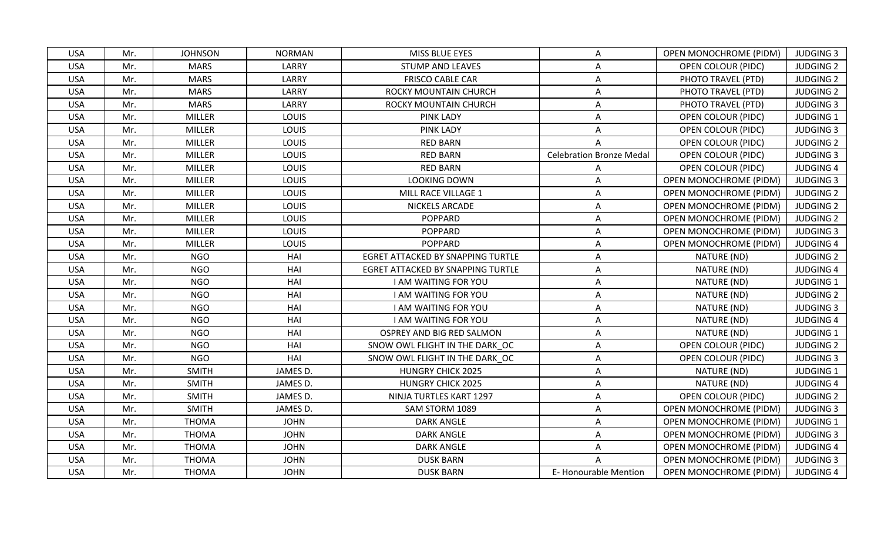| USA | Mr. | JOHNSON | NORMAN | MISS BLUE EYES | A | OPEN MONOCHROME (PIDM) | JUDGING 3 |
|---|---|---|---|---|---|---|---|
| USA | Mr. | MARS | LARRY | STUMP AND LEAVES | A | OPEN COLOUR (PIDC) | JUDGING 2 |
| USA | Mr. | MARS | LARRY | FRISCO CABLE CAR | A | PHOTO TRAVEL (PTD) | JUDGING 2 |
| USA | Mr. | MARS | LARRY | ROCKY MOUNTAIN CHURCH | A | PHOTO TRAVEL (PTD) | JUDGING 2 |
| USA | Mr. | MARS | LARRY | ROCKY MOUNTAIN CHURCH | A | PHOTO TRAVEL (PTD) | JUDGING 3 |
| USA | Mr. | MILLER | LOUIS | PINK LADY | A | OPEN COLOUR (PIDC) | JUDGING 1 |
| USA | Mr. | MILLER | LOUIS | PINK LADY | A | OPEN COLOUR (PIDC) | JUDGING 3 |
| USA | Mr. | MILLER | LOUIS | RED BARN | A | OPEN COLOUR (PIDC) | JUDGING 2 |
| USA | Mr. | MILLER | LOUIS | RED BARN | Celebration Bronze Medal | OPEN COLOUR (PIDC) | JUDGING 3 |
| USA | Mr. | MILLER | LOUIS | RED BARN | A | OPEN COLOUR (PIDC) | JUDGING 4 |
| USA | Mr. | MILLER | LOUIS | LOOKING DOWN | A | OPEN MONOCHROME (PIDM) | JUDGING 3 |
| USA | Mr. | MILLER | LOUIS | MILL RACE VILLAGE 1 | A | OPEN MONOCHROME (PIDM) | JUDGING 2 |
| USA | Mr. | MILLER | LOUIS | NICKELS ARCADE | A | OPEN MONOCHROME (PIDM) | JUDGING 2 |
| USA | Mr. | MILLER | LOUIS | POPPARD | A | OPEN MONOCHROME (PIDM) | JUDGING 2 |
| USA | Mr. | MILLER | LOUIS | POPPARD | A | OPEN MONOCHROME (PIDM) | JUDGING 3 |
| USA | Mr. | MILLER | LOUIS | POPPARD | A | OPEN MONOCHROME (PIDM) | JUDGING 4 |
| USA | Mr. | NGO | HAI | EGRET ATTACKED BY SNAPPING TURTLE | A | NATURE (ND) | JUDGING 2 |
| USA | Mr. | NGO | HAI | EGRET ATTACKED BY SNAPPING TURTLE | A | NATURE (ND) | JUDGING 4 |
| USA | Mr. | NGO | HAI | I AM WAITING FOR YOU | A | NATURE (ND) | JUDGING 1 |
| USA | Mr. | NGO | HAI | I AM WAITING FOR YOU | A | NATURE (ND) | JUDGING 2 |
| USA | Mr. | NGO | HAI | I AM WAITING FOR YOU | A | NATURE (ND) | JUDGING 3 |
| USA | Mr. | NGO | HAI | I AM WAITING FOR YOU | A | NATURE (ND) | JUDGING 4 |
| USA | Mr. | NGO | HAI | OSPREY AND BIG RED SALMON | A | NATURE (ND) | JUDGING 1 |
| USA | Mr. | NGO | HAI | SNOW OWL FLIGHT IN THE DARK_OC | A | OPEN COLOUR (PIDC) | JUDGING 2 |
| USA | Mr. | NGO | HAI | SNOW OWL FLIGHT IN THE DARK_OC | A | OPEN COLOUR (PIDC) | JUDGING 3 |
| USA | Mr. | SMITH | JAMES D. | HUNGRY CHICK 2025 | A | NATURE (ND) | JUDGING 1 |
| USA | Mr. | SMITH | JAMES D. | HUNGRY CHICK 2025 | A | NATURE (ND) | JUDGING 4 |
| USA | Mr. | SMITH | JAMES D. | NINJA TURTLES KART 1297 | A | OPEN COLOUR (PIDC) | JUDGING 2 |
| USA | Mr. | SMITH | JAMES D. | SAM STORM 1089 | A | OPEN MONOCHROME (PIDM) | JUDGING 3 |
| USA | Mr. | THOMA | JOHN | DARK ANGLE | A | OPEN MONOCHROME (PIDM) | JUDGING 1 |
| USA | Mr. | THOMA | JOHN | DARK ANGLE | A | OPEN MONOCHROME (PIDM) | JUDGING 3 |
| USA | Mr. | THOMA | JOHN | DARK ANGLE | A | OPEN MONOCHROME (PIDM) | JUDGING 4 |
| USA | Mr. | THOMA | JOHN | DUSK BARN | A | OPEN MONOCHROME (PIDM) | JUDGING 3 |
| USA | Mr. | THOMA | JOHN | DUSK BARN | E- Honourable Mention | OPEN MONOCHROME (PIDM) | JUDGING 4 |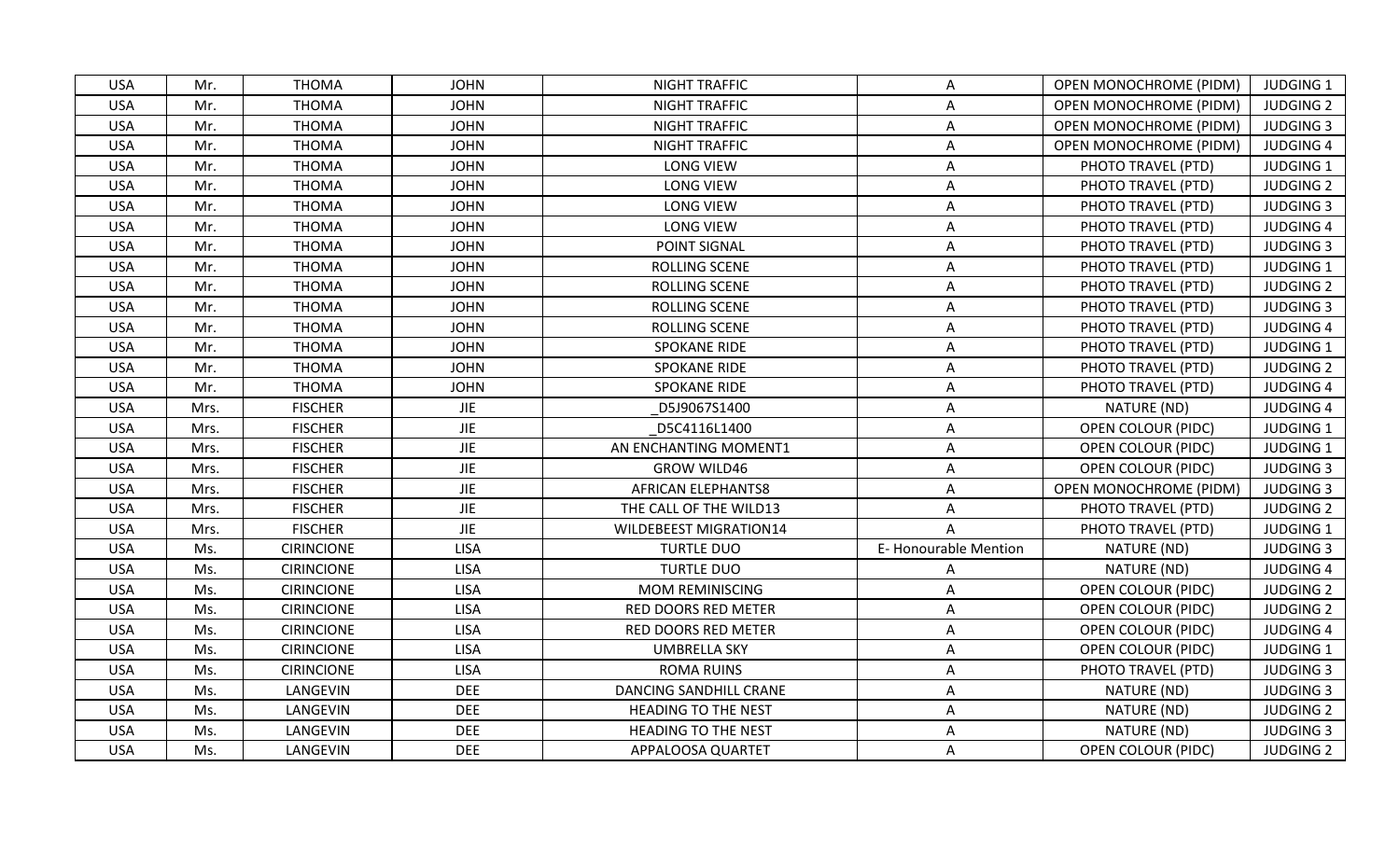| USA | Mr. | THOMA | JOHN | NIGHT TRAFFIC | A | OPEN MONOCHROME (PIDM) | JUDGING 1 |
|---|---|---|---|---|---|---|---|
| USA | Mr. | THOMA | JOHN | NIGHT TRAFFIC | A | OPEN MONOCHROME (PIDM) | JUDGING 2 |
| USA | Mr. | THOMA | JOHN | NIGHT TRAFFIC | A | OPEN MONOCHROME (PIDM) | JUDGING 3 |
| USA | Mr. | THOMA | JOHN | NIGHT TRAFFIC | A | OPEN MONOCHROME (PIDM) | JUDGING 4 |
| USA | Mr. | THOMA | JOHN | LONG VIEW | A | PHOTO TRAVEL (PTD) | JUDGING 1 |
| USA | Mr. | THOMA | JOHN | LONG VIEW | A | PHOTO TRAVEL (PTD) | JUDGING 2 |
| USA | Mr. | THOMA | JOHN | LONG VIEW | A | PHOTO TRAVEL (PTD) | JUDGING 3 |
| USA | Mr. | THOMA | JOHN | LONG VIEW | A | PHOTO TRAVEL (PTD) | JUDGING 4 |
| USA | Mr. | THOMA | JOHN | POINT SIGNAL | A | PHOTO TRAVEL (PTD) | JUDGING 3 |
| USA | Mr. | THOMA | JOHN | ROLLING SCENE | A | PHOTO TRAVEL (PTD) | JUDGING 1 |
| USA | Mr. | THOMA | JOHN | ROLLING SCENE | A | PHOTO TRAVEL (PTD) | JUDGING 2 |
| USA | Mr. | THOMA | JOHN | ROLLING SCENE | A | PHOTO TRAVEL (PTD) | JUDGING 3 |
| USA | Mr. | THOMA | JOHN | ROLLING SCENE | A | PHOTO TRAVEL (PTD) | JUDGING 4 |
| USA | Mr. | THOMA | JOHN | SPOKANE RIDE | A | PHOTO TRAVEL (PTD) | JUDGING 1 |
| USA | Mr. | THOMA | JOHN | SPOKANE RIDE | A | PHOTO TRAVEL (PTD) | JUDGING 2 |
| USA | Mr. | THOMA | JOHN | SPOKANE RIDE | A | PHOTO TRAVEL (PTD) | JUDGING 4 |
| USA | Mrs. | FISCHER | JIE | _D5J9067S1400 | A | NATURE (ND) | JUDGING 4 |
| USA | Mrs. | FISCHER | JIE | _D5C4116L1400 | A | OPEN COLOUR (PIDC) | JUDGING 1 |
| USA | Mrs. | FISCHER | JIE | AN ENCHANTING MOMENT1 | A | OPEN COLOUR (PIDC) | JUDGING 1 |
| USA | Mrs. | FISCHER | JIE | GROW WILD46 | A | OPEN COLOUR (PIDC) | JUDGING 3 |
| USA | Mrs. | FISCHER | JIE | AFRICAN ELEPHANTS8 | A | OPEN MONOCHROME (PIDM) | JUDGING 3 |
| USA | Mrs. | FISCHER | JIE | THE CALL OF THE WILD13 | A | PHOTO TRAVEL (PTD) | JUDGING 2 |
| USA | Mrs. | FISCHER | JIE | WILDEBEEST MIGRATION14 | A | PHOTO TRAVEL (PTD) | JUDGING 1 |
| USA | Ms. | CIRINCIONE | LISA | TURTLE DUO | E- Honourable Mention | NATURE (ND) | JUDGING 3 |
| USA | Ms. | CIRINCIONE | LISA | TURTLE DUO | A | NATURE (ND) | JUDGING 4 |
| USA | Ms. | CIRINCIONE | LISA | MOM REMINISCING | A | OPEN COLOUR (PIDC) | JUDGING 2 |
| USA | Ms. | CIRINCIONE | LISA | RED DOORS RED METER | A | OPEN COLOUR (PIDC) | JUDGING 2 |
| USA | Ms. | CIRINCIONE | LISA | RED DOORS RED METER | A | OPEN COLOUR (PIDC) | JUDGING 4 |
| USA | Ms. | CIRINCIONE | LISA | UMBRELLA SKY | A | OPEN COLOUR (PIDC) | JUDGING 1 |
| USA | Ms. | CIRINCIONE | LISA | ROMA RUINS | A | PHOTO TRAVEL (PTD) | JUDGING 3 |
| USA | Ms. | LANGEVIN | DEE | DANCING SANDHILL CRANE | A | NATURE (ND) | JUDGING 3 |
| USA | Ms. | LANGEVIN | DEE | HEADING TO THE NEST | A | NATURE (ND) | JUDGING 2 |
| USA | Ms. | LANGEVIN | DEE | HEADING TO THE NEST | A | NATURE (ND) | JUDGING 3 |
| USA | Ms. | LANGEVIN | DEE | APPALOOSA QUARTET | A | OPEN COLOUR (PIDC) | JUDGING 2 |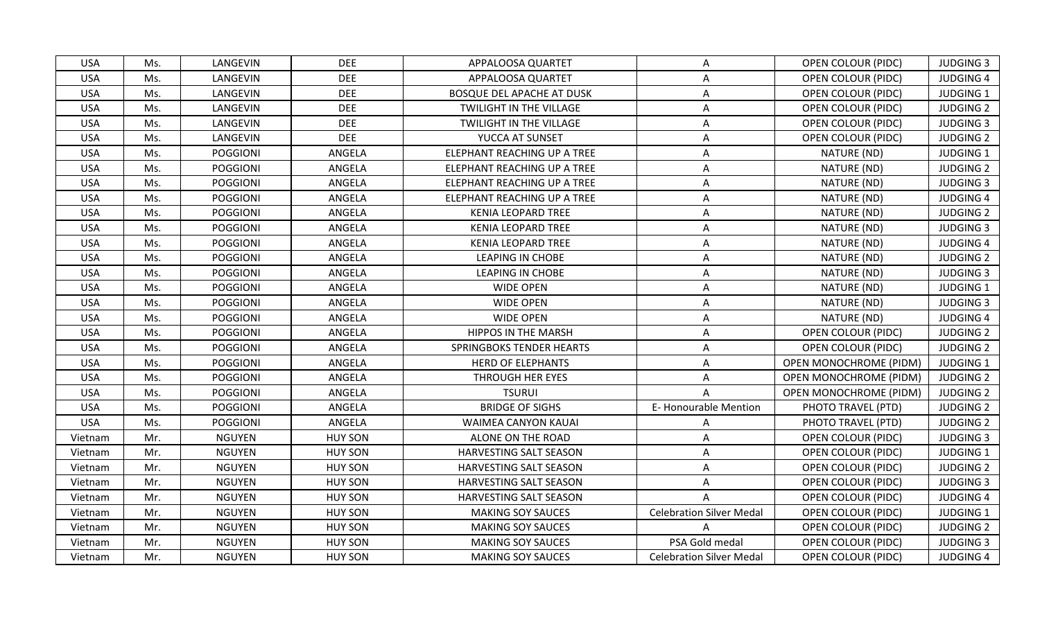| USA | Ms. | LANGEVIN | DEE | APPALOOSA QUARTET | A | OPEN COLOUR (PIDC) | JUDGING 3 |
|---|---|---|---|---|---|---|---|
| USA | Ms. | LANGEVIN | DEE | APPALOOSA QUARTET | A | OPEN COLOUR (PIDC) | JUDGING 4 |
| USA | Ms. | LANGEVIN | DEE | BOSQUE DEL APACHE AT DUSK | A | OPEN COLOUR (PIDC) | JUDGING 1 |
| USA | Ms. | LANGEVIN | DEE | TWILIGHT IN THE VILLAGE | A | OPEN COLOUR (PIDC) | JUDGING 2 |
| USA | Ms. | LANGEVIN | DEE | TWILIGHT IN THE VILLAGE | A | OPEN COLOUR (PIDC) | JUDGING 3 |
| USA | Ms. | LANGEVIN | DEE | YUCCA AT SUNSET | A | OPEN COLOUR (PIDC) | JUDGING 2 |
| USA | Ms. | POGGIONI | ANGELA | ELEPHANT REACHING UP A TREE | A | NATURE (ND) | JUDGING 1 |
| USA | Ms. | POGGIONI | ANGELA | ELEPHANT REACHING UP A TREE | A | NATURE (ND) | JUDGING 2 |
| USA | Ms. | POGGIONI | ANGELA | ELEPHANT REACHING UP A TREE | A | NATURE (ND) | JUDGING 3 |
| USA | Ms. | POGGIONI | ANGELA | ELEPHANT REACHING UP A TREE | A | NATURE (ND) | JUDGING 4 |
| USA | Ms. | POGGIONI | ANGELA | KENIA LEOPARD TREE | A | NATURE (ND) | JUDGING 2 |
| USA | Ms. | POGGIONI | ANGELA | KENIA LEOPARD TREE | A | NATURE (ND) | JUDGING 3 |
| USA | Ms. | POGGIONI | ANGELA | KENIA LEOPARD TREE | A | NATURE (ND) | JUDGING 4 |
| USA | Ms. | POGGIONI | ANGELA | LEAPING IN CHOBE | A | NATURE (ND) | JUDGING 2 |
| USA | Ms. | POGGIONI | ANGELA | LEAPING IN CHOBE | A | NATURE (ND) | JUDGING 3 |
| USA | Ms. | POGGIONI | ANGELA | WIDE OPEN | A | NATURE (ND) | JUDGING 1 |
| USA | Ms. | POGGIONI | ANGELA | WIDE OPEN | A | NATURE (ND) | JUDGING 3 |
| USA | Ms. | POGGIONI | ANGELA | WIDE OPEN | A | NATURE (ND) | JUDGING 4 |
| USA | Ms. | POGGIONI | ANGELA | HIPPOS IN THE MARSH | A | OPEN COLOUR (PIDC) | JUDGING 2 |
| USA | Ms. | POGGIONI | ANGELA | SPRINGBOKS TENDER HEARTS | A | OPEN COLOUR (PIDC) | JUDGING 2 |
| USA | Ms. | POGGIONI | ANGELA | HERD OF ELEPHANTS | A | OPEN MONOCHROME (PIDM) | JUDGING 1 |
| USA | Ms. | POGGIONI | ANGELA | THROUGH HER EYES | A | OPEN MONOCHROME (PIDM) | JUDGING 2 |
| USA | Ms. | POGGIONI | ANGELA | TSURUI | A | OPEN MONOCHROME (PIDM) | JUDGING 2 |
| USA | Ms. | POGGIONI | ANGELA | BRIDGE OF SIGHS | E- Honourable Mention | PHOTO TRAVEL (PTD) | JUDGING 2 |
| USA | Ms. | POGGIONI | ANGELA | WAIMEA CANYON KAUAI | A | PHOTO TRAVEL (PTD) | JUDGING 2 |
| Vietnam | Mr. | NGUYEN | HUY SON | ALONE ON THE ROAD | A | OPEN COLOUR (PIDC) | JUDGING 3 |
| Vietnam | Mr. | NGUYEN | HUY SON | HARVESTING SALT SEASON | A | OPEN COLOUR (PIDC) | JUDGING 1 |
| Vietnam | Mr. | NGUYEN | HUY SON | HARVESTING SALT SEASON | A | OPEN COLOUR (PIDC) | JUDGING 2 |
| Vietnam | Mr. | NGUYEN | HUY SON | HARVESTING SALT SEASON | A | OPEN COLOUR (PIDC) | JUDGING 3 |
| Vietnam | Mr. | NGUYEN | HUY SON | HARVESTING SALT SEASON | A | OPEN COLOUR (PIDC) | JUDGING 4 |
| Vietnam | Mr. | NGUYEN | HUY SON | MAKING SOY SAUCES | Celebration Silver Medal | OPEN COLOUR (PIDC) | JUDGING 1 |
| Vietnam | Mr. | NGUYEN | HUY SON | MAKING SOY SAUCES | A | OPEN COLOUR (PIDC) | JUDGING 2 |
| Vietnam | Mr. | NGUYEN | HUY SON | MAKING SOY SAUCES | PSA Gold medal | OPEN COLOUR (PIDC) | JUDGING 3 |
| Vietnam | Mr. | NGUYEN | HUY SON | MAKING SOY SAUCES | Celebration Silver Medal | OPEN COLOUR (PIDC) | JUDGING 4 |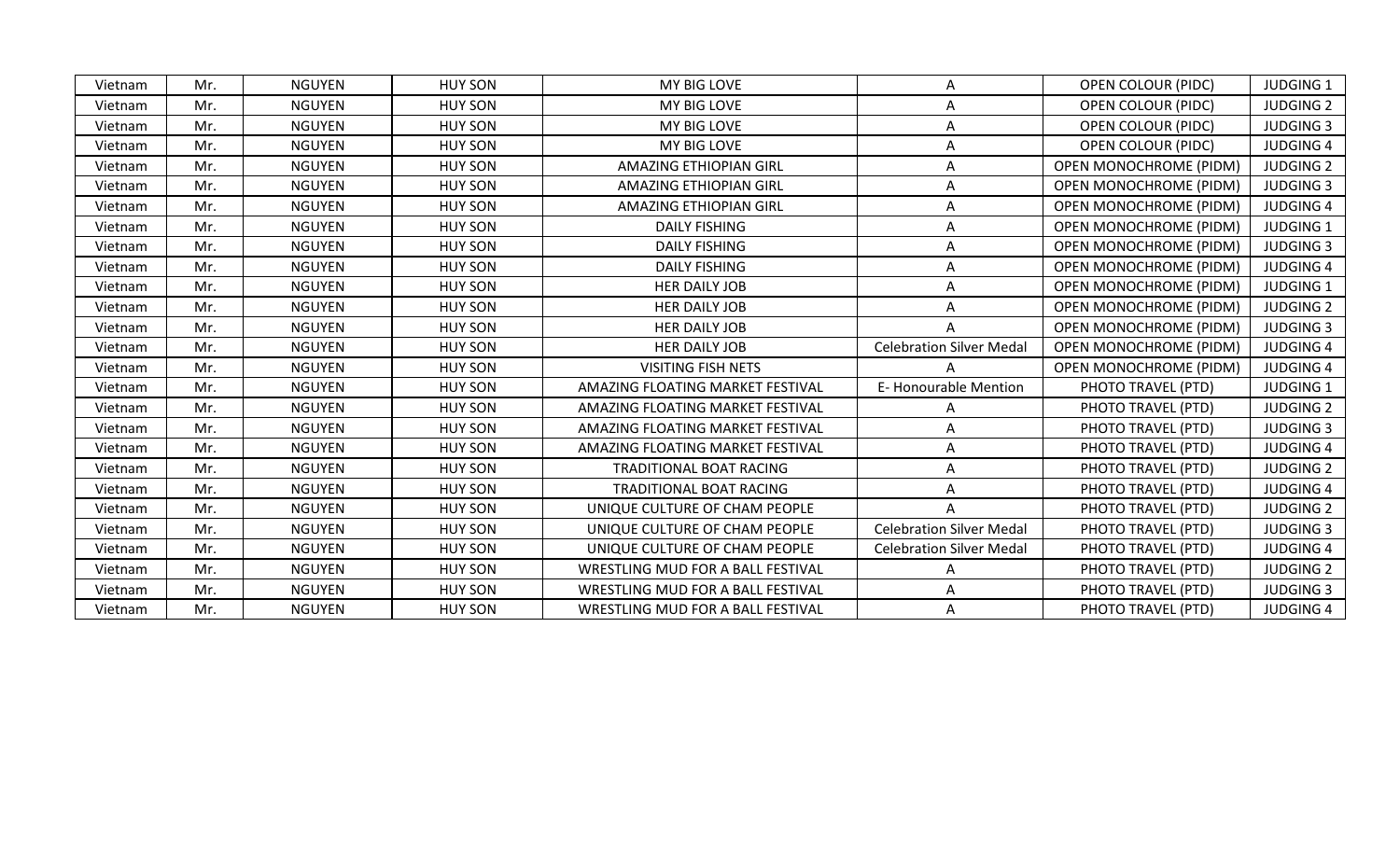| | | | | | | | |
|---|---|---|---|---|---|---|---|
| Vietnam | Mr. | NGUYEN | HUY SON | MY BIG LOVE | A | OPEN COLOUR (PIDC) | JUDGING 1 |
| Vietnam | Mr. | NGUYEN | HUY SON | MY BIG LOVE | A | OPEN COLOUR (PIDC) | JUDGING 2 |
| Vietnam | Mr. | NGUYEN | HUY SON | MY BIG LOVE | A | OPEN COLOUR (PIDC) | JUDGING 3 |
| Vietnam | Mr. | NGUYEN | HUY SON | MY BIG LOVE | A | OPEN COLOUR (PIDC) | JUDGING 4 |
| Vietnam | Mr. | NGUYEN | HUY SON | AMAZING ETHIOPIAN GIRL | A | OPEN MONOCHROME (PIDM) | JUDGING 2 |
| Vietnam | Mr. | NGUYEN | HUY SON | AMAZING ETHIOPIAN GIRL | A | OPEN MONOCHROME (PIDM) | JUDGING 3 |
| Vietnam | Mr. | NGUYEN | HUY SON | AMAZING ETHIOPIAN GIRL | A | OPEN MONOCHROME (PIDM) | JUDGING 4 |
| Vietnam | Mr. | NGUYEN | HUY SON | DAILY FISHING | A | OPEN MONOCHROME (PIDM) | JUDGING 1 |
| Vietnam | Mr. | NGUYEN | HUY SON | DAILY FISHING | A | OPEN MONOCHROME (PIDM) | JUDGING 3 |
| Vietnam | Mr. | NGUYEN | HUY SON | DAILY FISHING | A | OPEN MONOCHROME (PIDM) | JUDGING 4 |
| Vietnam | Mr. | NGUYEN | HUY SON | HER DAILY JOB | A | OPEN MONOCHROME (PIDM) | JUDGING 1 |
| Vietnam | Mr. | NGUYEN | HUY SON | HER DAILY JOB | A | OPEN MONOCHROME (PIDM) | JUDGING 2 |
| Vietnam | Mr. | NGUYEN | HUY SON | HER DAILY JOB | A | OPEN MONOCHROME (PIDM) | JUDGING 3 |
| Vietnam | Mr. | NGUYEN | HUY SON | HER DAILY JOB | Celebration Silver Medal | OPEN MONOCHROME (PIDM) | JUDGING 4 |
| Vietnam | Mr. | NGUYEN | HUY SON | VISITING FISH NETS | A | OPEN MONOCHROME (PIDM) | JUDGING 4 |
| Vietnam | Mr. | NGUYEN | HUY SON | AMAZING FLOATING MARKET FESTIVAL | E- Honourable Mention | PHOTO TRAVEL (PTD) | JUDGING 1 |
| Vietnam | Mr. | NGUYEN | HUY SON | AMAZING FLOATING MARKET FESTIVAL | A | PHOTO TRAVEL (PTD) | JUDGING 2 |
| Vietnam | Mr. | NGUYEN | HUY SON | AMAZING FLOATING MARKET FESTIVAL | A | PHOTO TRAVEL (PTD) | JUDGING 3 |
| Vietnam | Mr. | NGUYEN | HUY SON | AMAZING FLOATING MARKET FESTIVAL | A | PHOTO TRAVEL (PTD) | JUDGING 4 |
| Vietnam | Mr. | NGUYEN | HUY SON | TRADITIONAL BOAT RACING | A | PHOTO TRAVEL (PTD) | JUDGING 2 |
| Vietnam | Mr. | NGUYEN | HUY SON | TRADITIONAL BOAT RACING | A | PHOTO TRAVEL (PTD) | JUDGING 4 |
| Vietnam | Mr. | NGUYEN | HUY SON | UNIQUE CULTURE OF CHAM PEOPLE | A | PHOTO TRAVEL (PTD) | JUDGING 2 |
| Vietnam | Mr. | NGUYEN | HUY SON | UNIQUE CULTURE OF CHAM PEOPLE | Celebration Silver Medal | PHOTO TRAVEL (PTD) | JUDGING 3 |
| Vietnam | Mr. | NGUYEN | HUY SON | UNIQUE CULTURE OF CHAM PEOPLE | Celebration Silver Medal | PHOTO TRAVEL (PTD) | JUDGING 4 |
| Vietnam | Mr. | NGUYEN | HUY SON | WRESTLING MUD FOR A BALL FESTIVAL | A | PHOTO TRAVEL (PTD) | JUDGING 2 |
| Vietnam | Mr. | NGUYEN | HUY SON | WRESTLING MUD FOR A BALL FESTIVAL | A | PHOTO TRAVEL (PTD) | JUDGING 3 |
| Vietnam | Mr. | NGUYEN | HUY SON | WRESTLING MUD FOR A BALL FESTIVAL | A | PHOTO TRAVEL (PTD) | JUDGING 4 |